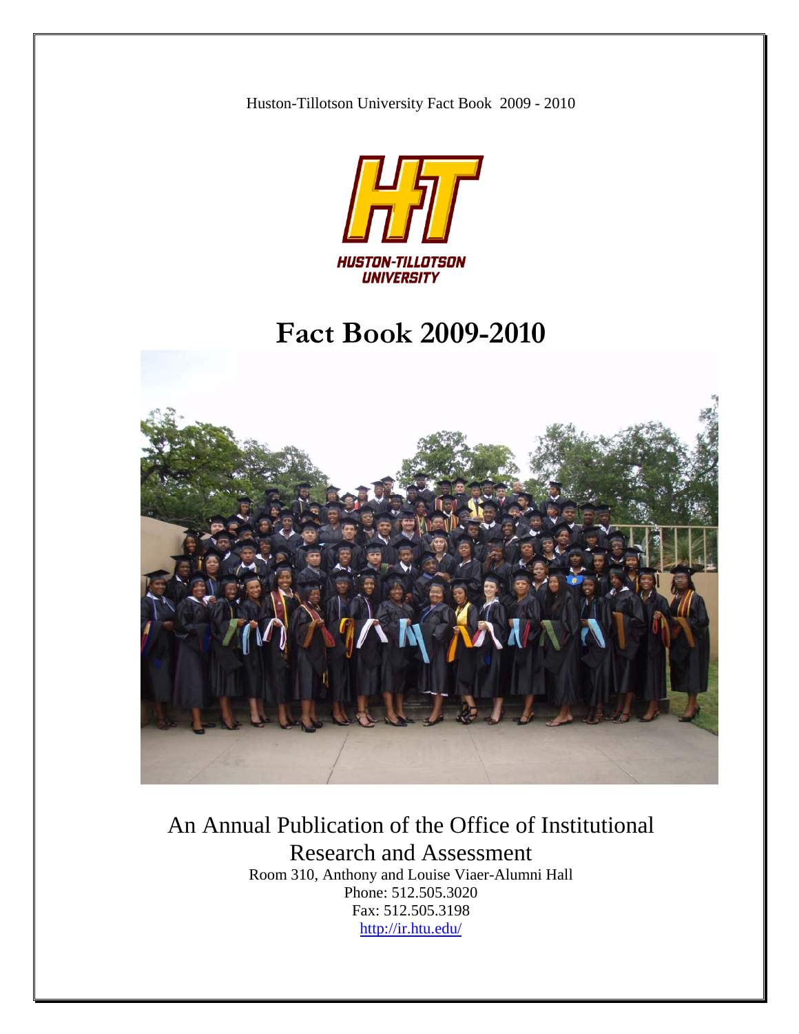Huston-Tillotson University Fact Book 2009 - 2010

HUSTON-TILLOTSON UNIVERSITY

# Fact Book 2009-2010

## An Annual Publication of the Office of Institutional Research and Assessment

Room 310, Anthony and Louise Viaer-Alumni Hall
Phone: 512.505.3020
Fax: 512.505.3198
http://ir.htu.edu/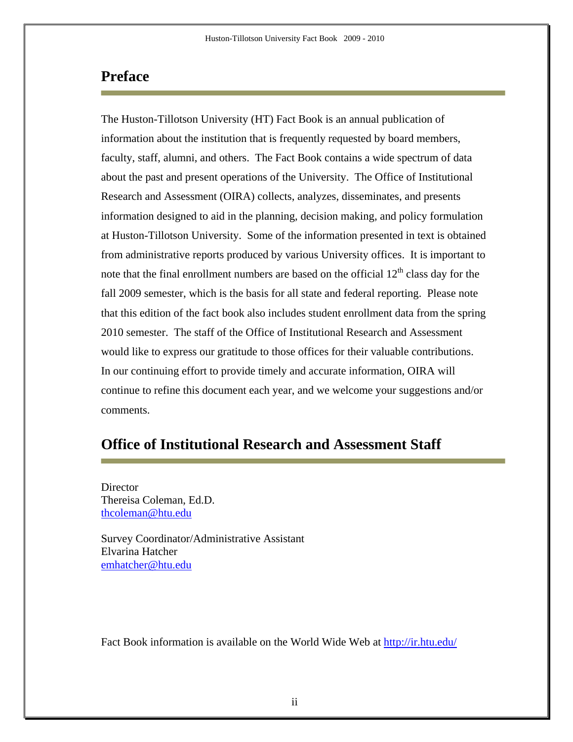## Preface

The Huston-Tillotson University (HT) Fact Book is an annual publication of information about the institution that is frequently requested by board members, faculty, staff, alumni, and others. The Fact Book contains a wide spectrum of data about the past and present operations of the University. The Office of Institutional Research and Assessment (OIRA) collects, analyzes, disseminates, and presents information designed to aid in the planning, decision making, and policy formulation at Huston-Tillotson University. Some of the information presented in text is obtained from administrative reports produced by various University offices. It is important to note that the final enrollment numbers are based on the official 12th class day for the fall 2009 semester, which is the basis for all state and federal reporting. Please note that this edition of the fact book also includes student enrollment data from the spring 2010 semester. The staff of the Office of Institutional Research and Assessment would like to express our gratitude to those offices for their valuable contributions. In our continuing effort to provide timely and accurate information, OIRA will continue to refine this document each year, and we welcome your suggestions and/or comments.

## Office of Institutional Research and Assessment Staff

Director
Thereisa Coleman, Ed.D.
thcoleman@htu.edu

Survey Coordinator/Administrative Assistant
Elvarina Hatcher
emhatcher@htu.edu

Fact Book information is available on the World Wide Web at http://ir.htu.edu/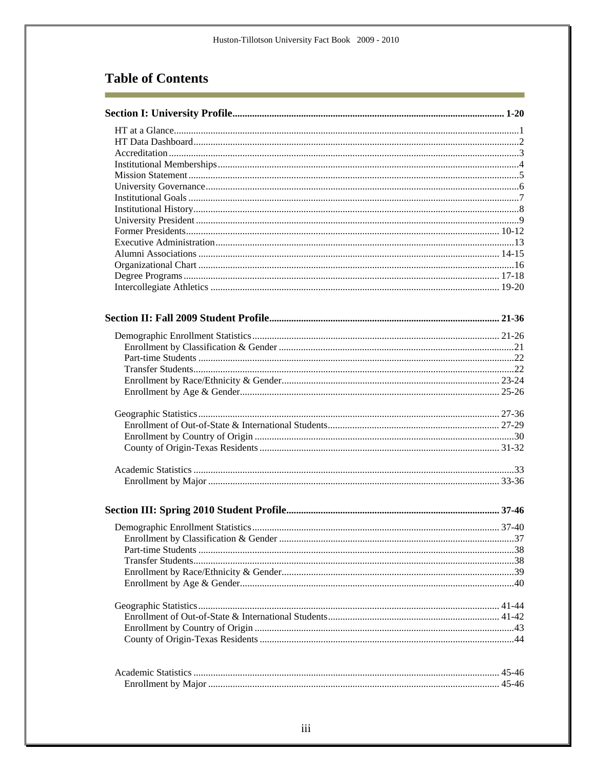# Table of Contents

**Section I: University Profile ..... 1-20**

- HT at a Glance ..... 1
- HT Data Dashboard ..... 2
- Accreditation ..... 3
- Institutional Memberships ..... 4
- Mission Statement ..... 5
- University Governance ..... 6
- Institutional Goals ..... 7
- Institutional History ..... 8
- University President ..... 9
- Former Presidents ..... 10-12
- Executive Administration ..... 13
- Alumni Associations ..... 14-15
- Organizational Chart ..... 16
- Degree Programs ..... 17-18
- Intercollegiate Athletics ..... 19-20

**Section II: Fall 2009 Student Profile ..... 21-36**

- Demographic Enrollment Statistics ..... 21-26
  - Enrollment by Classification & Gender ..... 21
  - Part-time Students ..... 22
  - Transfer Students ..... 22
  - Enrollment by Race/Ethnicity & Gender ..... 23-24
  - Enrollment by Age & Gender ..... 25-26
- Geographic Statistics ..... 27-36
  - Enrollment of Out-of-State & International Students ..... 27-29
  - Enrollment by Country of Origin ..... 30
  - County of Origin-Texas Residents ..... 31-32
- Academic Statistics ..... 33
  - Enrollment by Major ..... 33-36

**Section III: Spring 2010 Student Profile ..... 37-46**

- Demographic Enrollment Statistics ..... 37-40
  - Enrollment by Classification & Gender ..... 37
  - Part-time Students ..... 38
  - Transfer Students ..... 38
  - Enrollment by Race/Ethnicity & Gender ..... 39
  - Enrollment by Age & Gender ..... 40
- Geographic Statistics ..... 41-44
  - Enrollment of Out-of-State & International Students ..... 41-42
  - Enrollment by Country of Origin ..... 43
  - County of Origin-Texas Residents ..... 44
- Academic Statistics ..... 45-46
  - Enrollment by Major ..... 45-46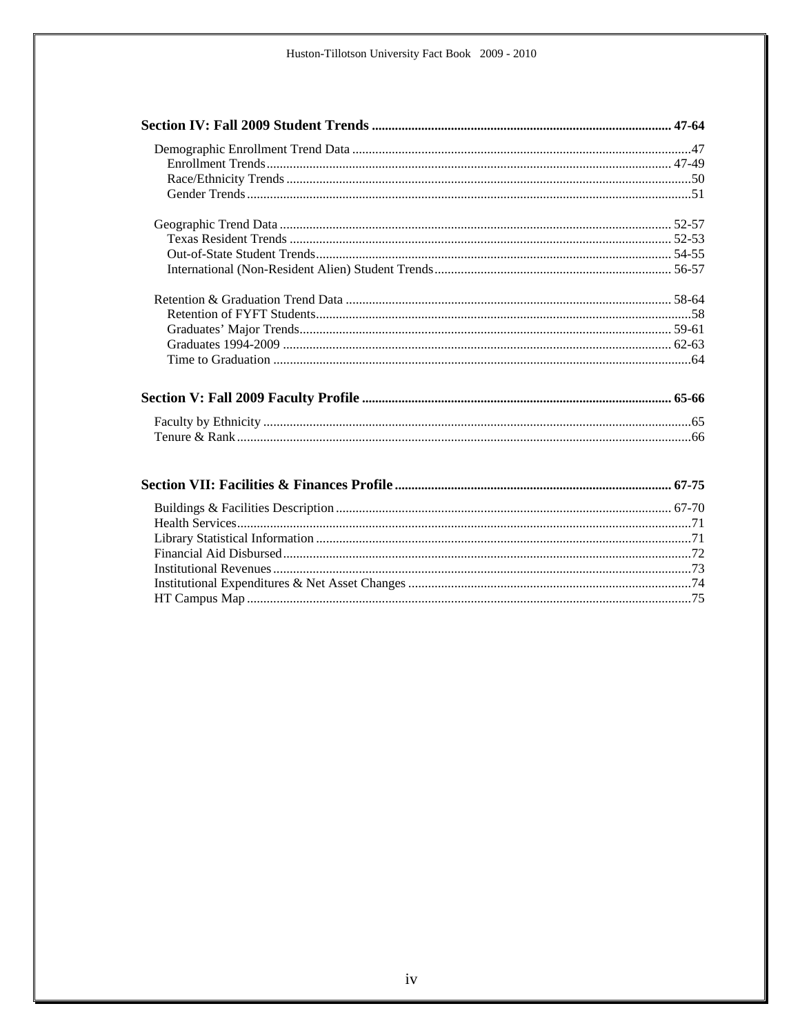**Section IV: Fall 2009 Student Trends ......................................................................................... 47-64**

Demographic Enrollment Trend Data .....................................................................................................47
- Enrollment Trends.......................................................................................................................... 47-49
- Race/Ethnicity Trends .........................................................................................................................50
- Gender Trends....................................................................................................................................51

Geographic Trend Data ..................................................................................................................... 52-57
- Texas Resident Trends ................................................................................................................... 52-53
- Out-of-State Student Trends........................................................................................................... 54-55
- International (Non-Resident Alien) Student Trends....................................................................... 56-57

Retention & Graduation Trend Data .................................................................................................. 58-64
- Retention of FYFT Students...............................................................................................................58
- Graduates' Major Trends................................................................................................................. 59-61
- Graduates 1994-2009 ..................................................................................................................... 62-63
- Time to Graduation ............................................................................................................................64

**Section V: Fall 2009 Faculty Profile ............................................................................................ 65-66**

Faculty by Ethnicity ................................................................................................................................65
Tenure & Rank........................................................................................................................................66

**Section VII: Facilities & Finances Profile .................................................................................. 67-75**

Buildings & Facilities Description..................................................................................................... 67-70
Health Services........................................................................................................................................71
Library Statistical Information ................................................................................................................71
Financial Aid Disbursed..........................................................................................................................72
Institutional Revenues ............................................................................................................................73
Institutional Expenditures & Net Asset Changes ....................................................................................74
HT Campus Map ....................................................................................................................................75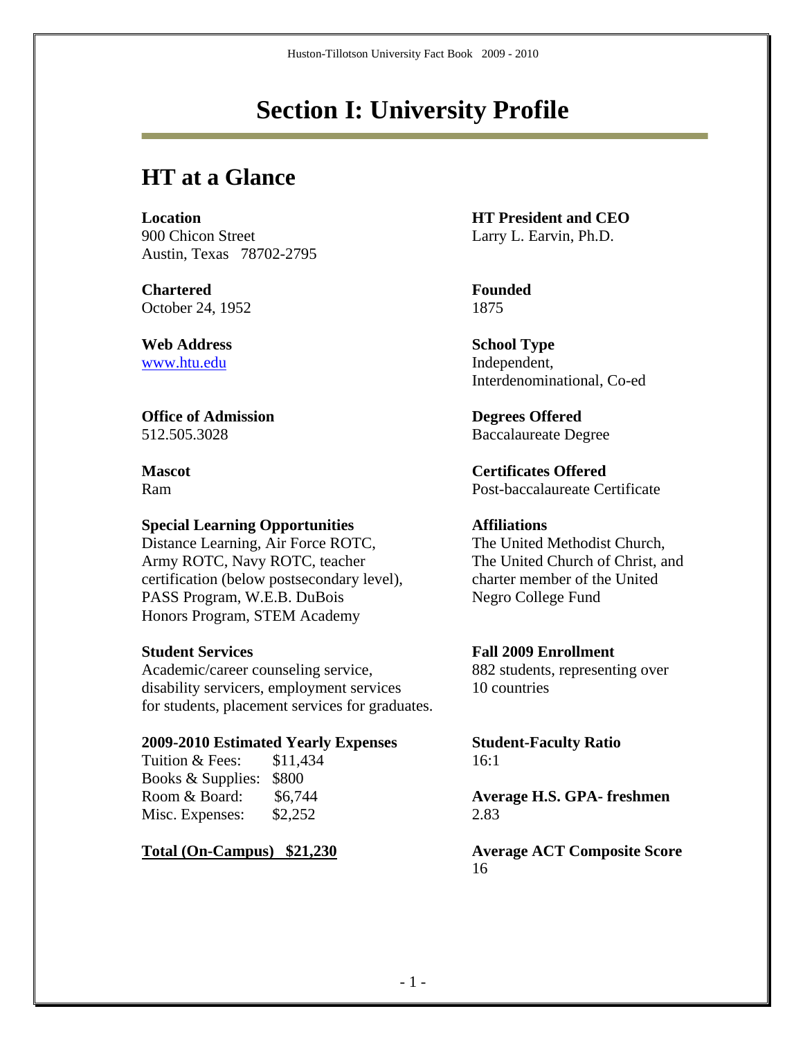# Section I: University Profile

## HT at a Glance

**Location**
900 Chicon Street
Austin, Texas 78702-2795

**Chartered**
October 24, 1952

**Web Address**
www.htu.edu

**Office of Admission**
512.505.3028

**Mascot**
Ram

**Special Learning Opportunities**
Distance Learning, Air Force ROTC, Army ROTC, Navy ROTC, teacher certification (below postsecondary level), PASS Program, W.E.B. DuBois Honors Program, STEM Academy

**Student Services**
Academic/career counseling service, disability servicers, employment services for students, placement services for graduates.

**2009-2010 Estimated Yearly Expenses**

| | |
|---|---|
| Tuition & Fees: | $11,434 |
| Books & Supplies: | $800 |
| Room & Board: | $6,744 |
| Misc. Expenses: | $2,252 |

**Total (On-Campus) $21,230**

**HT President and CEO**
Larry L. Earvin, Ph.D.

**Founded**
1875

**School Type**
Independent, Interdenominational, Co-ed

**Degrees Offered**
Baccalaureate Degree

**Certificates Offered**
Post-baccalaureate Certificate

**Affiliations**
The United Methodist Church, The United Church of Christ, and charter member of the United Negro College Fund

**Fall 2009 Enrollment**
882 students, representing over 10 countries

**Student-Faculty Ratio**
16:1

**Average H.S. GPA- freshmen**
2.83

**Average ACT Composite Score**
16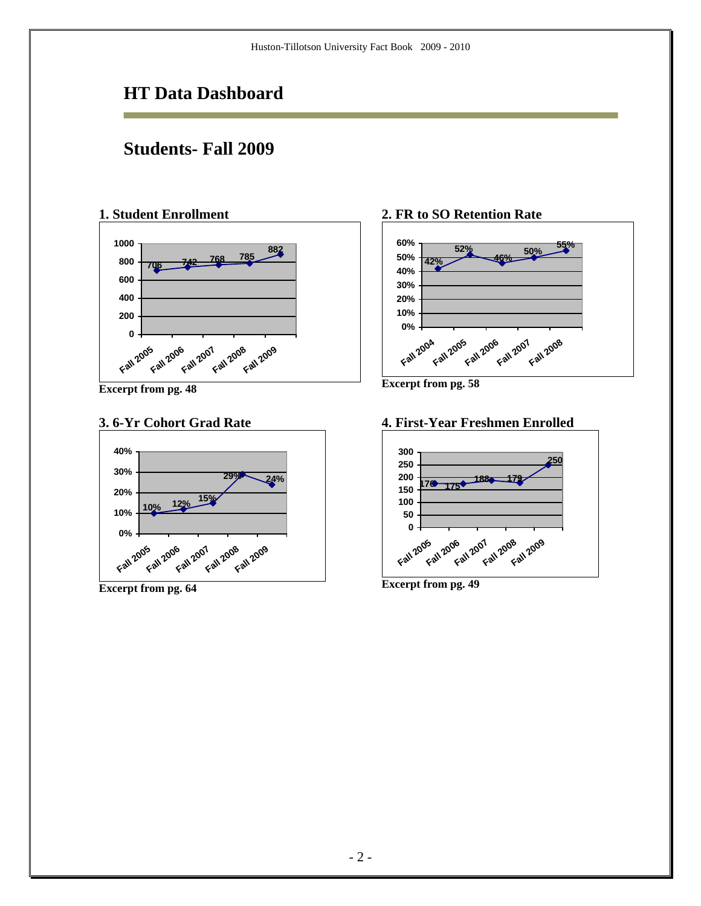# HT Data Dashboard

## Students- Fall 2009

### 1. Student Enrollment

| Fall 2005 | Fall 2006 | Fall 2007 | Fall 2008 | Fall 2009 |
|---|---|---|---|---|
| 706 | 742 | 768 | 785 | 882 |

**Excerpt from pg. 48**

### 2. FR to SO Retention Rate

| Fall 2004 | Fall 2005 | Fall 2006 | Fall 2007 | Fall 2008 |
|---|---|---|---|---|
| 42% | 52% | 46% | 50% | 55% |

**Excerpt from pg. 58**

### 3. 6-Yr Cohort Grad Rate

| Fall 2005 | Fall 2006 | Fall 2007 | Fall 2008 | Fall 2009 |
|---|---|---|---|---|
| 10% | 12% | 15% | 29% | 24% |

**Excerpt from pg. 64**

### 4. First-Year Freshmen Enrolled

| Fall 2005 | Fall 2006 | Fall 2007 | Fall 2008 | Fall 2009 |
|---|---|---|---|---|
| 176 | 175 | 188 | 179 | 250 |

**Excerpt from pg. 49**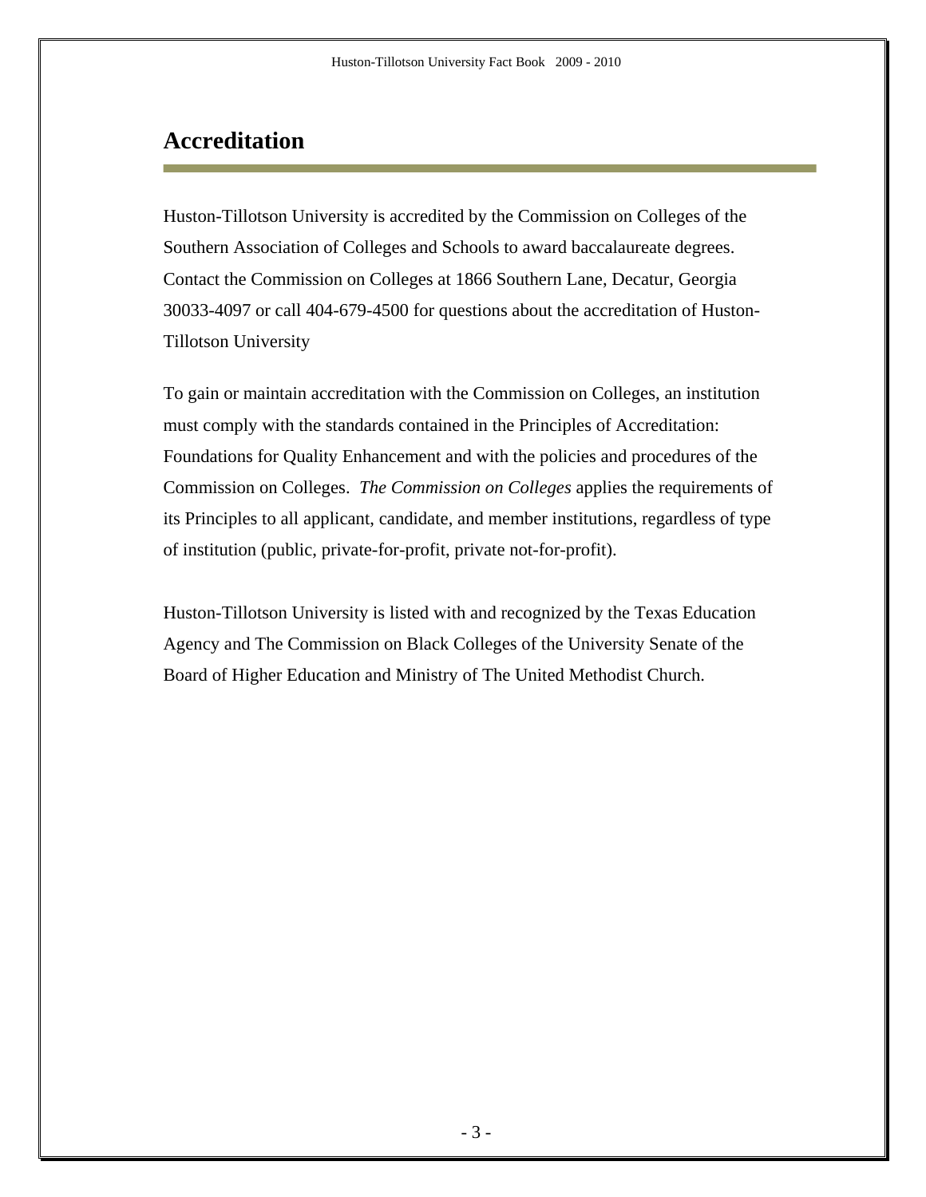# Accreditation

Huston-Tillotson University is accredited by the Commission on Colleges of the Southern Association of Colleges and Schools to award baccalaureate degrees. Contact the Commission on Colleges at 1866 Southern Lane, Decatur, Georgia 30033-4097 or call 404-679-4500 for questions about the accreditation of Huston-Tillotson University

To gain or maintain accreditation with the Commission on Colleges, an institution must comply with the standards contained in the Principles of Accreditation: Foundations for Quality Enhancement and with the policies and procedures of the Commission on Colleges. *The Commission on Colleges* applies the requirements of its Principles to all applicant, candidate, and member institutions, regardless of type of institution (public, private-for-profit, private not-for-profit).

Huston-Tillotson University is listed with and recognized by the Texas Education Agency and The Commission on Black Colleges of the University Senate of the Board of Higher Education and Ministry of The United Methodist Church.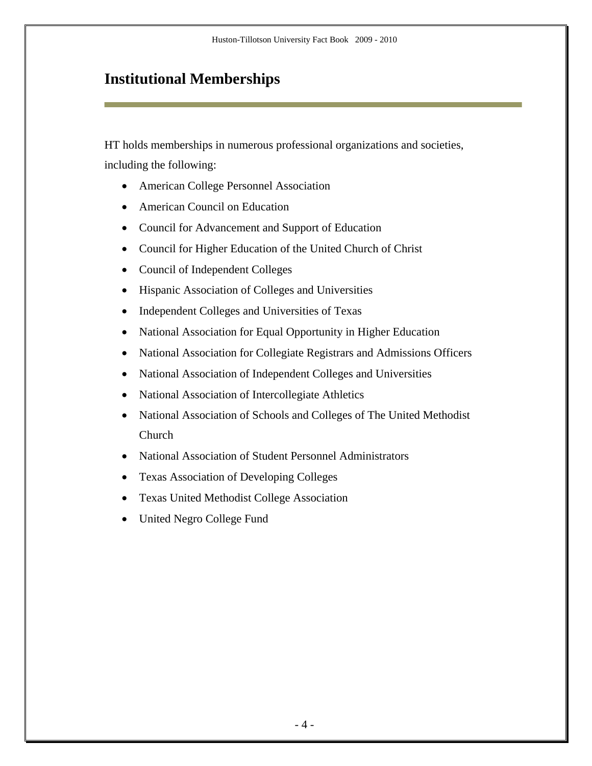## Institutional Memberships

HT holds memberships in numerous professional organizations and societies, including the following:

- American College Personnel Association
- American Council on Education
- Council for Advancement and Support of Education
- Council for Higher Education of the United Church of Christ
- Council of Independent Colleges
- Hispanic Association of Colleges and Universities
- Independent Colleges and Universities of Texas
- National Association for Equal Opportunity in Higher Education
- National Association for Collegiate Registrars and Admissions Officers
- National Association of Independent Colleges and Universities
- National Association of Intercollegiate Athletics
- National Association of Schools and Colleges of The United Methodist Church
- National Association of Student Personnel Administrators
- Texas Association of Developing Colleges
- Texas United Methodist College Association
- United Negro College Fund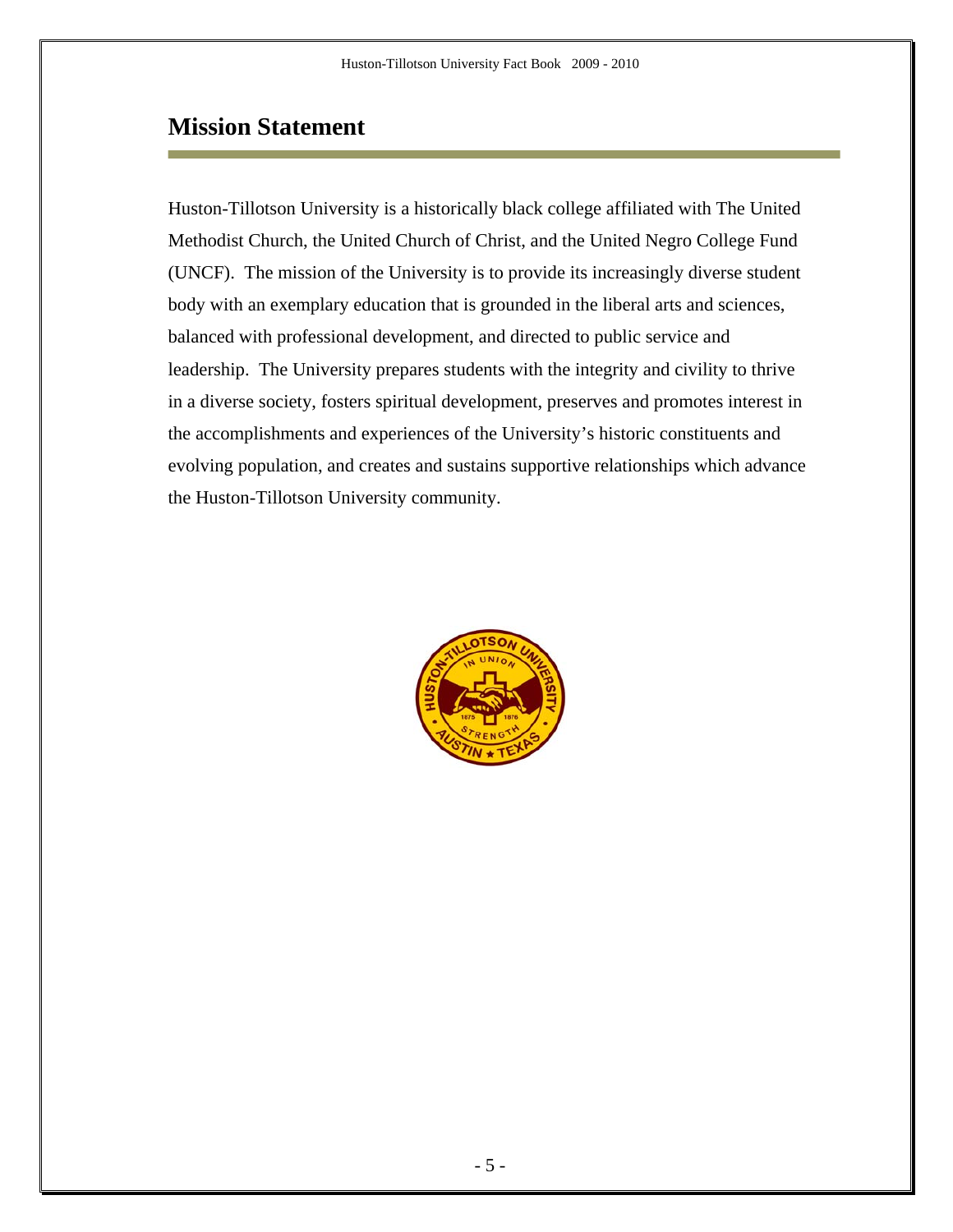## Mission Statement

Huston-Tillotson University is a historically black college affiliated with The United Methodist Church, the United Church of Christ, and the United Negro College Fund (UNCF). The mission of the University is to provide its increasingly diverse student body with an exemplary education that is grounded in the liberal arts and sciences, balanced with professional development, and directed to public service and leadership. The University prepares students with the integrity and civility to thrive in a diverse society, fosters spiritual development, preserves and promotes interest in the accomplishments and experiences of the University's historic constituents and evolving population, and creates and sustains supportive relationships which advance the Huston-Tillotson University community.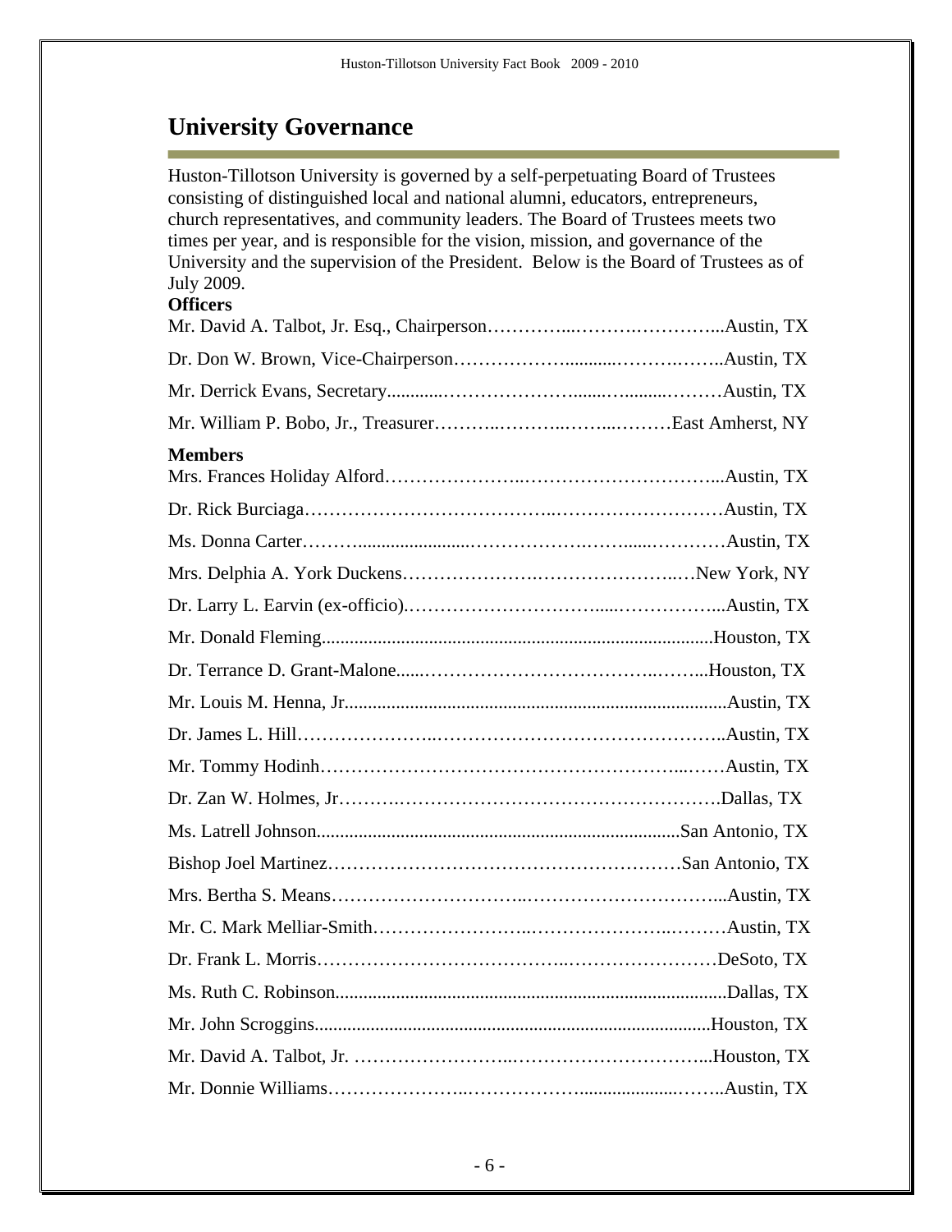## University Governance

Huston-Tillotson University is governed by a self-perpetuating Board of Trustees consisting of distinguished local and national alumni, educators, entrepreneurs, church representatives, and community leaders. The Board of Trustees meets two times per year, and is responsible for the vision, mission, and governance of the University and the supervision of the President. Below is the Board of Trustees as of July 2009.

**Officers**

Mr. David A. Talbot, Jr. Esq., Chairperson……………...……….…………...Austin, TX

Dr. Don W. Brown, Vice-Chairperson……………….............……….……..Austin, TX

Mr. Derrick Evans, Secretary............…………………........…........………Austin, TX

Mr. William P. Bobo, Jr., Treasurer………..………..……...………East Amherst, NY

**Members**

Mrs. Frances Holiday Alford…………………..…………………………...Austin, TX

Dr. Rick Burciaga…………………………………..………………………Austin, TX

Ms. Donna Carter……….......................……………….……......…………Austin, TX

Mrs. Delphia A. York Duckens………………….……………………..…New York, NY

Dr. Larry L. Earvin (ex-officio).…………………………......……………...Austin, TX

Mr. Donald Fleming...................................................................................Houston, TX

Dr. Terrance D. Grant-Malone......………………………………..……...Houston, TX

Mr. Louis M. Henna, Jr...................................................................................Austin, TX

Dr. James L. Hill…………………..……………………………………..Austin, TX

Mr. Tommy Hodinh…………………………………………………...……Austin, TX

Dr. Zan W. Holmes, Jr……….……………………………………………….Dallas, TX

Ms. Latrell Johnson..............................................................................San Antonio, TX

Bishop Joel Martinez………………………………………………San Antonio, TX

Mrs. Bertha S. Means………………………..…………………………...Austin, TX

Mr. C. Mark Melliar-Smith……………………..…………….………..………Austin, TX

Dr. Frank L. Morris………………………………..……………………DeSoto, TX

Ms. Ruth C. Robinson...................................................................................Dallas, TX

Mr. John Scroggins....................................................................................Houston, TX

Mr. David A. Talbot, Jr. ……………………..…………………………...Houston, TX

Mr. Donnie Williams…………………..……………….....................……..Austin, TX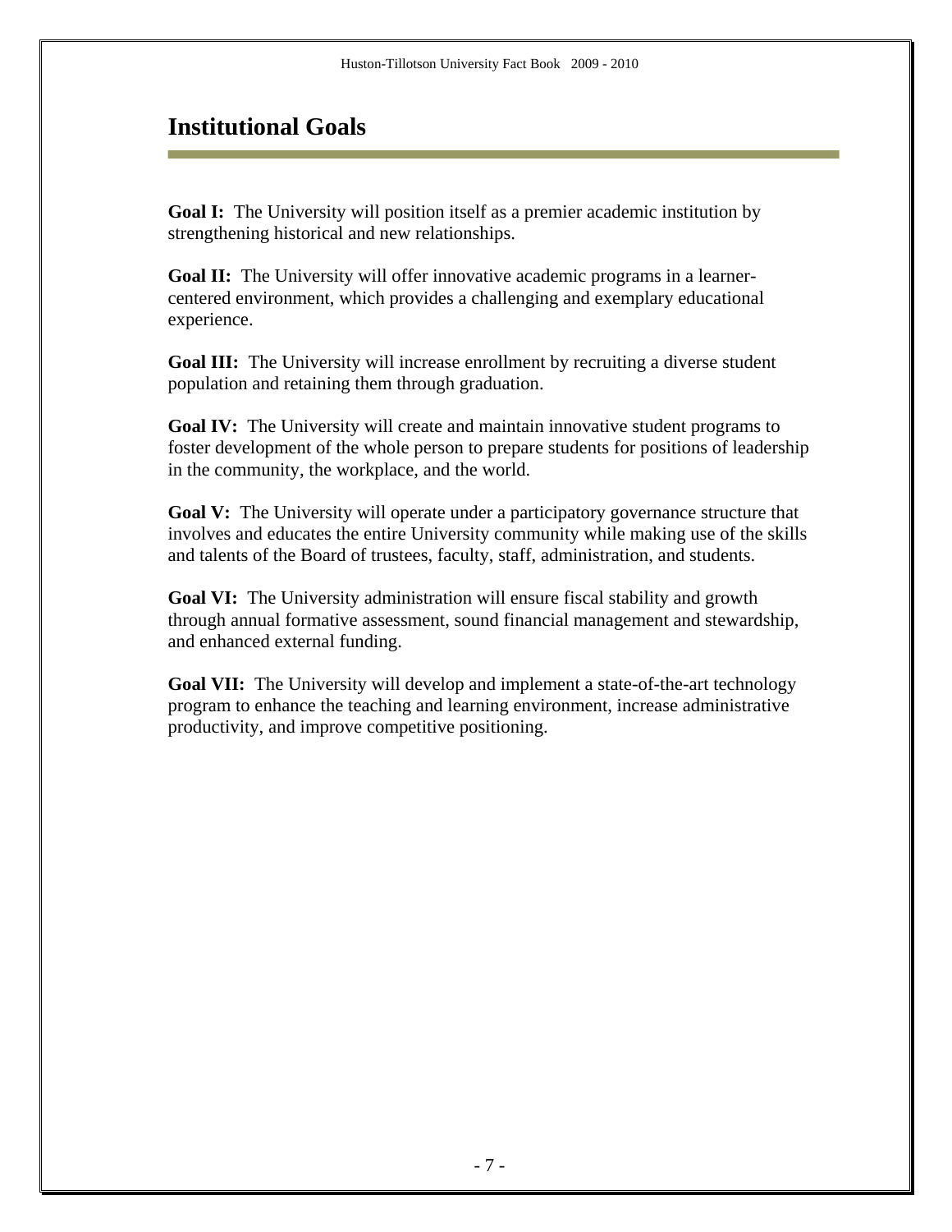# Institutional Goals

**Goal I:** The University will position itself as a premier academic institution by strengthening historical and new relationships.

**Goal II:** The University will offer innovative academic programs in a learner-centered environment, which provides a challenging and exemplary educational experience.

**Goal III:** The University will increase enrollment by recruiting a diverse student population and retaining them through graduation.

**Goal IV:** The University will create and maintain innovative student programs to foster development of the whole person to prepare students for positions of leadership in the community, the workplace, and the world.

**Goal V:** The University will operate under a participatory governance structure that involves and educates the entire University community while making use of the skills and talents of the Board of trustees, faculty, staff, administration, and students.

**Goal VI:** The University administration will ensure fiscal stability and growth through annual formative assessment, sound financial management and stewardship, and enhanced external funding.

**Goal VII:** The University will develop and implement a state-of-the-art technology program to enhance the teaching and learning environment, increase administrative productivity, and improve competitive positioning.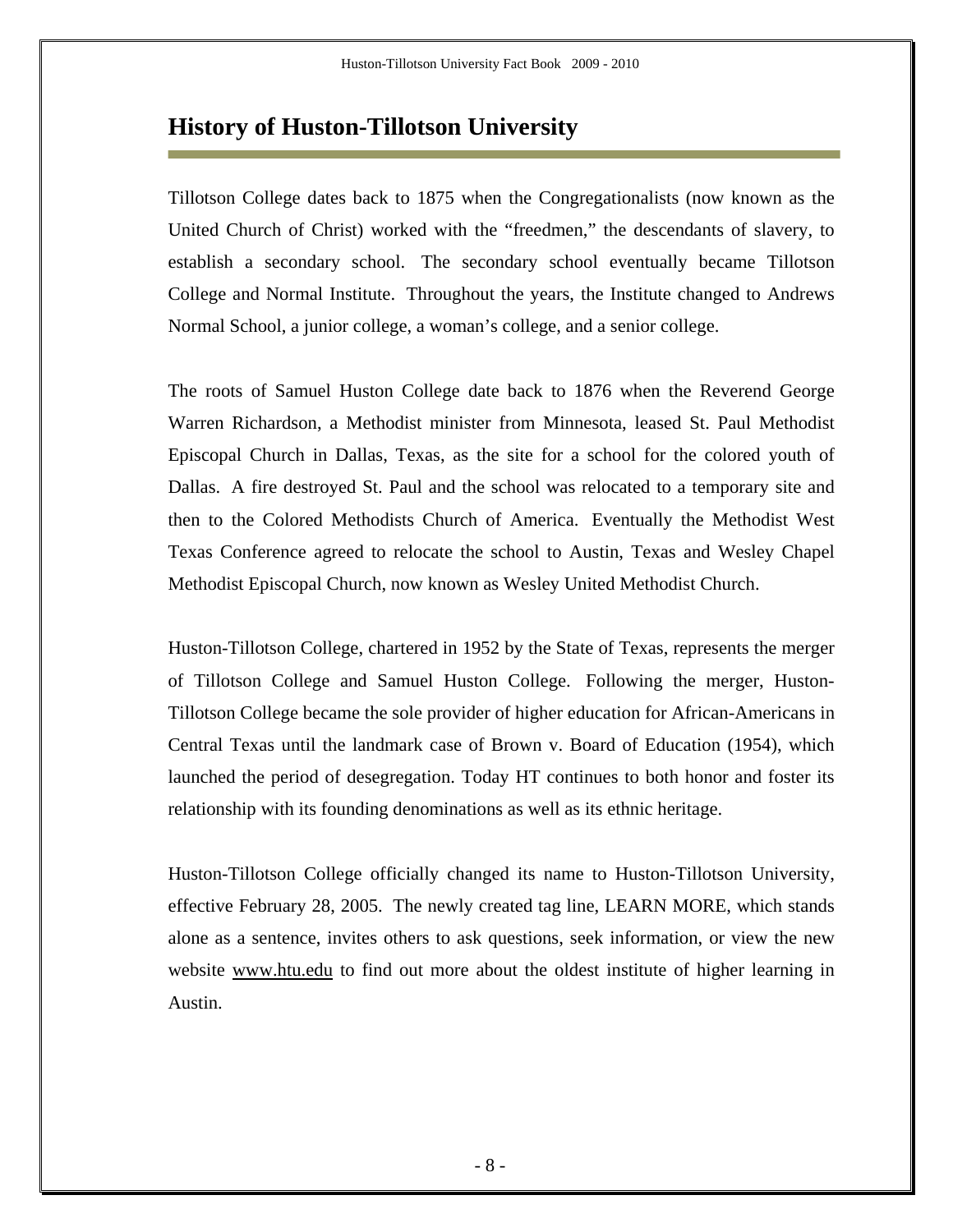# History of Huston-Tillotson University

Tillotson College dates back to 1875 when the Congregationalists (now known as the United Church of Christ) worked with the "freedmen," the descendants of slavery, to establish a secondary school. The secondary school eventually became Tillotson College and Normal Institute. Throughout the years, the Institute changed to Andrews Normal School, a junior college, a woman's college, and a senior college.

The roots of Samuel Huston College date back to 1876 when the Reverend George Warren Richardson, a Methodist minister from Minnesota, leased St. Paul Methodist Episcopal Church in Dallas, Texas, as the site for a school for the colored youth of Dallas. A fire destroyed St. Paul and the school was relocated to a temporary site and then to the Colored Methodists Church of America. Eventually the Methodist West Texas Conference agreed to relocate the school to Austin, Texas and Wesley Chapel Methodist Episcopal Church, now known as Wesley United Methodist Church.

Huston-Tillotson College, chartered in 1952 by the State of Texas, represents the merger of Tillotson College and Samuel Huston College. Following the merger, Huston-Tillotson College became the sole provider of higher education for African-Americans in Central Texas until the landmark case of Brown v. Board of Education (1954), which launched the period of desegregation. Today HT continues to both honor and foster its relationship with its founding denominations as well as its ethnic heritage.

Huston-Tillotson College officially changed its name to Huston-Tillotson University, effective February 28, 2005. The newly created tag line, LEARN MORE, which stands alone as a sentence, invites others to ask questions, seek information, or view the new website www.htu.edu to find out more about the oldest institute of higher learning in Austin.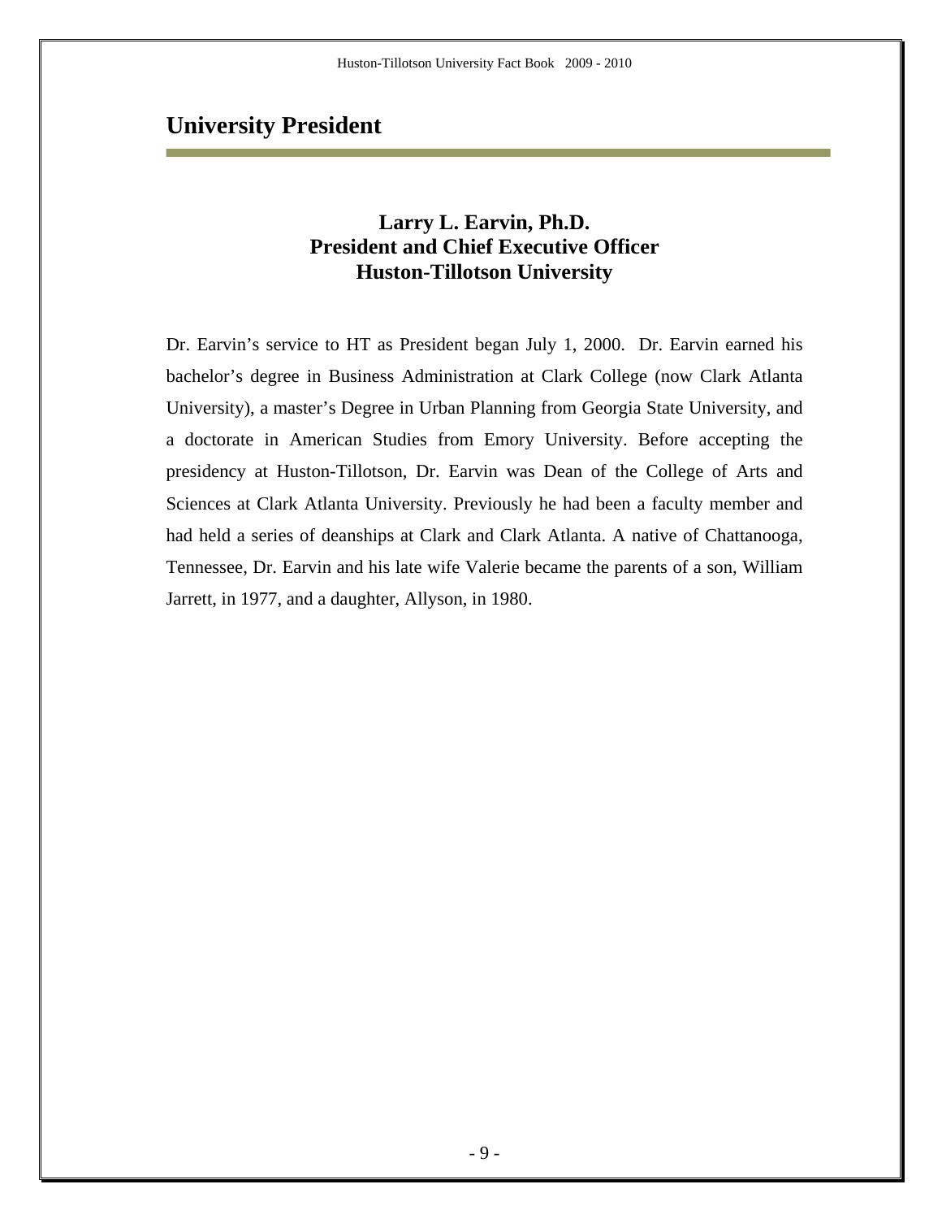# University President

**Larry L. Earvin, Ph.D.**
**President and Chief Executive Officer**
**Huston-Tillotson University**

Dr. Earvin's service to HT as President began July 1, 2000. Dr. Earvin earned his bachelor's degree in Business Administration at Clark College (now Clark Atlanta University), a master's Degree in Urban Planning from Georgia State University, and a doctorate in American Studies from Emory University. Before accepting the presidency at Huston-Tillotson, Dr. Earvin was Dean of the College of Arts and Sciences at Clark Atlanta University. Previously he had been a faculty member and had held a series of deanships at Clark and Clark Atlanta. A native of Chattanooga, Tennessee, Dr. Earvin and his late wife Valerie became the parents of a son, William Jarrett, in 1977, and a daughter, Allyson, in 1980.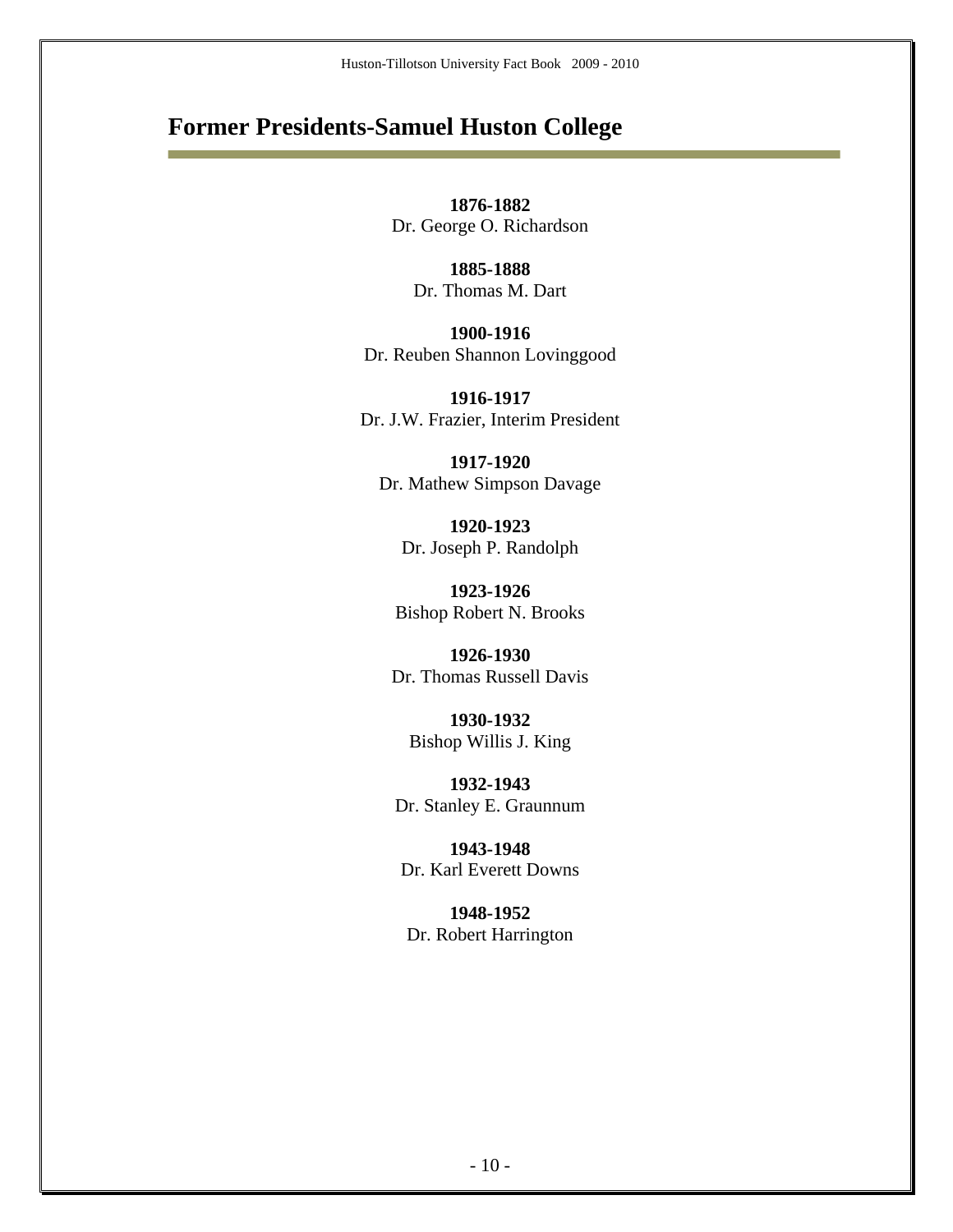# Former Presidents-Samuel Huston College

**1876-1882**
Dr. George O. Richardson

**1885-1888**
Dr. Thomas M. Dart

**1900-1916**
Dr. Reuben Shannon Lovinggood

**1916-1917**
Dr. J.W. Frazier, Interim President

**1917-1920**
Dr. Mathew Simpson Davage

**1920-1923**
Dr. Joseph P. Randolph

**1923-1926**
Bishop Robert N. Brooks

**1926-1930**
Dr. Thomas Russell Davis

**1930-1932**
Bishop Willis J. King

**1932-1943**
Dr. Stanley E. Graunnum

**1943-1948**
Dr. Karl Everett Downs

**1948-1952**
Dr. Robert Harrington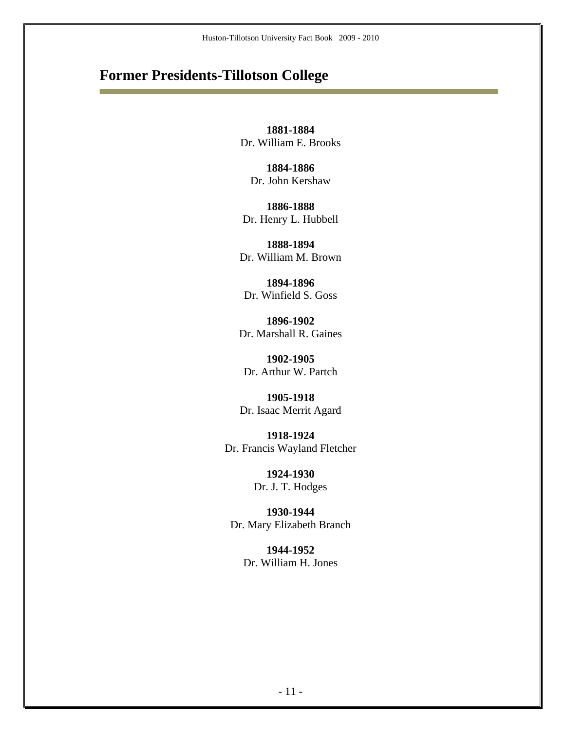# Former Presidents-Tillotson College

**1881-1884**
Dr. William E. Brooks

**1884-1886**
Dr. John Kershaw

**1886-1888**
Dr. Henry L. Hubbell

**1888-1894**
Dr. William M. Brown

**1894-1896**
Dr. Winfield S. Goss

**1896-1902**
Dr. Marshall R. Gaines

**1902-1905**
Dr. Arthur W. Partch

**1905-1918**
Dr. Isaac Merrit Agard

**1918-1924**
Dr. Francis Wayland Fletcher

**1924-1930**
Dr. J. T. Hodges

**1930-1944**
Dr. Mary Elizabeth Branch

**1944-1952**
Dr. William H. Jones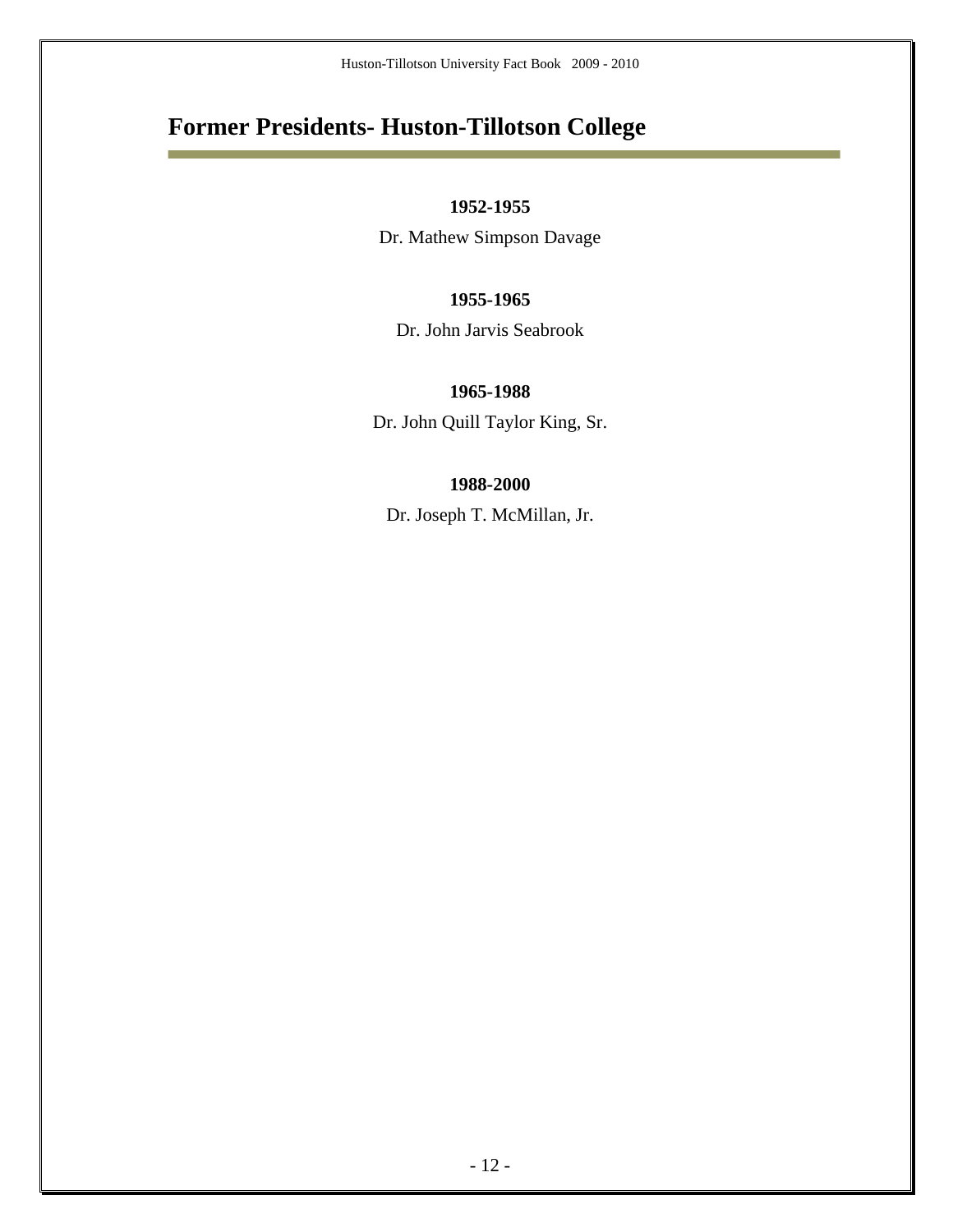# Former Presidents- Huston-Tillotson College

**1952-1955**

Dr. Mathew Simpson Davage

**1955-1965**

Dr. John Jarvis Seabrook

**1965-1988**

Dr. John Quill Taylor King, Sr.

**1988-2000**

Dr. Joseph T. McMillan, Jr.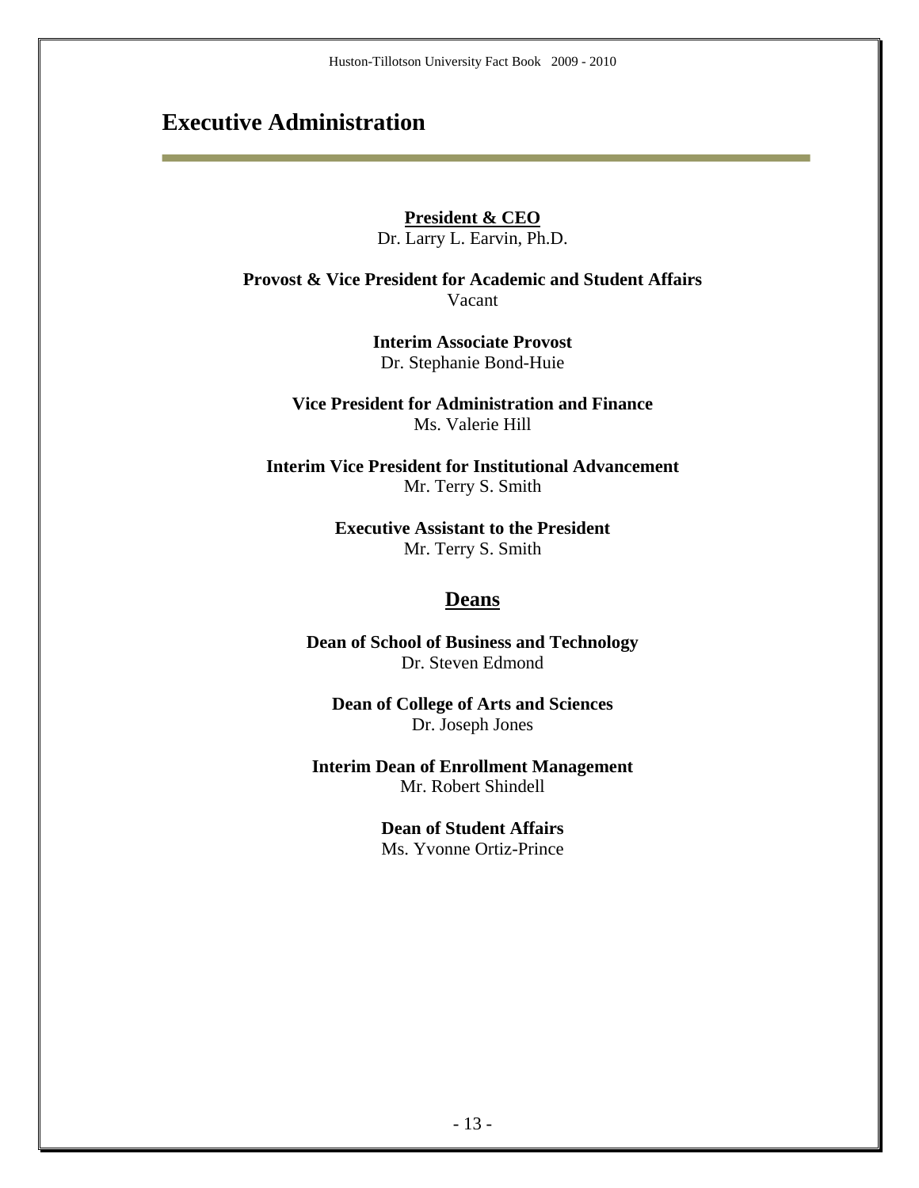# Executive Administration

**President & CEO**
Dr. Larry L. Earvin, Ph.D.

**Provost & Vice President for Academic and Student Affairs**
Vacant

**Interim Associate Provost**
Dr. Stephanie Bond-Huie

**Vice President for Administration and Finance**
Ms. Valerie Hill

**Interim Vice President for Institutional Advancement**
Mr. Terry S. Smith

**Executive Assistant to the President**
Mr. Terry S. Smith

## Deans

**Dean of School of Business and Technology**
Dr. Steven Edmond

**Dean of College of Arts and Sciences**
Dr. Joseph Jones

**Interim Dean of Enrollment Management**
Mr. Robert Shindell

**Dean of Student Affairs**
Ms. Yvonne Ortiz-Prince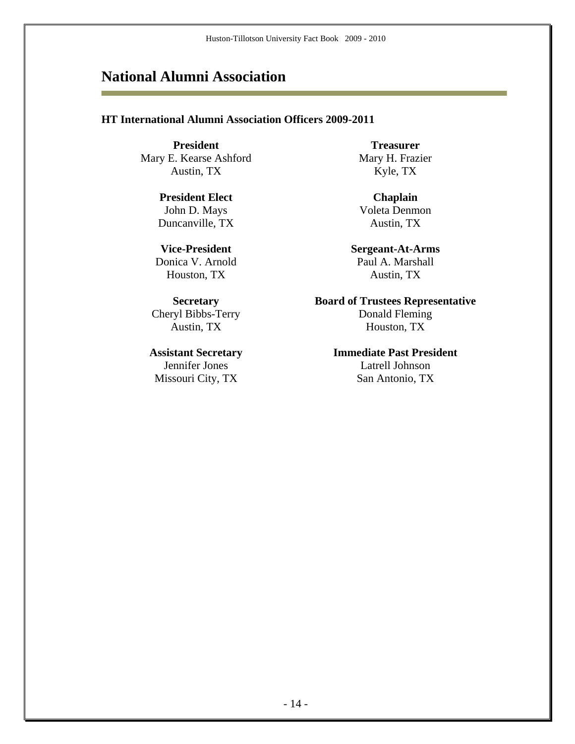# National Alumni Association

**HT International Alumni Association Officers 2009-2011**

**President**
Mary E. Kearse Ashford
Austin, TX

**President Elect**
John D. Mays
Duncanville, TX

**Vice-President**
Donica V. Arnold
Houston, TX

**Secretary**
Cheryl Bibbs-Terry
Austin, TX

**Assistant Secretary**
Jennifer Jones
Missouri City, TX

**Treasurer**
Mary H. Frazier
Kyle, TX

**Chaplain**
Voleta Denmon
Austin, TX

**Sergeant-At-Arms**
Paul A. Marshall
Austin, TX

**Board of Trustees Representative**
Donald Fleming
Houston, TX

**Immediate Past President**
Latrell Johnson
San Antonio, TX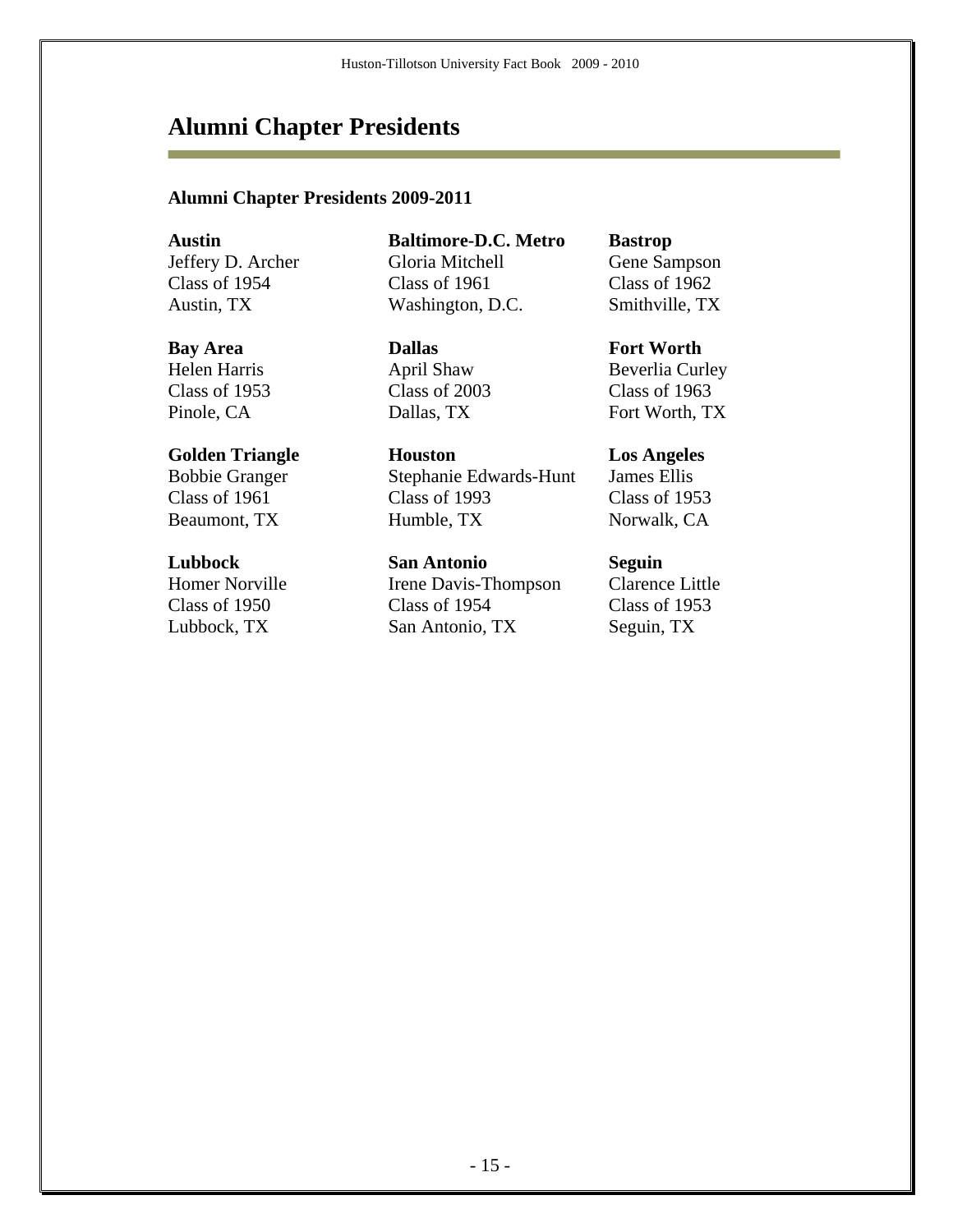# Alumni Chapter Presidents

### Alumni Chapter Presidents 2009-2011

**Austin**
Jeffery D. Archer
Class of 1954
Austin, TX

**Baltimore-D.C. Metro**
Gloria Mitchell
Class of 1961
Washington, D.C.

**Bastrop**
Gene Sampson
Class of 1962
Smithville, TX

**Bay Area**
Helen Harris
Class of 1953
Pinole, CA

**Dallas**
April Shaw
Class of 2003
Dallas, TX

**Fort Worth**
Beverlia Curley
Class of 1963
Fort Worth, TX

**Golden Triangle**
Bobbie Granger
Class of 1961
Beaumont, TX

**Houston**
Stephanie Edwards-Hunt
Class of 1993
Humble, TX

**Los Angeles**
James Ellis
Class of 1953
Norwalk, CA

**Lubbock**
Homer Norville
Class of 1950
Lubbock, TX

**San Antonio**
Irene Davis-Thompson
Class of 1954
San Antonio, TX

**Seguin**
Clarence Little
Class of 1953
Seguin, TX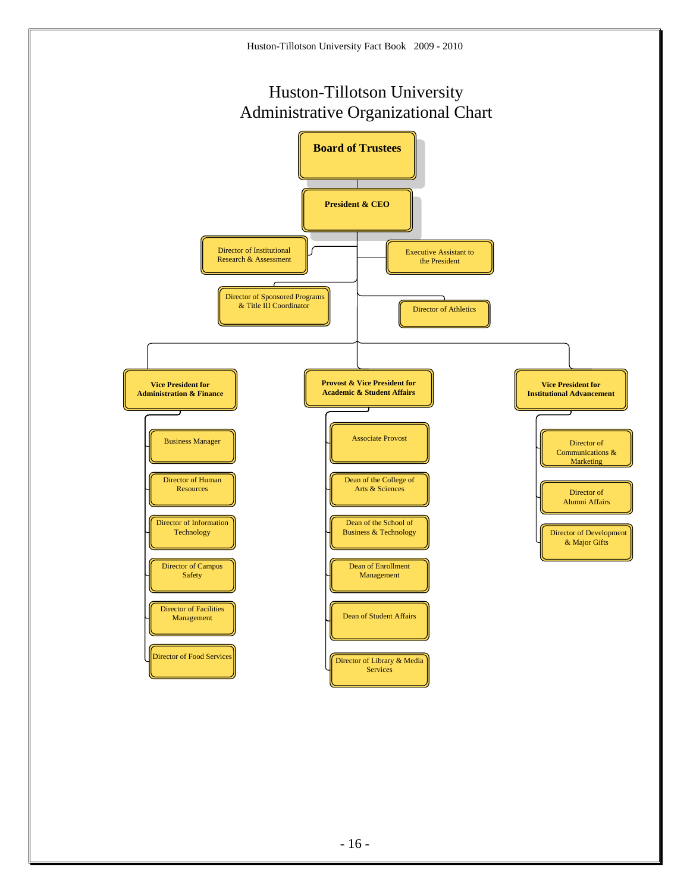# Huston-Tillotson University
# Administrative Organizational Chart

- **Board of Trustees**
  - **President & CEO**
    - Director of Institutional Research & Assessment
    - Executive Assistant to the President
    - Director of Sponsored Programs & Title III Coordinator
    - Director of Athletics
    - **Vice President for Administration & Finance**
      - Business Manager
      - Director of Human Resources
      - Director of Information Technology
      - Director of Campus Safety
      - Director of Facilities Management
      - Director of Food Services
    - **Provost & Vice President for Academic & Student Affairs**
      - Associate Provost
      - Dean of the College of Arts & Sciences
      - Dean of the School of Business & Technology
      - Dean of Enrollment Management
      - Dean of Student Affairs
      - Director of Library & Media Services
    - **Vice President for Institutional Advancement**
      - Director of Communications & Marketing
      - Director of Alumni Affairs
      - Director of Development & Major Gifts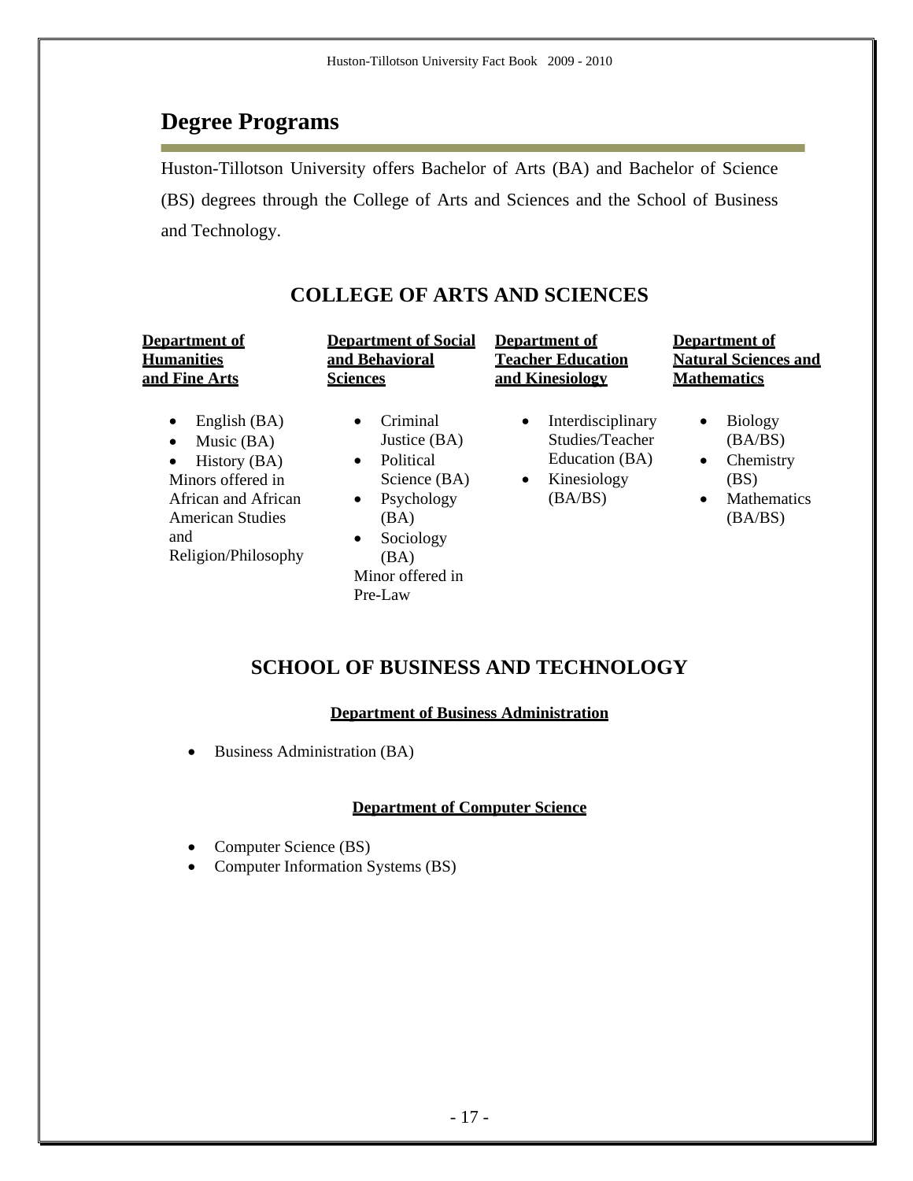# Degree Programs

Huston-Tillotson University offers Bachelor of Arts (BA) and Bachelor of Science (BS) degrees through the College of Arts and Sciences and the School of Business and Technology.

## COLLEGE OF ARTS AND SCIENCES

**Department of Humanities and Fine Arts**

- English (BA)
- Music (BA)
- History (BA)

Minors offered in African and African American Studies and Religion/Philosophy

**Department of Social and Behavioral Sciences**

- Criminal Justice (BA)
- Political Science (BA)
- Psychology (BA)
- Sociology (BA)

Minor offered in Pre-Law

**Department of Teacher Education and Kinesiology**

- Interdisciplinary Studies/Teacher Education (BA)
- Kinesiology (BA/BS)

**Department of Natural Sciences and Mathematics**

- Biology (BA/BS)
- Chemistry (BS)
- Mathematics (BA/BS)

## SCHOOL OF BUSINESS AND TECHNOLOGY

**Department of Business Administration**

- Business Administration (BA)

**Department of Computer Science**

- Computer Science (BS)
- Computer Information Systems (BS)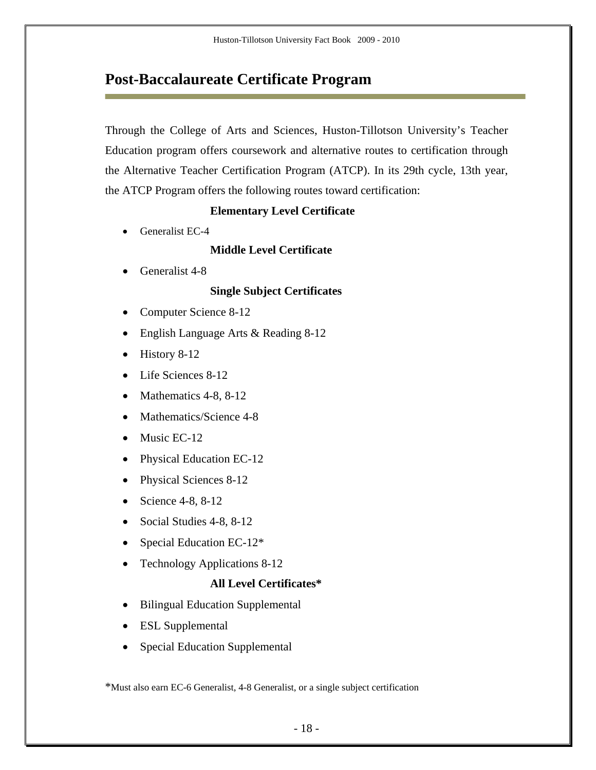## Post-Baccalaureate Certificate Program

Through the College of Arts and Sciences, Huston-Tillotson University's Teacher Education program offers coursework and alternative routes to certification through the Alternative Teacher Certification Program (ATCP). In its 29th cycle, 13th year, the ATCP Program offers the following routes toward certification:

**Elementary Level Certificate**

- Generalist EC-4

**Middle Level Certificate**

- Generalist 4-8

**Single Subject Certificates**

- Computer Science 8-12
- English Language Arts & Reading 8-12
- History 8-12
- Life Sciences 8-12
- Mathematics 4-8, 8-12
- Mathematics/Science 4-8
- Music EC-12
- Physical Education EC-12
- Physical Sciences 8-12
- Science 4-8, 8-12
- Social Studies 4-8, 8-12
- Special Education EC-12*
- Technology Applications 8-12

**All Level Certificates***

- Bilingual Education Supplemental
- ESL Supplemental
- Special Education Supplemental

*Must also earn EC-6 Generalist, 4-8 Generalist, or a single subject certification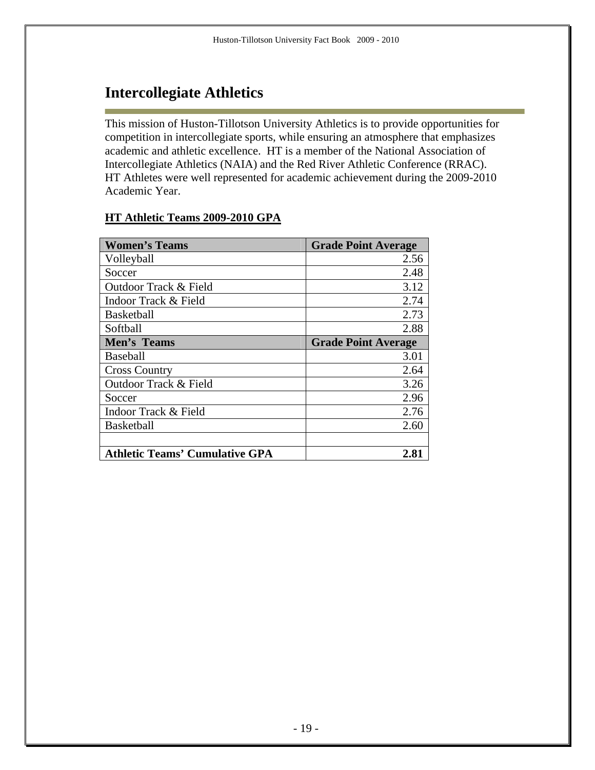# Intercollegiate Athletics

This mission of Huston-Tillotson University Athletics is to provide opportunities for competition in intercollegiate sports, while ensuring an atmosphere that emphasizes academic and athletic excellence. HT is a member of the National Association of Intercollegiate Athletics (NAIA) and the Red River Athletic Conference (RRAC). HT Athletes were well represented for academic achievement during the 2009-2010 Academic Year.

**HT Athletic Teams 2009-2010 GPA**

| **Women's Teams** | **Grade Point Average** |
|---|---:|
| Volleyball | 2.56 |
| Soccer | 2.48 |
| Outdoor Track & Field | 3.12 |
| Indoor Track & Field | 2.74 |
| Basketball | 2.73 |
| Softball | 2.88 |
| **Men's Teams** | **Grade Point Average** |
| Baseball | 3.01 |
| Cross Country | 2.64 |
| Outdoor Track & Field | 3.26 |
| Soccer | 2.96 |
| Indoor Track & Field | 2.76 |
| Basketball | 2.60 |
| | |
| **Athletic Teams' Cumulative GPA** | **2.81** |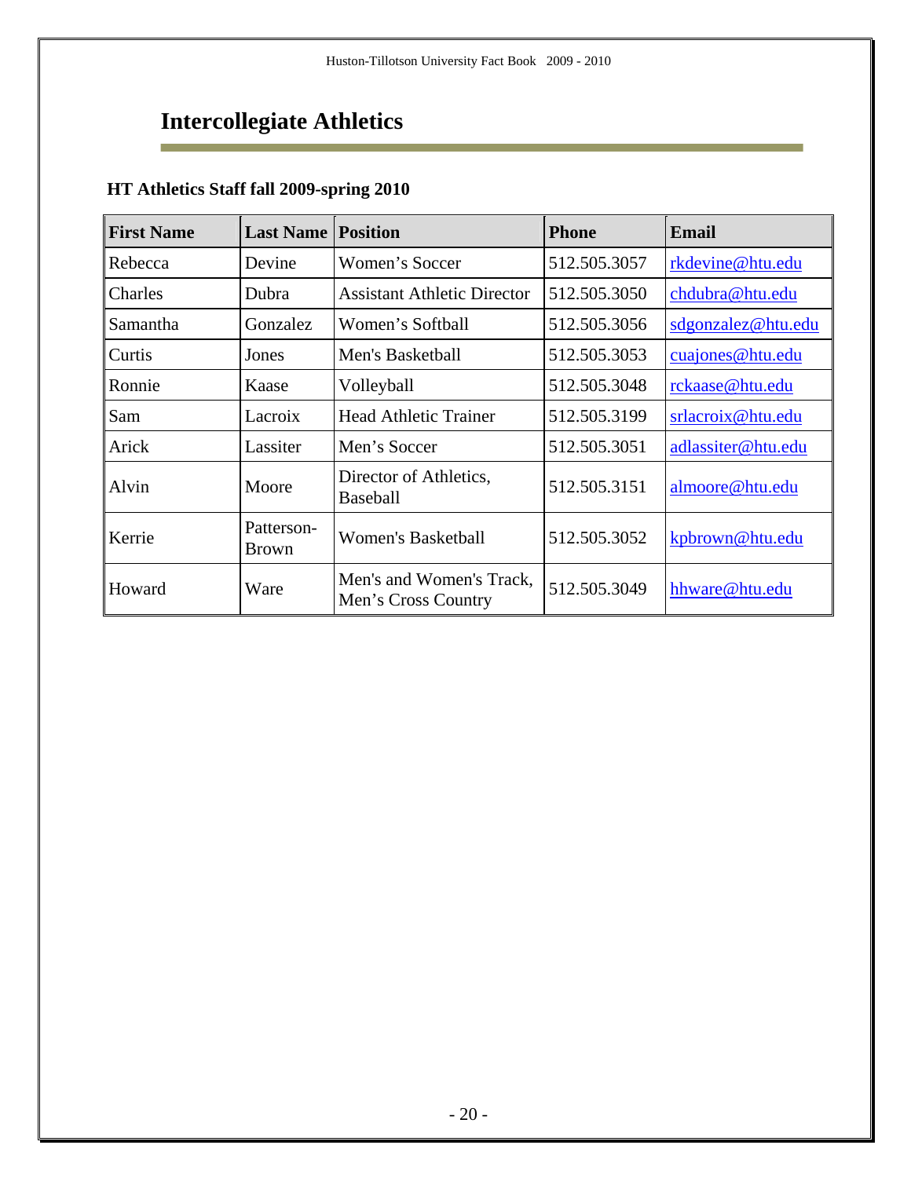# Intercollegiate Athletics

## HT Athletics Staff fall 2009-spring 2010

| First Name | Last Name | Position | Phone | Email |
|---|---|---|---|---|
| Rebecca | Devine | Women's Soccer | 512.505.3057 | rkdevine@htu.edu |
| Charles | Dubra | Assistant Athletic Director | 512.505.3050 | chdubra@htu.edu |
| Samantha | Gonzalez | Women's Softball | 512.505.3056 | sdgonzalez@htu.edu |
| Curtis | Jones | Men's Basketball | 512.505.3053 | cuajones@htu.edu |
| Ronnie | Kaase | Volleyball | 512.505.3048 | rckaase@htu.edu |
| Sam | Lacroix | Head Athletic Trainer | 512.505.3199 | srlacroix@htu.edu |
| Arick | Lassiter | Men's Soccer | 512.505.3051 | adlassiter@htu.edu |
| Alvin | Moore | Director of Athletics, Baseball | 512.505.3151 | almoore@htu.edu |
| Kerrie | Patterson-Brown | Women's Basketball | 512.505.3052 | kpbrown@htu.edu |
| Howard | Ware | Men's and Women's Track, Men's Cross Country | 512.505.3049 | hhware@htu.edu |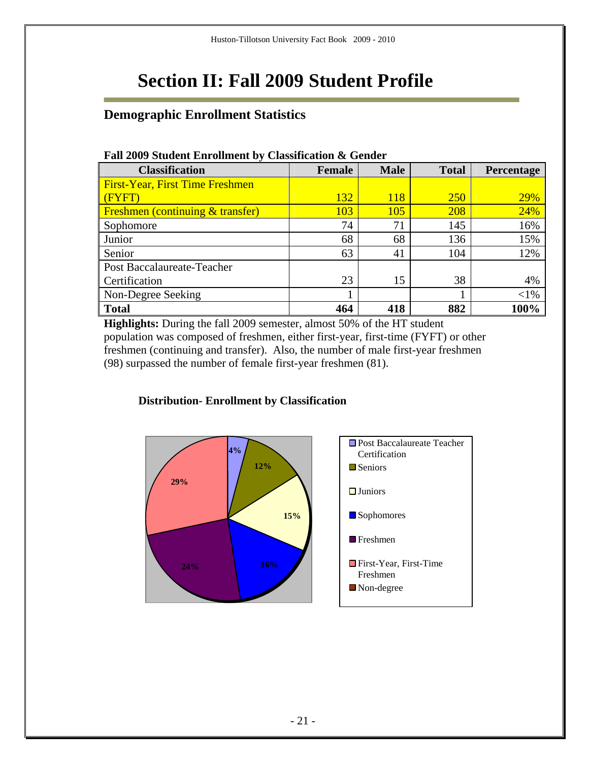# Section II: Fall 2009 Student Profile

## Demographic Enrollment Statistics

**Fall 2009 Student Enrollment by Classification & Gender**

| Classification | Female | Male | Total | Percentage |
|---|---|---|---|---|
| First-Year, First Time Freshmen (FYFT) | 132 | 118 | 250 | 29% |
| Freshmen (continuing & transfer) | 103 | 105 | 208 | 24% |
| Sophomore | 74 | 71 | 145 | 16% |
| Junior | 68 | 68 | 136 | 15% |
| Senior | 63 | 41 | 104 | 12% |
| Post Baccalaureate-Teacher Certification | 23 | 15 | 38 | 4% |
| Non-Degree Seeking | 1 | | 1 | <1% |
| **Total** | **464** | **418** | **882** | **100%** |

**Highlights:** During the fall 2009 semester, almost 50% of the HT student population was composed of freshmen, either first-year, first-time (FYFT) or other freshmen (continuing and transfer). Also, the number of male first-year freshmen (98) surpassed the number of female first-year freshmen (81).

**Distribution- Enrollment by Classification**

| Classification | Percentage |
|---|---|
| Post Baccalaureate Teacher Certification | 4% |
| Seniors | 12% |
| Juniors | 15% |
| Sophomores | 16% |
| Freshmen | 24% |
| First-Year, First-Time Freshmen | 29% |
| Non-degree | |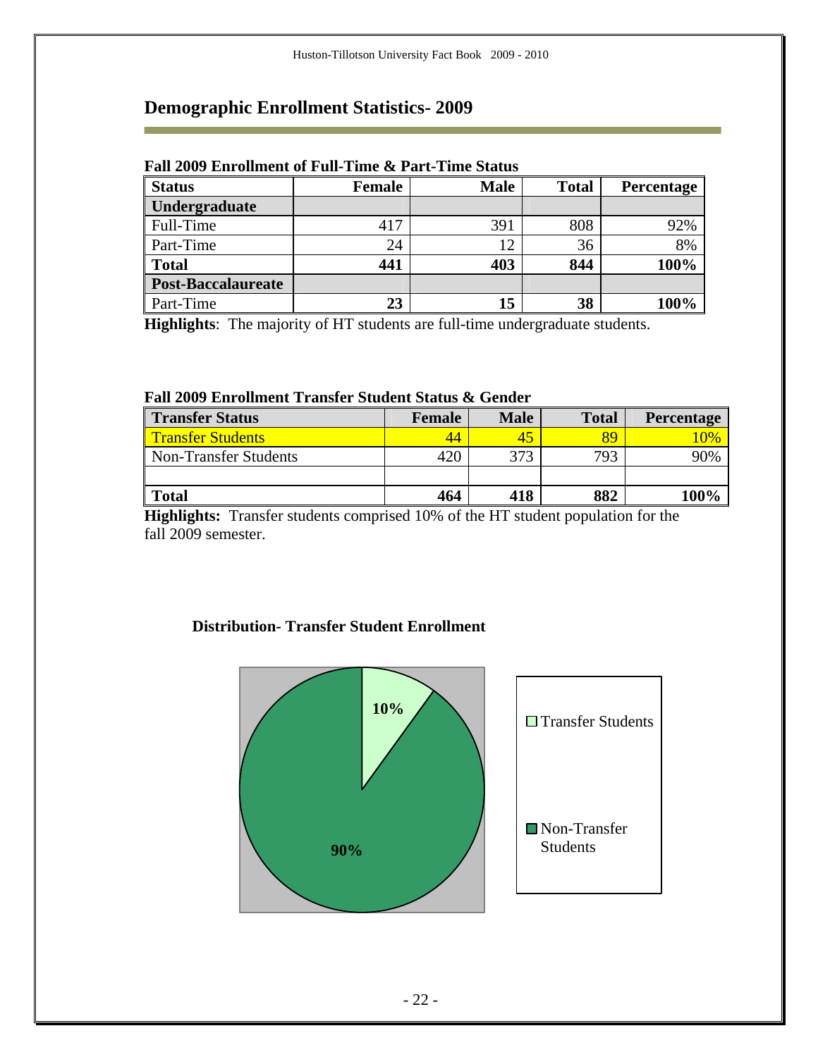## Demographic Enrollment Statistics- 2009

**Fall 2009 Enrollment of Full-Time & Part-Time Status**

| Status | Female | Male | Total | Percentage |
|---|---|---|---|---|
| **Undergraduate** | | | | |
| Full-Time | 417 | 391 | 808 | 92% |
| Part-Time | 24 | 12 | 36 | 8% |
| **Total** | **441** | **403** | **844** | **100%** |
| **Post-Baccalaureate** | | | | |
| Part-Time | **23** | **15** | **38** | **100%** |

**Highlights**: The majority of HT students are full-time undergraduate students.

**Fall 2009 Enrollment Transfer Student Status & Gender**

| Transfer Status | Female | Male | Total | Percentage |
|---|---|---|---|---|
| Transfer Students | 44 | 45 | 89 | 10% |
| Non-Transfer Students | 420 | 373 | 793 | 90% |
| | | | | |
| **Total** | **464** | **418** | **882** | **100%** |

**Highlights:** Transfer students comprised 10% of the HT student population for the fall 2009 semester.

**Distribution- Transfer Student Enrollment**

| Category | Percentage |
|---|---|
| Transfer Students | 10% |
| Non-Transfer Students | 90% |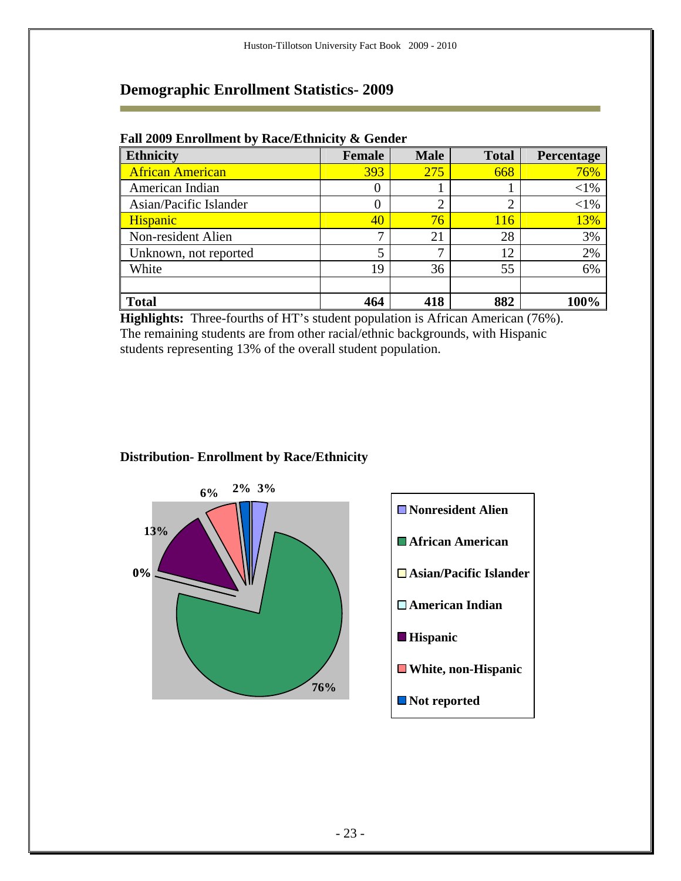## Demographic Enrollment Statistics- 2009

**Fall 2009 Enrollment by Race/Ethnicity & Gender**

| Ethnicity | Female | Male | Total | Percentage |
|---|---|---|---|---|
| African American | 393 | 275 | 668 | 76% |
| American Indian | 0 | 1 | 1 | <1% |
| Asian/Pacific Islander | 0 | 2 | 2 | <1% |
| Hispanic | 40 | 76 | 116 | 13% |
| Non-resident Alien | 7 | 21 | 28 | 3% |
| Unknown, not reported | 5 | 7 | 12 | 2% |
| White | 19 | 36 | 55 | 6% |
| | | | | |
| **Total** | **464** | **418** | **882** | **100%** |

**Highlights:** Three-fourths of HT's student population is African American (76%). The remaining students are from other racial/ethnic backgrounds, with Hispanic students representing 13% of the overall student population.

**Distribution- Enrollment by Race/Ethnicity**

6% 2% 3%

13%

0%

76%

- Nonresident Alien
- African American
- Asian/Pacific Islander
- American Indian
- Hispanic
- White, non-Hispanic
- Not reported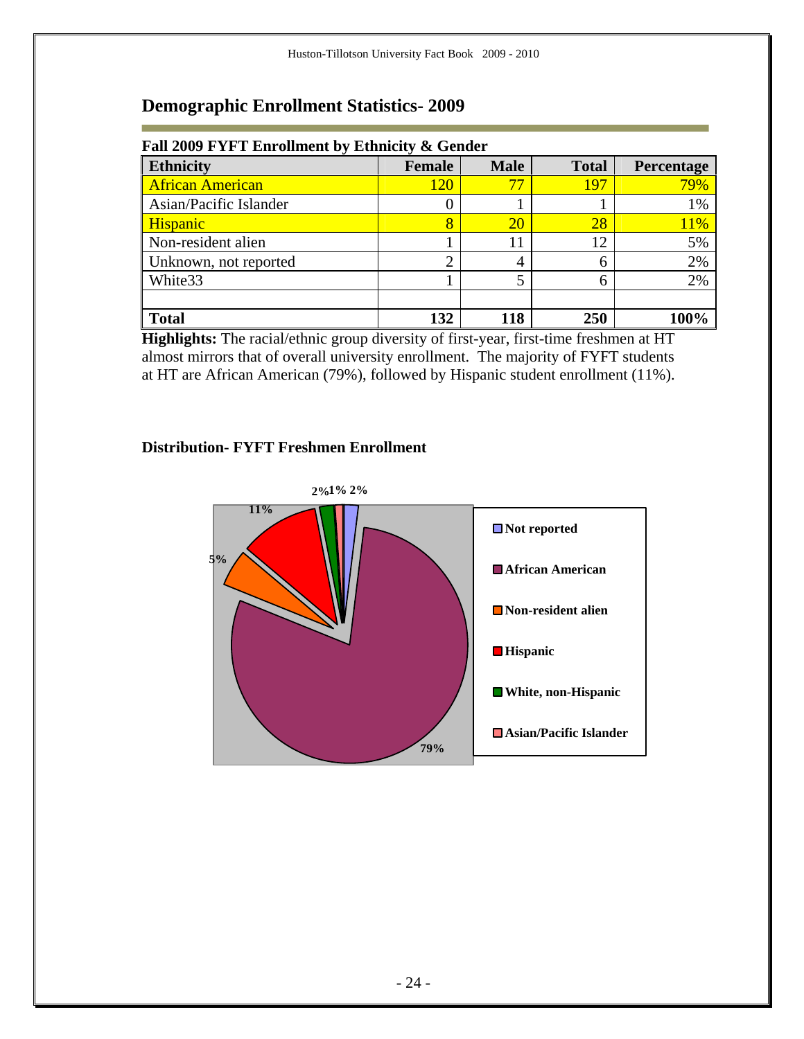## Demographic Enrollment Statistics- 2009

**Fall 2009 FYFT Enrollment by Ethnicity & Gender**

| Ethnicity | Female | Male | Total | Percentage |
|---|---|---|---|---|
| African American | 120 | 77 | 197 | 79% |
| Asian/Pacific Islander | 0 | 1 | 1 | 1% |
| Hispanic | 8 | 20 | 28 | 11% |
| Non-resident alien | 1 | 11 | 12 | 5% |
| Unknown, not reported | 2 | 4 | 6 | 2% |
| White33 | 1 | 5 | 6 | 2% |
| | | | | |
| **Total** | **132** | **118** | **250** | **100%** |

**Highlights:** The racial/ethnic group diversity of first-year, first-time freshmen at HT almost mirrors that of overall university enrollment. The majority of FYFT students at HT are African American (79%), followed by Hispanic student enrollment (11%).

**Distribution- FYFT Freshmen Enrollment**

| Category | Percentage |
|---|---|
| Not reported | 2% |
| African American | 79% |
| Non-resident alien | 5% |
| Hispanic | 11% |
| White, non-Hispanic | 2% |
| Asian/Pacific Islander | 1% |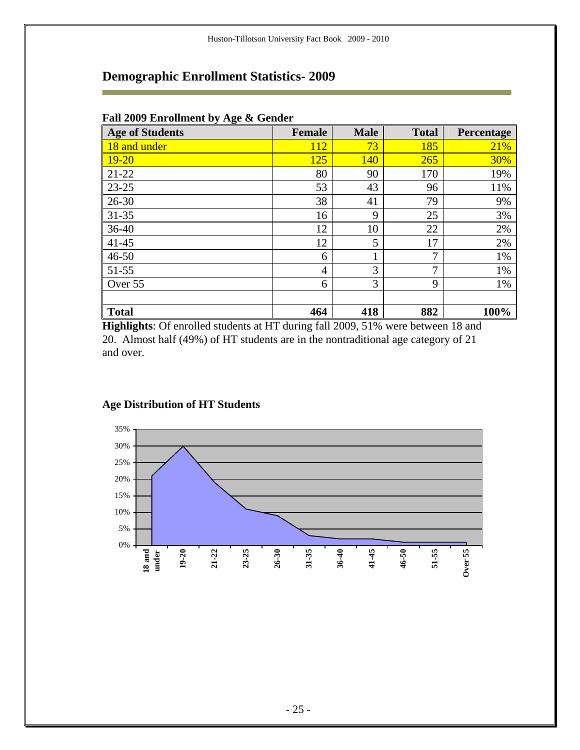# Demographic Enrollment Statistics- 2009

### Fall 2009 Enrollment by Age & Gender

| Age of Students | Female | Male | Total | Percentage |
|---|---|---|---|---|
| 18 and under | 112 | 73 | 185 | 21% |
| 19-20 | 125 | 140 | 265 | 30% |
| 21-22 | 80 | 90 | 170 | 19% |
| 23-25 | 53 | 43 | 96 | 11% |
| 26-30 | 38 | 41 | 79 | 9% |
| 31-35 | 16 | 9 | 25 | 3% |
| 36-40 | 12 | 10 | 22 | 2% |
| 41-45 | 12 | 5 | 17 | 2% |
| 46-50 | 6 | 1 | 7 | 1% |
| 51-55 | 4 | 3 | 7 | 1% |
| Over 55 | 6 | 3 | 9 | 1% |
| | | | | |
| **Total** | **464** | **418** | **882** | **100%** |

**Highlights**: Of enrolled students at HT during fall 2009, 51% were between 18 and 20. Almost half (49%) of HT students are in the nontraditional age category of 21 and over.

### Age Distribution of HT Students

| Age | Percentage |
|---|---|
| 18 and under | 21% |
| 19-20 | 30% |
| 21-22 | 19% |
| 23-25 | 11% |
| 26-30 | 9% |
| 31-35 | 3% |
| 36-40 | 2% |
| 41-45 | 2% |
| 46-50 | 1% |
| 51-55 | 1% |
| Over 55 | 1% |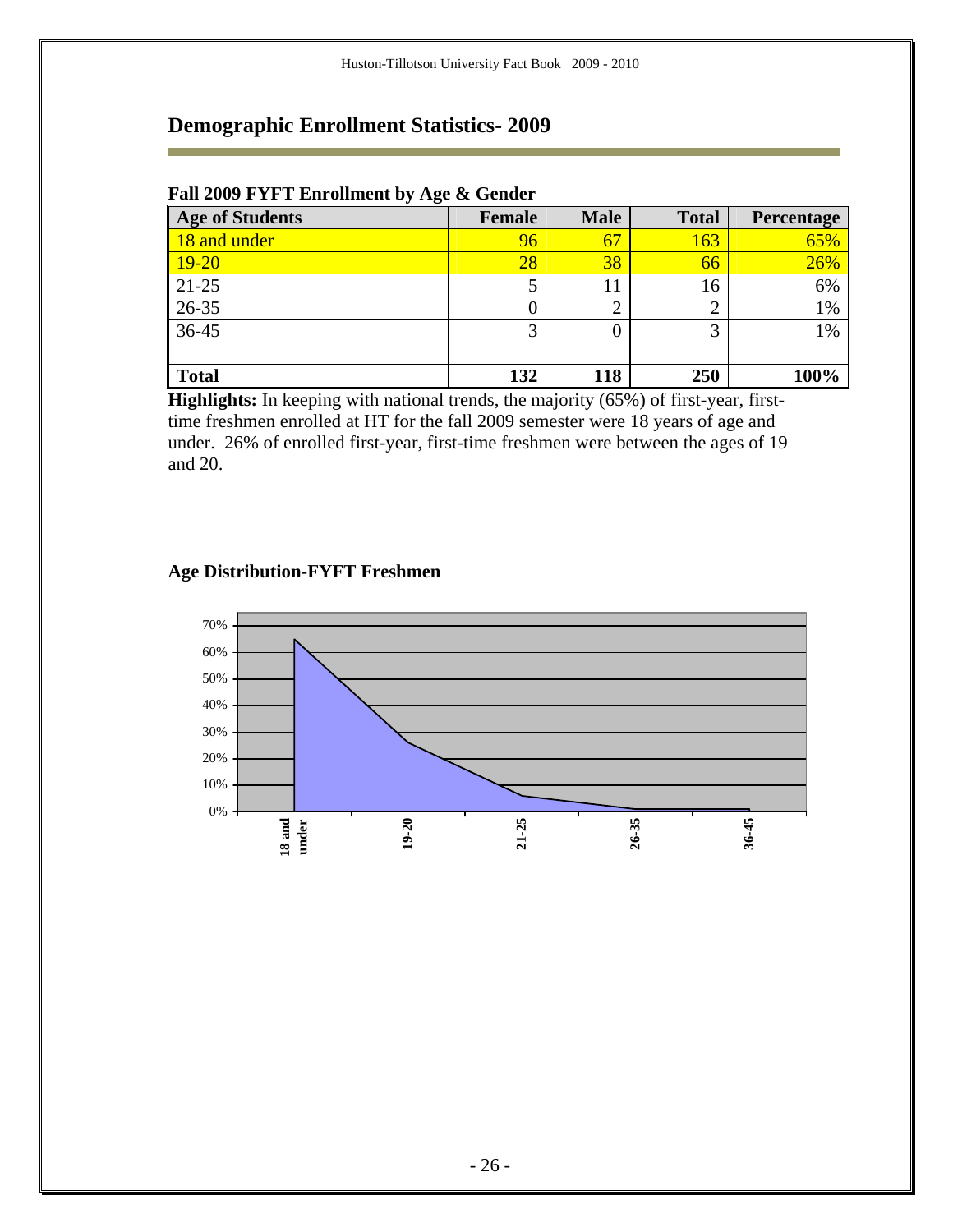## Demographic Enrollment Statistics- 2009

**Fall 2009 FYFT Enrollment by Age & Gender**

| Age of Students | Female | Male | Total | Percentage |
|---|---|---|---|---|
| 18 and under | 96 | 67 | 163 | 65% |
| 19-20 | 28 | 38 | 66 | 26% |
| 21-25 | 5 | 11 | 16 | 6% |
| 26-35 | 0 | 2 | 2 | 1% |
| 36-45 | 3 | 0 | 3 | 1% |
| | | | | |
| **Total** | **132** | **118** | **250** | **100%** |

**Highlights:** In keeping with national trends, the majority (65%) of first-year, first-time freshmen enrolled at HT for the fall 2009 semester were 18 years of age and under. 26% of enrolled first-year, first-time freshmen were between the ages of 19 and 20.

**Age Distribution-FYFT Freshmen**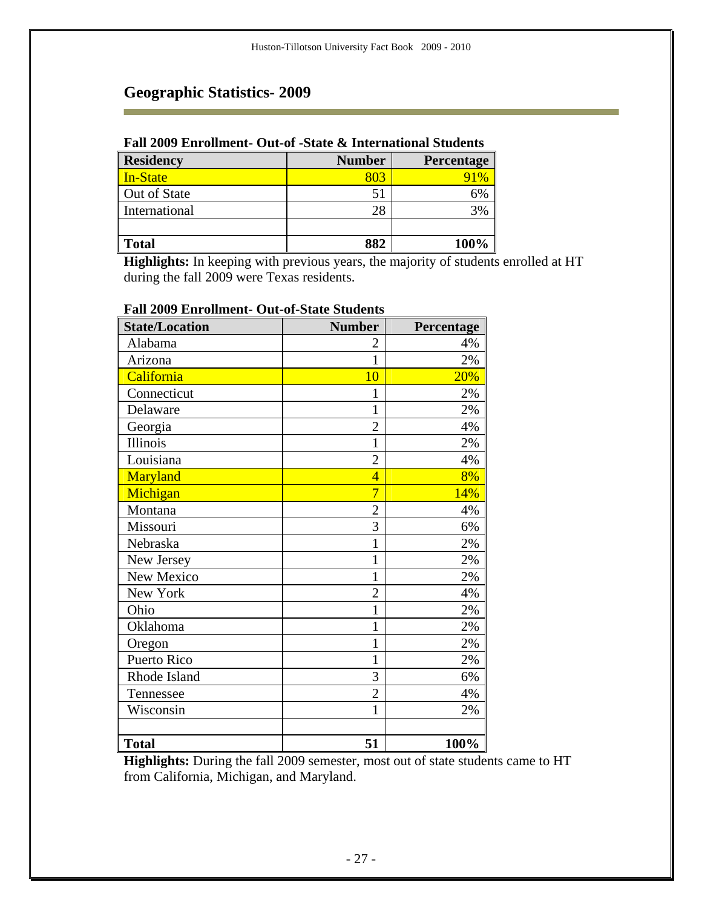## Geographic Statistics- 2009

**Fall 2009 Enrollment- Out-of -State & International Students**

| Residency | Number | Percentage |
|---|---|---|
| In-State | 803 | 91% |
| Out of State | 51 | 6% |
| International | 28 | 3% |
| | | |
| **Total** | **882** | **100%** |

**Highlights:** In keeping with previous years, the majority of students enrolled at HT during the fall 2009 were Texas residents.

**Fall 2009 Enrollment- Out-of-State Students**

| State/Location | Number | Percentage |
|---|---|---|
| Alabama | 2 | 4% |
| Arizona | 1 | 2% |
| California | 10 | 20% |
| Connecticut | 1 | 2% |
| Delaware | 1 | 2% |
| Georgia | 2 | 4% |
| Illinois | 1 | 2% |
| Louisiana | 2 | 4% |
| Maryland | 4 | 8% |
| Michigan | 7 | 14% |
| Montana | 2 | 4% |
| Missouri | 3 | 6% |
| Nebraska | 1 | 2% |
| New Jersey | 1 | 2% |
| New Mexico | 1 | 2% |
| New York | 2 | 4% |
| Ohio | 1 | 2% |
| Oklahoma | 1 | 2% |
| Oregon | 1 | 2% |
| Puerto Rico | 1 | 2% |
| Rhode Island | 3 | 6% |
| Tennessee | 2 | 4% |
| Wisconsin | 1 | 2% |
| | | |
| **Total** | **51** | **100%** |

**Highlights:** During the fall 2009 semester, most out of state students came to HT from California, Michigan, and Maryland.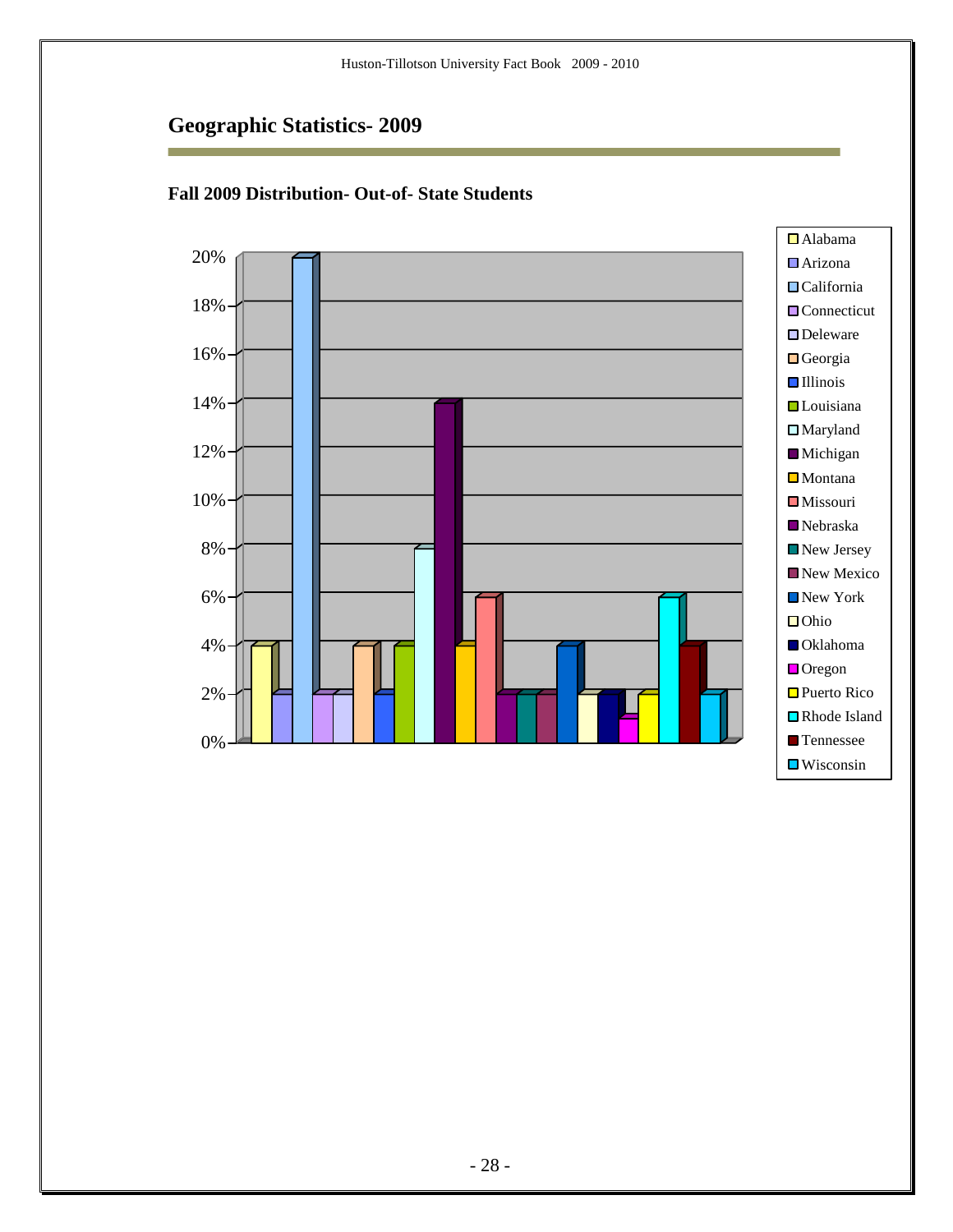## Geographic Statistics- 2009

### Fall 2009 Distribution- Out-of- State Students

| State | Percentage |
|---|---|
| Alabama | 4% |
| Arizona | 2% |
| California | 20% |
| Connecticut | 2% |
| Deleware | 2% |
| Georgia | 4% |
| Illinois | 2% |
| Louisiana | 4% |
| Maryland | 8% |
| Michigan | 14% |
| Montana | 4% |
| Missouri | 6% |
| Nebraska | 2% |
| New Jersey | 2% |
| New Mexico | 2% |
| New York | 4% |
| Ohio | 2% |
| Oklahoma | 2% |
| Oregon | 1% |
| Puerto Rico | 2% |
| Rhode Island | 6% |
| Tennessee | 4% |
| Wisconsin | 2% |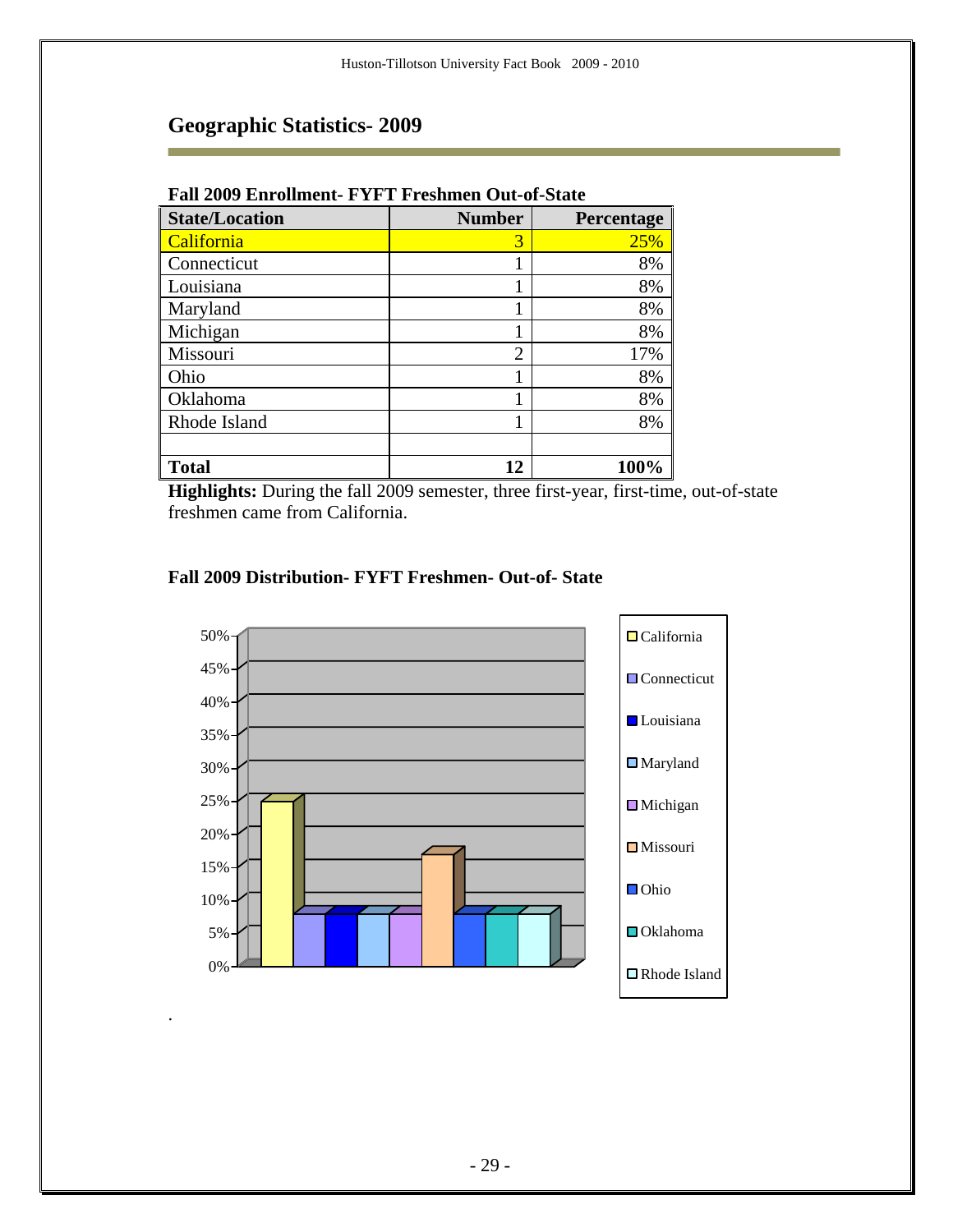## Geographic Statistics- 2009

**Fall 2009 Enrollment- FYFT Freshmen Out-of-State**

| State/Location | Number | Percentage |
|---|---|---|
| California | 3 | 25% |
| Connecticut | 1 | 8% |
| Louisiana | 1 | 8% |
| Maryland | 1 | 8% |
| Michigan | 1 | 8% |
| Missouri | 2 | 17% |
| Ohio | 1 | 8% |
| Oklahoma | 1 | 8% |
| Rhode Island | 1 | 8% |
| | | |
| **Total** | **12** | **100%** |

**Highlights:** During the fall 2009 semester, three first-year, first-time, out-of-state freshmen came from California.

**Fall 2009 Distribution- FYFT Freshmen- Out-of- State**

.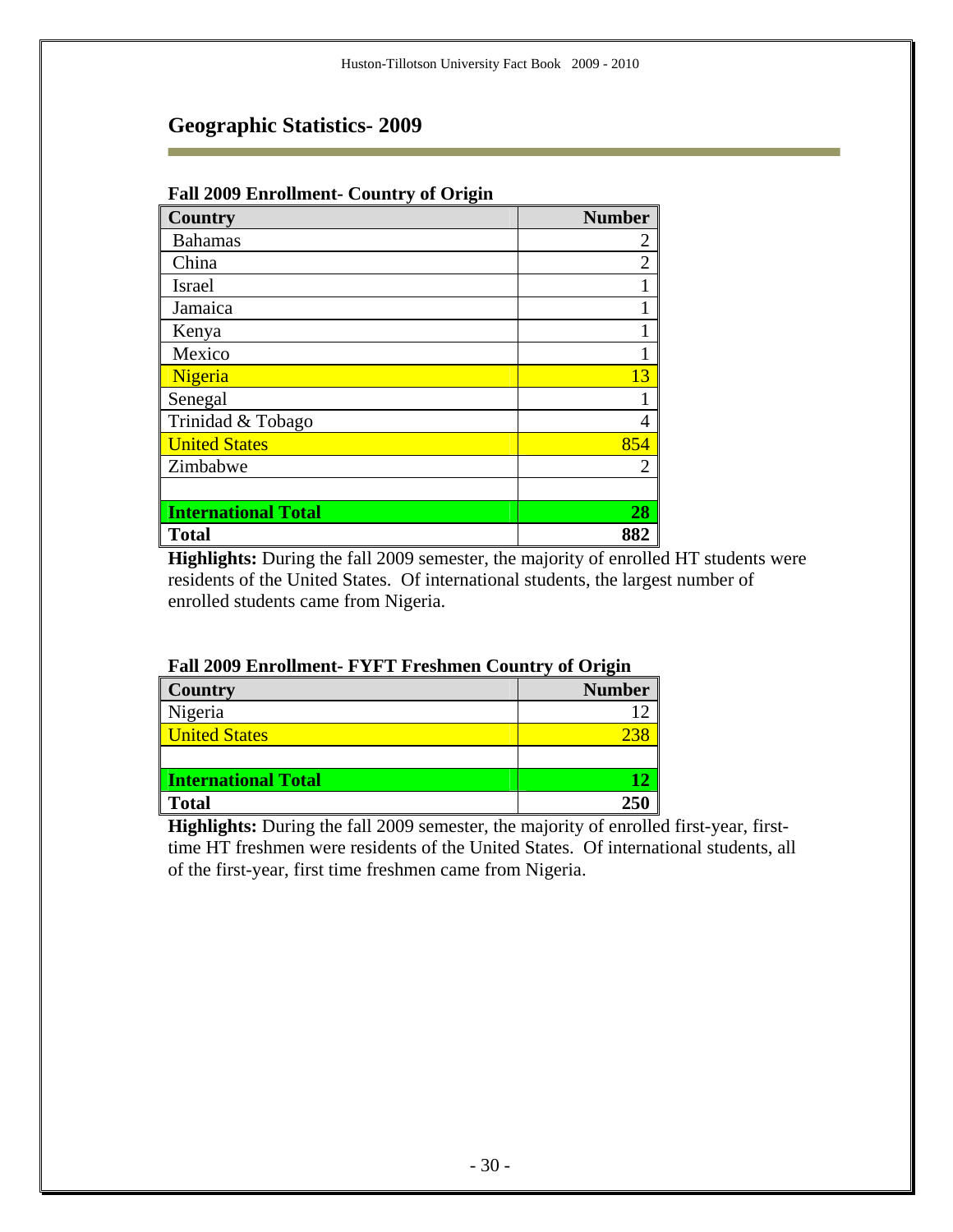## Geographic Statistics- 2009

**Fall 2009 Enrollment- Country of Origin**

| Country | Number |
|---|---|
| Bahamas | 2 |
| China | 2 |
| Israel | 1 |
| Jamaica | 1 |
| Kenya | 1 |
| Mexico | 1 |
| Nigeria | 13 |
| Senegal | 1 |
| Trinidad & Tobago | 4 |
| United States | 854 |
| Zimbabwe | 2 |
| | |
| **International Total** | **28** |
| **Total** | **882** |

**Highlights:** During the fall 2009 semester, the majority of enrolled HT students were residents of the United States. Of international students, the largest number of enrolled students came from Nigeria.

**Fall 2009 Enrollment- FYFT Freshmen Country of Origin**

| Country | Number |
|---|---|
| Nigeria | 12 |
| United States | 238 |
| | |
| **International Total** | **12** |
| **Total** | **250** |

**Highlights:** During the fall 2009 semester, the majority of enrolled first-year, first-time HT freshmen were residents of the United States. Of international students, all of the first-year, first time freshmen came from Nigeria.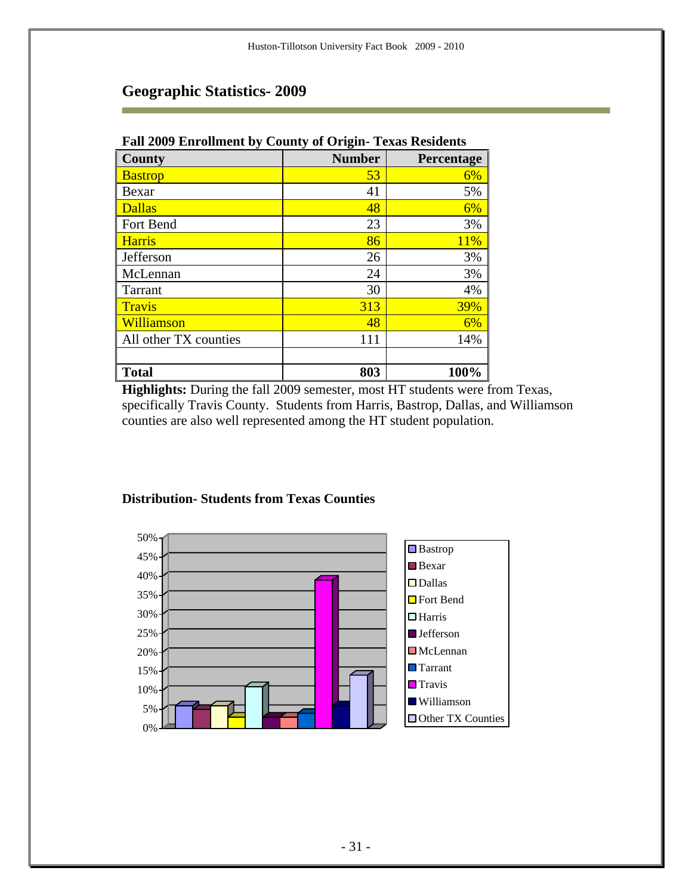## Geographic Statistics- 2009

**Fall 2009 Enrollment by County of Origin- Texas Residents**

| County | Number | Percentage |
|---|---|---|
| Bastrop | 53 | 6% |
| Bexar | 41 | 5% |
| Dallas | 48 | 6% |
| Fort Bend | 23 | 3% |
| Harris | 86 | 11% |
| Jefferson | 26 | 3% |
| McLennan | 24 | 3% |
| Tarrant | 30 | 4% |
| Travis | 313 | 39% |
| Williamson | 48 | 6% |
| All other TX counties | 111 | 14% |
| | | |
| **Total** | **803** | **100%** |

**Highlights:** During the fall 2009 semester, most HT students were from Texas, specifically Travis County. Students from Harris, Bastrop, Dallas, and Williamson counties are also well represented among the HT student population.

**Distribution- Students from Texas Counties**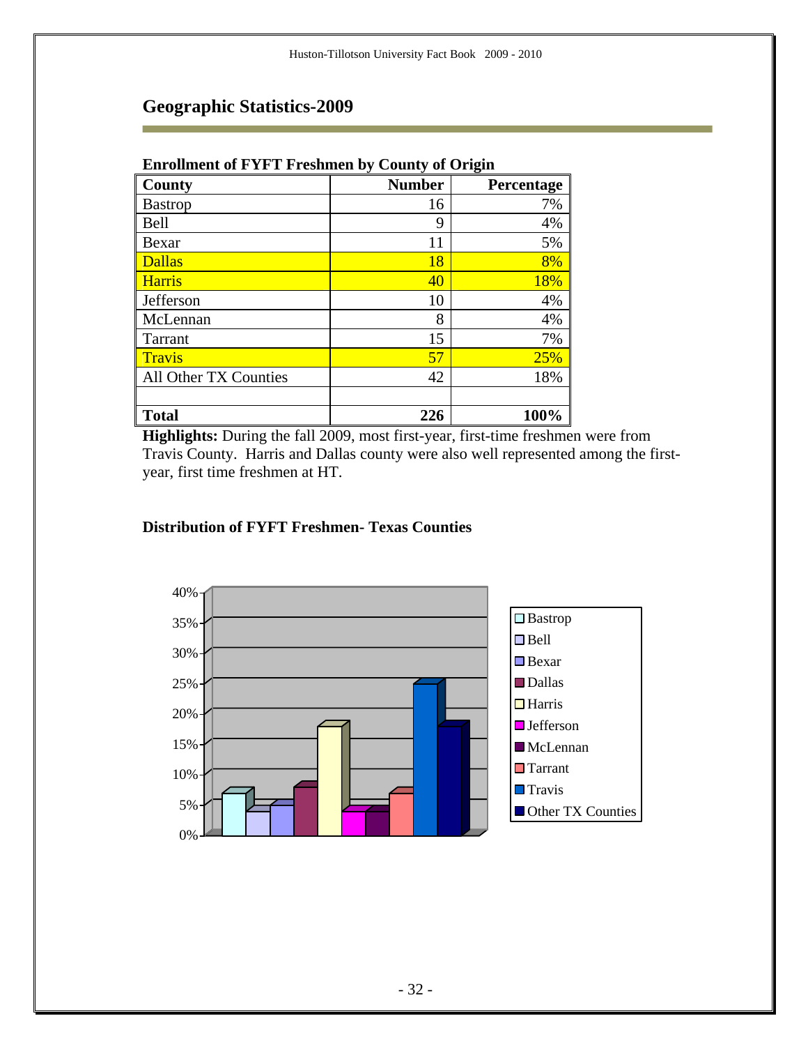## Geographic Statistics-2009

**Enrollment of FYFT Freshmen by County of Origin**

| County | Number | Percentage |
|---|---|---|
| Bastrop | 16 | 7% |
| Bell | 9 | 4% |
| Bexar | 11 | 5% |
| Dallas | 18 | 8% |
| Harris | 40 | 18% |
| Jefferson | 10 | 4% |
| McLennan | 8 | 4% |
| Tarrant | 15 | 7% |
| Travis | 57 | 25% |
| All Other TX Counties | 42 | 18% |
| | | |
| **Total** | **226** | **100%** |

**Highlights:** During the fall 2009, most first-year, first-time freshmen were from Travis County. Harris and Dallas county were also well represented among the first-year, first time freshmen at HT.

**Distribution of FYFT Freshmen- Texas Counties**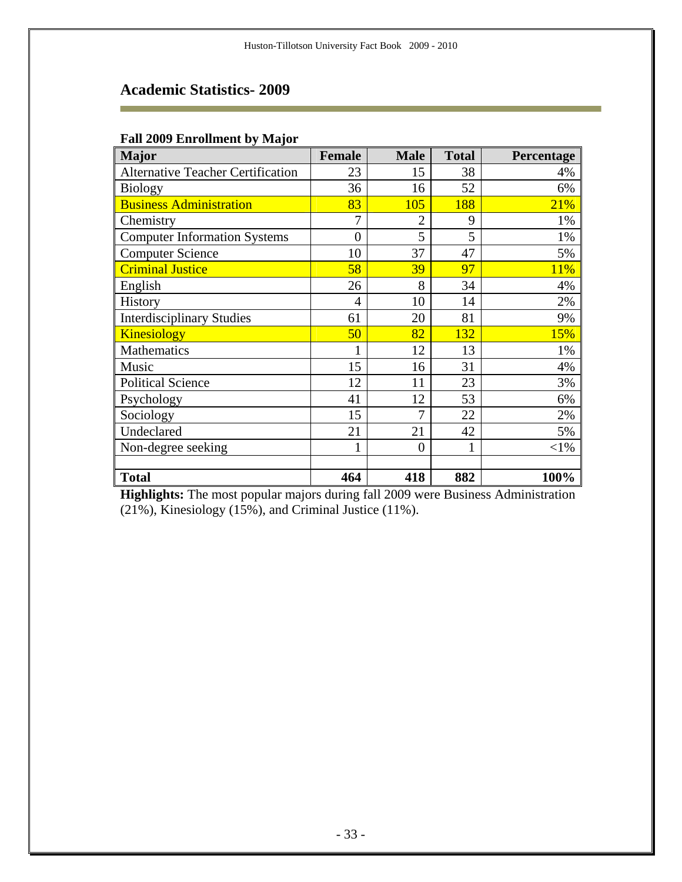## Academic Statistics- 2009

**Fall 2009 Enrollment by Major**

| Major | Female | Male | Total | Percentage |
|---|---|---|---|---|
| Alternative Teacher Certification | 23 | 15 | 38 | 4% |
| Biology | 36 | 16 | 52 | 6% |
| Business Administration | 83 | 105 | 188 | 21% |
| Chemistry | 7 | 2 | 9 | 1% |
| Computer Information Systems | 0 | 5 | 5 | 1% |
| Computer Science | 10 | 37 | 47 | 5% |
| Criminal Justice | 58 | 39 | 97 | 11% |
| English | 26 | 8 | 34 | 4% |
| History | 4 | 10 | 14 | 2% |
| Interdisciplinary Studies | 61 | 20 | 81 | 9% |
| Kinesiology | 50 | 82 | 132 | 15% |
| Mathematics | 1 | 12 | 13 | 1% |
| Music | 15 | 16 | 31 | 4% |
| Political Science | 12 | 11 | 23 | 3% |
| Psychology | 41 | 12 | 53 | 6% |
| Sociology | 15 | 7 | 22 | 2% |
| Undeclared | 21 | 21 | 42 | 5% |
| Non-degree seeking | 1 | 0 | 1 | <1% |
| | | | | |
| **Total** | **464** | **418** | **882** | **100%** |

**Highlights:** The most popular majors during fall 2009 were Business Administration (21%), Kinesiology (15%), and Criminal Justice (11%).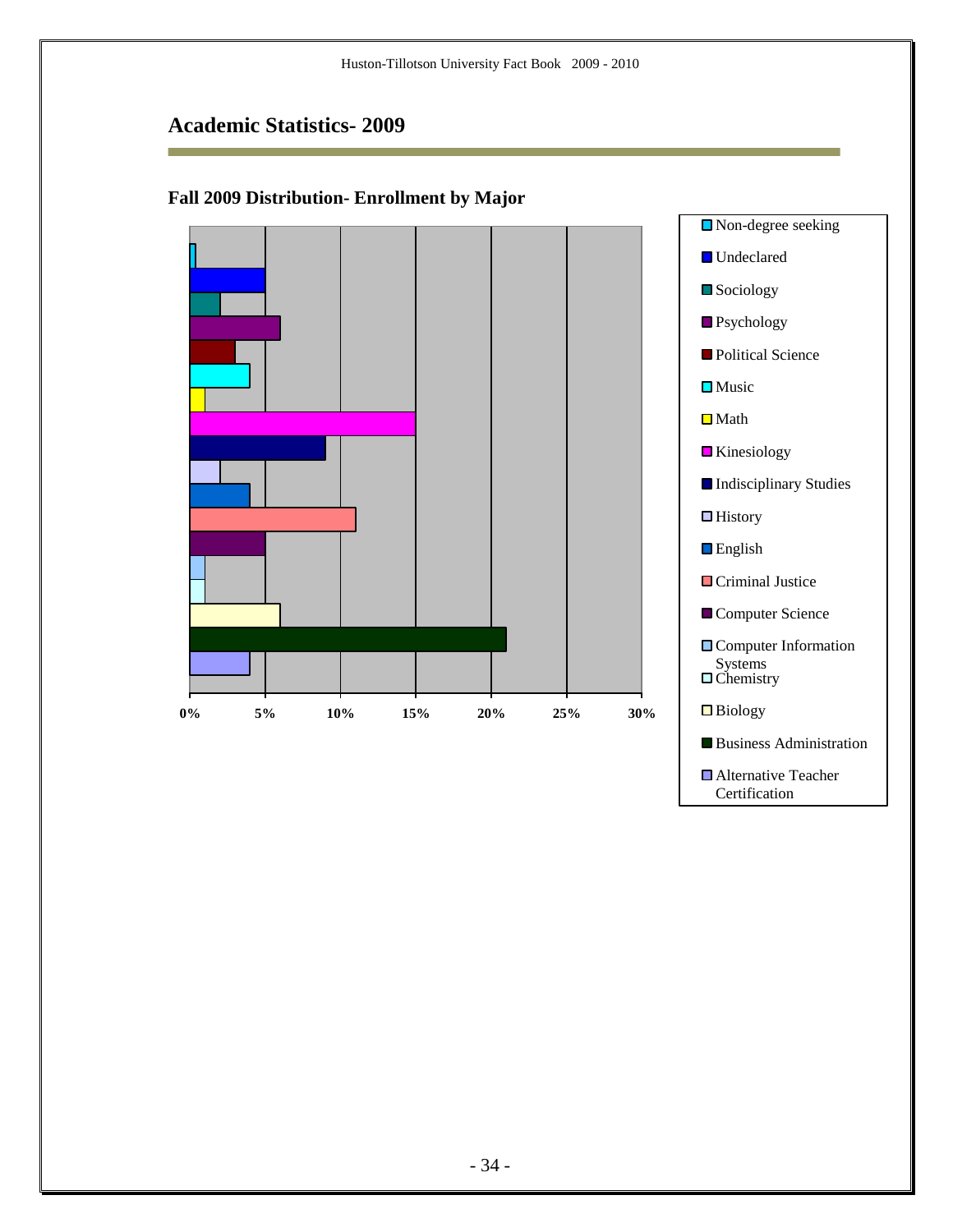## Academic Statistics- 2009

### Fall 2009 Distribution- Enrollment by Major

| Major | Approximate % |
|---|---|
| Non-degree seeking | 0.4% |
| Undeclared | 5% |
| Sociology | 2% |
| Psychology | 6% |
| Political Science | 3% |
| Music | 4% |
| Math | 1% |
| Kinesiology | 15% |
| Indisciplinary Studies | 9% |
| History | 2% |
| English | 4% |
| Criminal Justice | 11% |
| Computer Science | 5% |
| Computer Information Systems | 1% |
| Chemistry | 1% |
| Biology | 6% |
| Business Administration | 21% |
| Alternative Teacher Certification | 4% |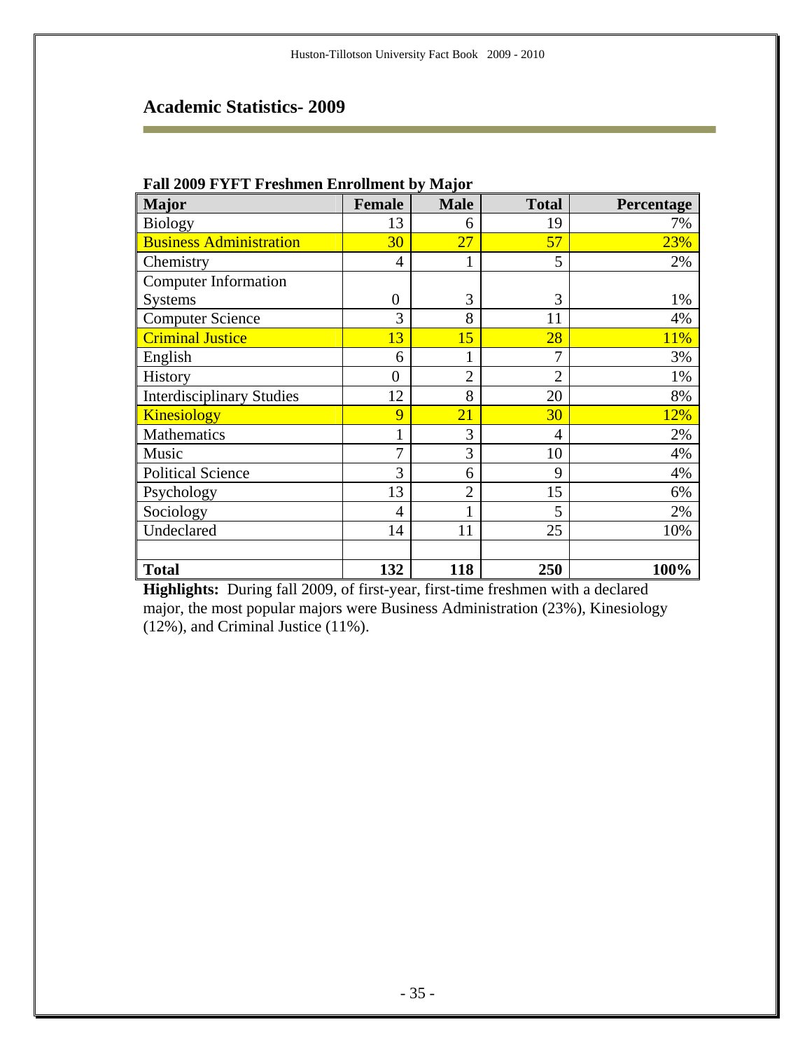## Academic Statistics- 2009

**Fall 2009 FYFT Freshmen Enrollment by Major**

| Major | Female | Male | Total | Percentage |
|---|---|---|---|---|
| Biology | 13 | 6 | 19 | 7% |
| Business Administration | 30 | 27 | 57 | 23% |
| Chemistry | 4 | 1 | 5 | 2% |
| Computer Information Systems | 0 | 3 | 3 | 1% |
| Computer Science | 3 | 8 | 11 | 4% |
| Criminal Justice | 13 | 15 | 28 | 11% |
| English | 6 | 1 | 7 | 3% |
| History | 0 | 2 | 2 | 1% |
| Interdisciplinary Studies | 12 | 8 | 20 | 8% |
| Kinesiology | 9 | 21 | 30 | 12% |
| Mathematics | 1 | 3 | 4 | 2% |
| Music | 7 | 3 | 10 | 4% |
| Political Science | 3 | 6 | 9 | 4% |
| Psychology | 13 | 2 | 15 | 6% |
| Sociology | 4 | 1 | 5 | 2% |
| Undeclared | 14 | 11 | 25 | 10% |
| | | | | |
| **Total** | **132** | **118** | **250** | **100%** |

**Highlights:** During fall 2009, of first-year, first-time freshmen with a declared major, the most popular majors were Business Administration (23%), Kinesiology (12%), and Criminal Justice (11%).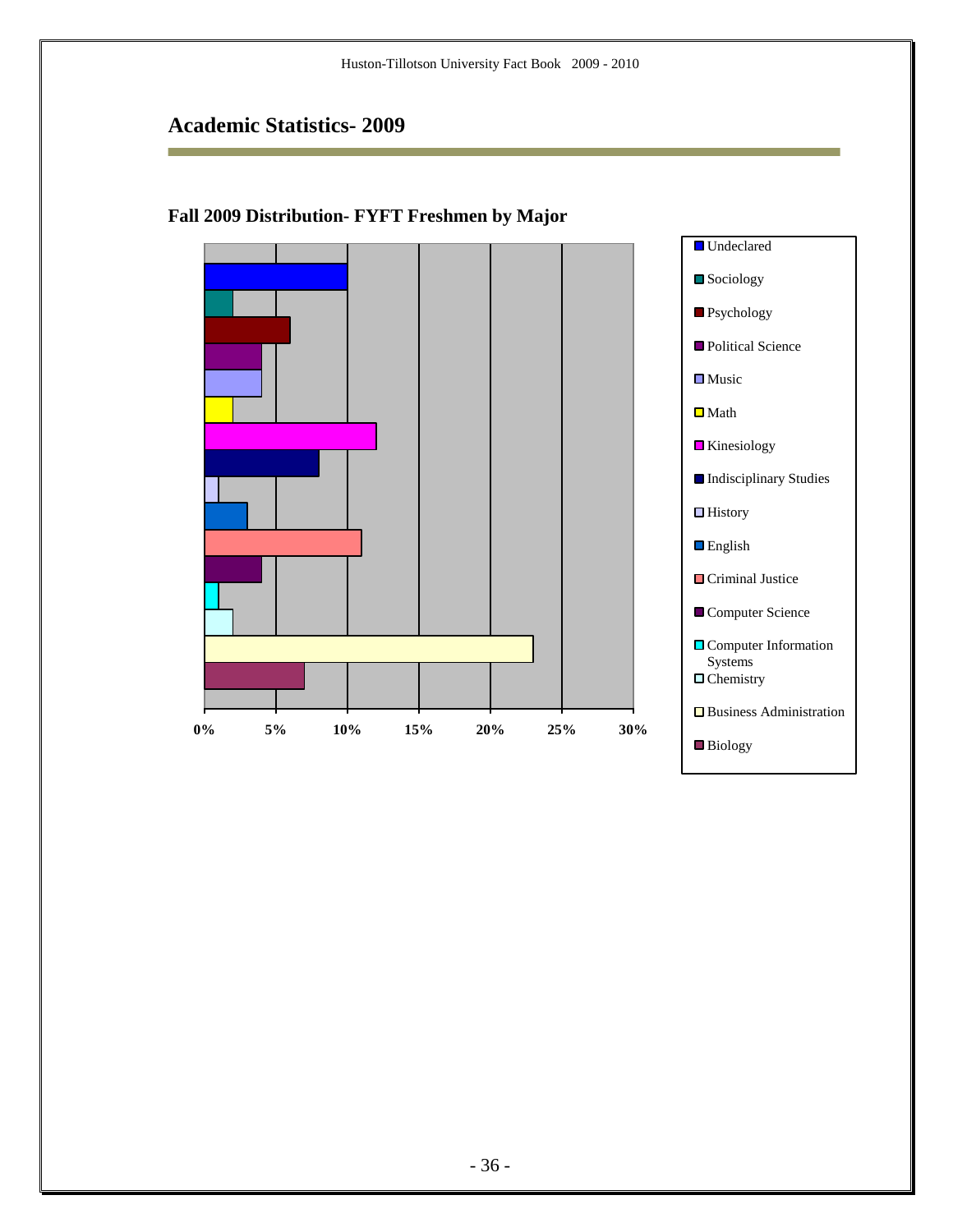## Academic Statistics- 2009

### Fall 2009 Distribution- FYFT Freshmen by Major

| Major | Percent |
| --- | --- |
| Undeclared | 10% |
| Sociology | 2% |
| Psychology | 6% |
| Political Science | 4% |
| Music | 4% |
| Math | 2% |
| Kinesiology | 12% |
| Indisciplinary Studies | 8% |
| History | 1% |
| English | 3% |
| Criminal Justice | 11% |
| Computer Science | 4% |
| Computer Information Systems | 1% |
| Chemistry | 2% |
| Business Administration | 23% |
| Biology | 7% |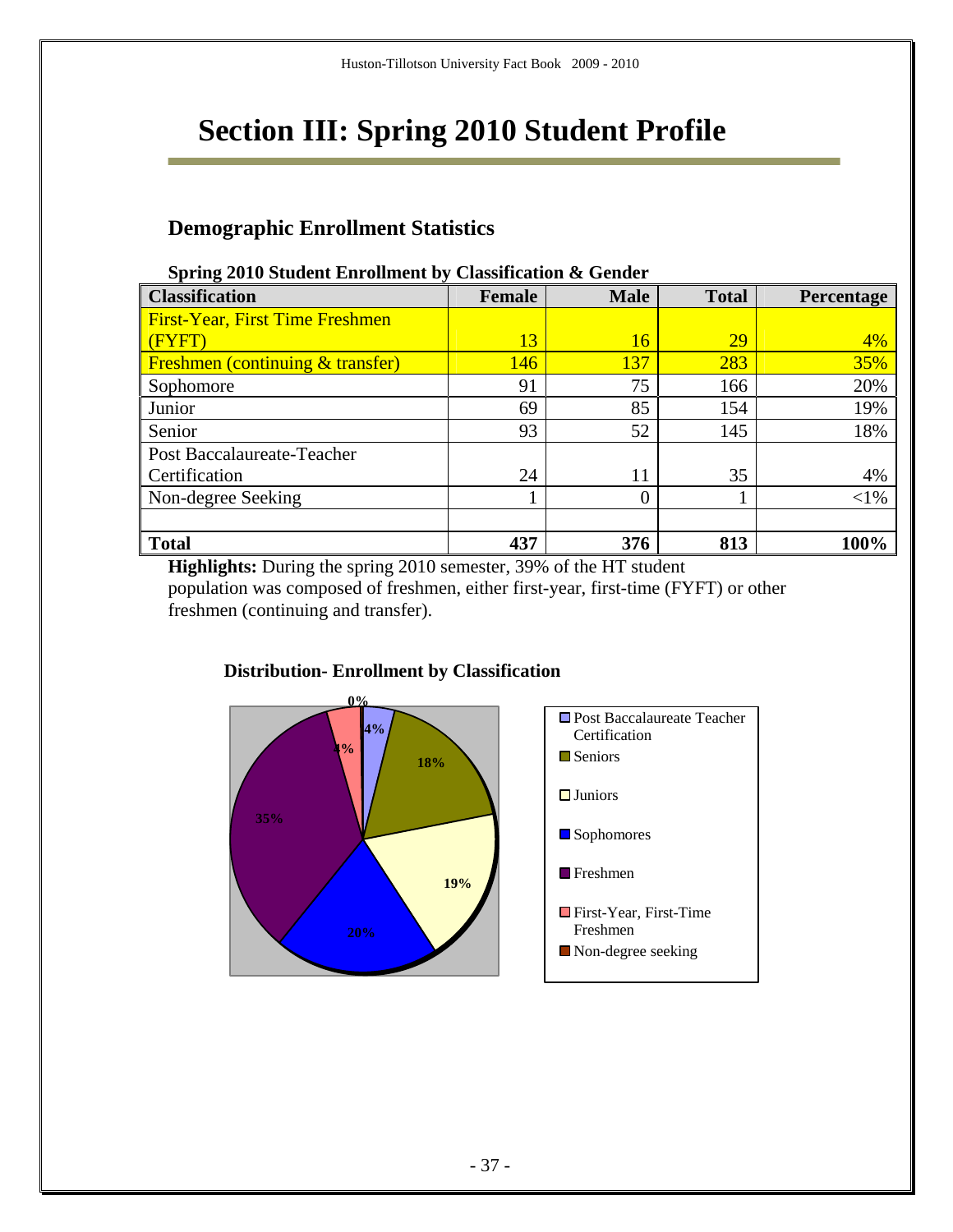# Section III: Spring 2010 Student Profile

## Demographic Enrollment Statistics

**Spring 2010 Student Enrollment by Classification & Gender**

| Classification | Female | Male | Total | Percentage |
|---|---|---|---|---|
| First-Year, First Time Freshmen (FYFT) | 13 | 16 | 29 | 4% |
| Freshmen (continuing & transfer) | 146 | 137 | 283 | 35% |
| Sophomore | 91 | 75 | 166 | 20% |
| Junior | 69 | 85 | 154 | 19% |
| Senior | 93 | 52 | 145 | 18% |
| Post Baccalaureate-Teacher Certification | 24 | 11 | 35 | 4% |
| Non-degree Seeking | 1 | 0 | 1 | <1% |
| | | | | |
| **Total** | **437** | **376** | **813** | **100%** |

**Highlights:** During the spring 2010 semester, 39% of the HT student population was composed of freshmen, either first-year, first-time (FYFT) or other freshmen (continuing and transfer).

**Distribution- Enrollment by Classification**

| Classification | Percentage |
|---|---|
| Post Baccalaureate Teacher Certification | 4% |
| Seniors | 18% |
| Juniors | 19% |
| Sophomores | 20% |
| Freshmen | 35% |
| First-Year, First-Time Freshmen | 4% |
| Non-degree seeking | 0% |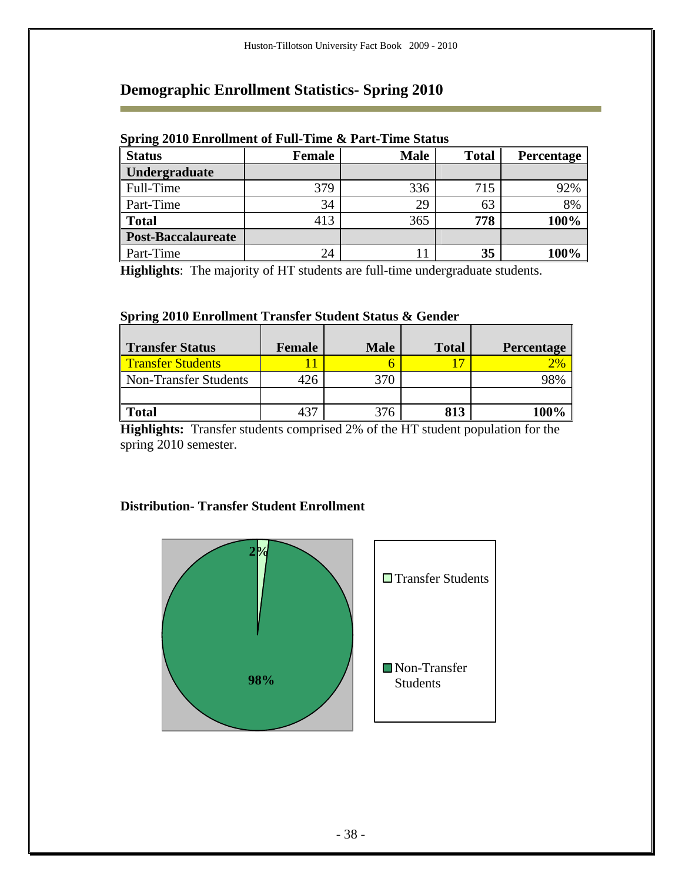# Demographic Enrollment Statistics- Spring 2010

**Spring 2010 Enrollment of Full-Time & Part-Time Status**

| Status | Female | Male | Total | Percentage |
|---|---|---|---|---|
| **Undergraduate** | | | | |
| Full-Time | 379 | 336 | 715 | 92% |
| Part-Time | 34 | 29 | 63 | 8% |
| **Total** | 413 | 365 | **778** | **100%** |
| **Post-Baccalaureate** | | | | |
| Part-Time | 24 | 11 | **35** | **100%** |

**Highlights**: The majority of HT students are full-time undergraduate students.

**Spring 2010 Enrollment Transfer Student Status & Gender**

| Transfer Status | Female | Male | Total | Percentage |
|---|---|---|---|---|
| Transfer Students | 11 | 6 | 17 | 2% |
| Non-Transfer Students | 426 | 370 | | 98% |
| | | | | |
| **Total** | 437 | 376 | **813** | **100%** |

**Highlights:** Transfer students comprised 2% of the HT student population for the spring 2010 semester.

**Distribution- Transfer Student Enrollment**

- Transfer Students: 2%
- Non-Transfer Students: 98%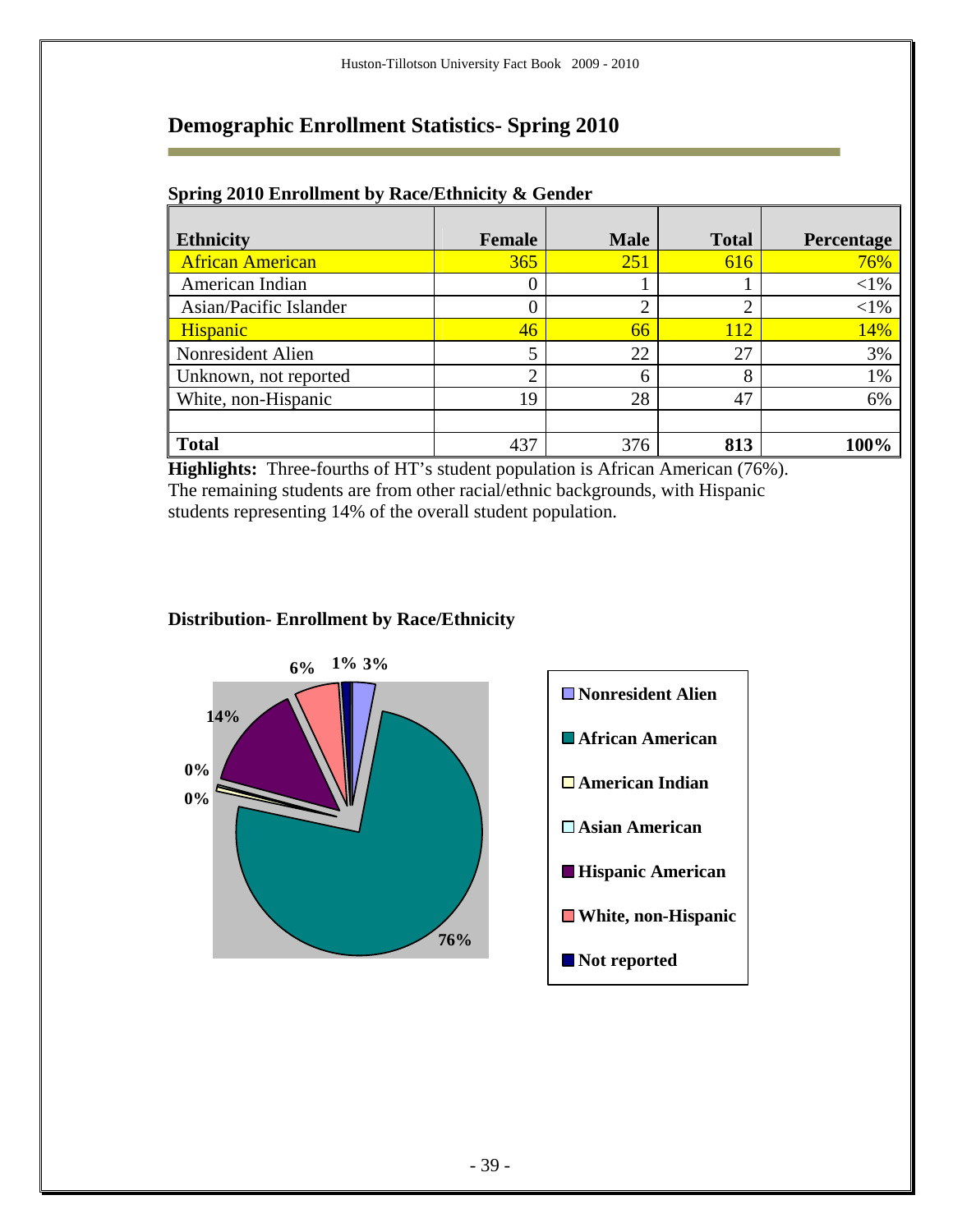# Demographic Enrollment Statistics- Spring 2010

**Spring 2010 Enrollment by Race/Ethnicity & Gender**

| Ethnicity | Female | Male | Total | Percentage |
|---|---|---|---|---|
| African American | 365 | 251 | 616 | 76% |
| American Indian | 0 | 1 | 1 | <1% |
| Asian/Pacific Islander | 0 | 2 | 2 | <1% |
| Hispanic | 46 | 66 | 112 | 14% |
| Nonresident Alien | 5 | 22 | 27 | 3% |
| Unknown, not reported | 2 | 6 | 8 | 1% |
| White, non-Hispanic | 19 | 28 | 47 | 6% |
| | | | | |
| **Total** | 437 | 376 | **813** | **100%** |

**Highlights:** Three-fourths of HT's student population is African American (76%). The remaining students are from other racial/ethnic backgrounds, with Hispanic students representing 14% of the overall student population.

**Distribution- Enrollment by Race/Ethnicity**

| Category | Percentage |
|---|---|
| Nonresident Alien | 3% |
| African American | 76% |
| American Indian | 0% |
| Asian American | 0% |
| Hispanic American | 14% |
| White, non-Hispanic | 6% |
| Not reported | 1% |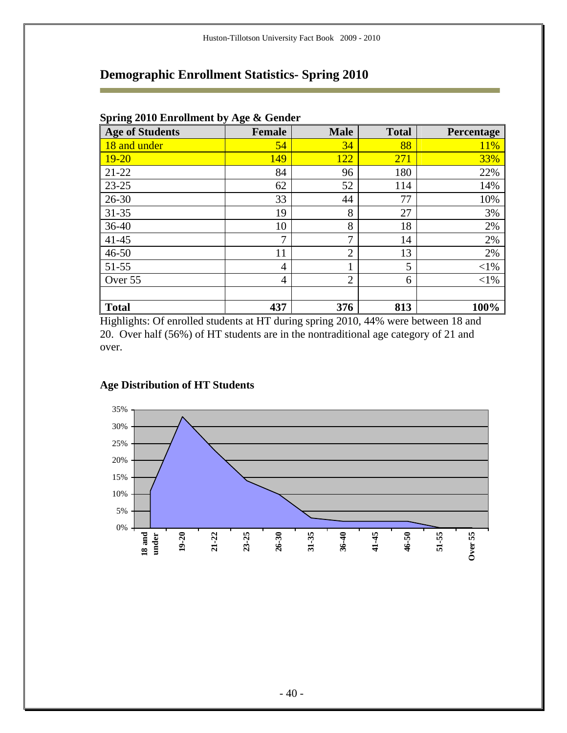## Demographic Enrollment Statistics- Spring 2010

**Spring 2010 Enrollment by Age & Gender**

| Age of Students | Female | Male | Total | Percentage |
|---|---|---|---|---|
| 18 and under | 54 | 34 | 88 | 11% |
| 19-20 | 149 | 122 | 271 | 33% |
| 21-22 | 84 | 96 | 180 | 22% |
| 23-25 | 62 | 52 | 114 | 14% |
| 26-30 | 33 | 44 | 77 | 10% |
| 31-35 | 19 | 8 | 27 | 3% |
| 36-40 | 10 | 8 | 18 | 2% |
| 41-45 | 7 | 7 | 14 | 2% |
| 46-50 | 11 | 2 | 13 | 2% |
| 51-55 | 4 | 1 | 5 | <1% |
| Over 55 | 4 | 2 | 6 | <1% |
| | | | | |
| **Total** | **437** | **376** | **813** | **100%** |

Highlights: Of enrolled students at HT during spring 2010, 44% were between 18 and 20. Over half (56%) of HT students are in the nontraditional age category of 21 and over.

**Age Distribution of HT Students**

| Age Group | Percentage |
|---|---|
| 18 and under | 11% |
| 19-20 | 33% |
| 21-22 | 22% |
| 23-25 | 14% |
| 26-30 | 10% |
| 31-35 | 3% |
| 36-40 | 2% |
| 41-45 | 2% |
| 46-50 | 2% |
| 51-55 | <1% |
| Over 55 | <1% |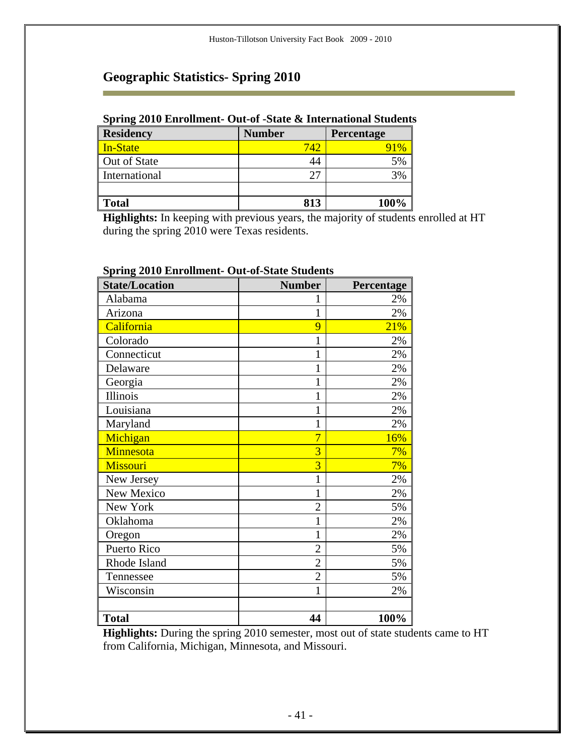## Geographic Statistics- Spring 2010

**Spring 2010 Enrollment- Out-of -State & International Students**

| Residency | Number | Percentage |
|---|---|---|
| In-State | 742 | 91% |
| Out of State | 44 | 5% |
| International | 27 | 3% |
| | | |
| **Total** | **813** | **100%** |

**Highlights:** In keeping with previous years, the majority of students enrolled at HT during the spring 2010 were Texas residents.

**Spring 2010 Enrollment- Out-of-State Students**

| State/Location | Number | Percentage |
|---|---|---|
| Alabama | 1 | 2% |
| Arizona | 1 | 2% |
| California | 9 | 21% |
| Colorado | 1 | 2% |
| Connecticut | 1 | 2% |
| Delaware | 1 | 2% |
| Georgia | 1 | 2% |
| Illinois | 1 | 2% |
| Louisiana | 1 | 2% |
| Maryland | 1 | 2% |
| Michigan | 7 | 16% |
| Minnesota | 3 | 7% |
| Missouri | 3 | 7% |
| New Jersey | 1 | 2% |
| New Mexico | 1 | 2% |
| New York | 2 | 5% |
| Oklahoma | 1 | 2% |
| Oregon | 1 | 2% |
| Puerto Rico | 2 | 5% |
| Rhode Island | 2 | 5% |
| Tennessee | 2 | 5% |
| Wisconsin | 1 | 2% |
| | | |
| **Total** | **44** | **100%** |

**Highlights:** During the spring 2010 semester, most out of state students came to HT from California, Michigan, Minnesota, and Missouri.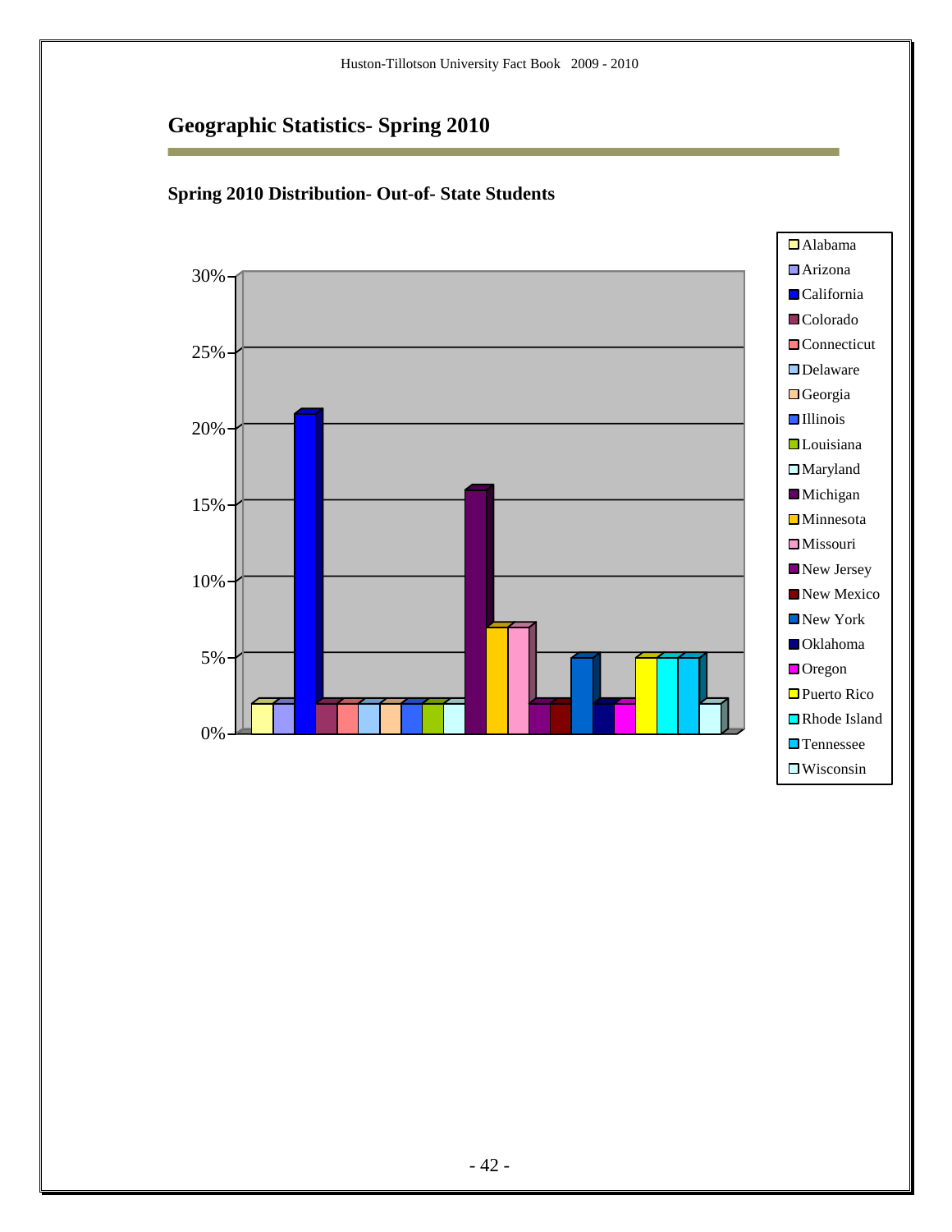## Geographic Statistics- Spring 2010

### Spring 2010 Distribution- Out-of- State Students

30%
25%
20%
15%
10%
5%
0%

- Alabama
- Arizona
- California
- Colorado
- Connecticut
- Delaware
- Georgia
- Illinois
- Louisiana
- Maryland
- Michigan
- Minnesota
- Missouri
- New Jersey
- New Mexico
- New York
- Oklahoma
- Oregon
- Puerto Rico
- Rhode Island
- Tennessee
- Wisconsin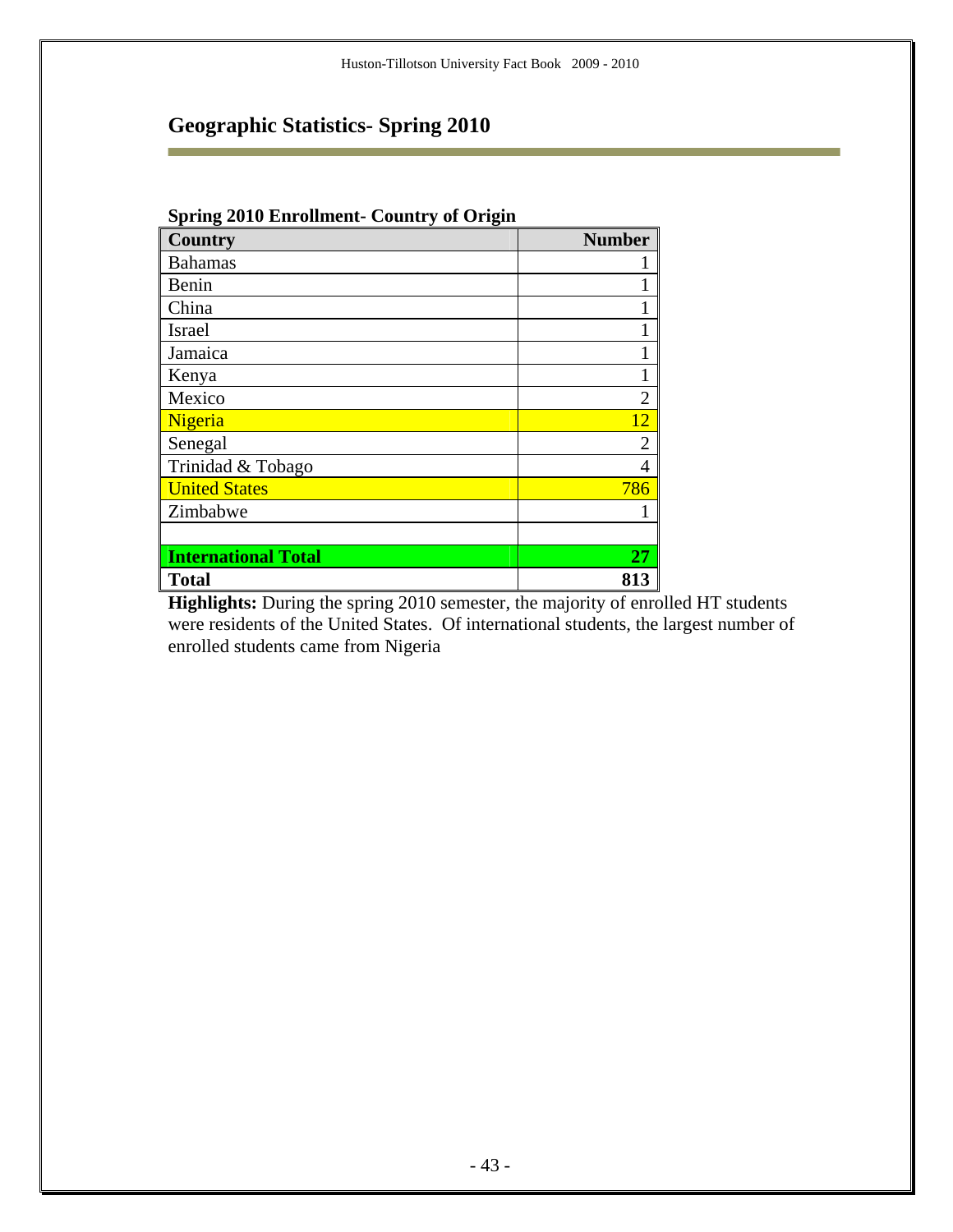## Geographic Statistics- Spring 2010

**Spring 2010 Enrollment- Country of Origin**

| Country | Number |
|---|---|
| Bahamas | 1 |
| Benin | 1 |
| China | 1 |
| Israel | 1 |
| Jamaica | 1 |
| Kenya | 1 |
| Mexico | 2 |
| Nigeria | 12 |
| Senegal | 2 |
| Trinidad & Tobago | 4 |
| United States | 786 |
| Zimbabwe | 1 |
| | |
| **International Total** | **27** |
| **Total** | **813** |

**Highlights:** During the spring 2010 semester, the majority of enrolled HT students were residents of the United States. Of international students, the largest number of enrolled students came from Nigeria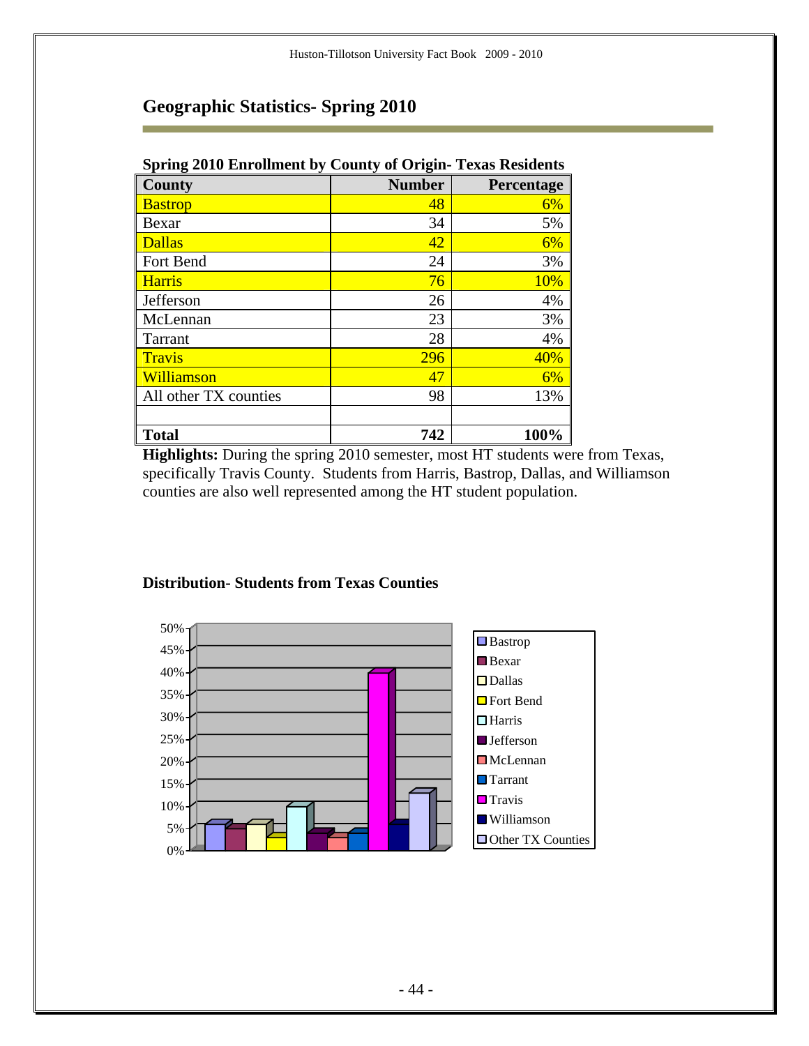## Geographic Statistics- Spring 2010

**Spring 2010 Enrollment by County of Origin- Texas Residents**

| County | Number | Percentage |
|---|---|---|
| Bastrop | 48 | 6% |
| Bexar | 34 | 5% |
| Dallas | 42 | 6% |
| Fort Bend | 24 | 3% |
| Harris | 76 | 10% |
| Jefferson | 26 | 4% |
| McLennan | 23 | 3% |
| Tarrant | 28 | 4% |
| Travis | 296 | 40% |
| Williamson | 47 | 6% |
| All other TX counties | 98 | 13% |
| | | |
| **Total** | **742** | **100%** |

**Highlights:** During the spring 2010 semester, most HT students were from Texas, specifically Travis County. Students from Harris, Bastrop, Dallas, and Williamson counties are also well represented among the HT student population.

**Distribution- Students from Texas Counties**

| County | Percentage |
|---|---|
| Bastrop | 6% |
| Bexar | 5% |
| Dallas | 6% |
| Fort Bend | 3% |
| Harris | 10% |
| Jefferson | 4% |
| McLennan | 3% |
| Tarrant | 4% |
| Travis | 40% |
| Williamson | 6% |
| Other TX Counties | 13% |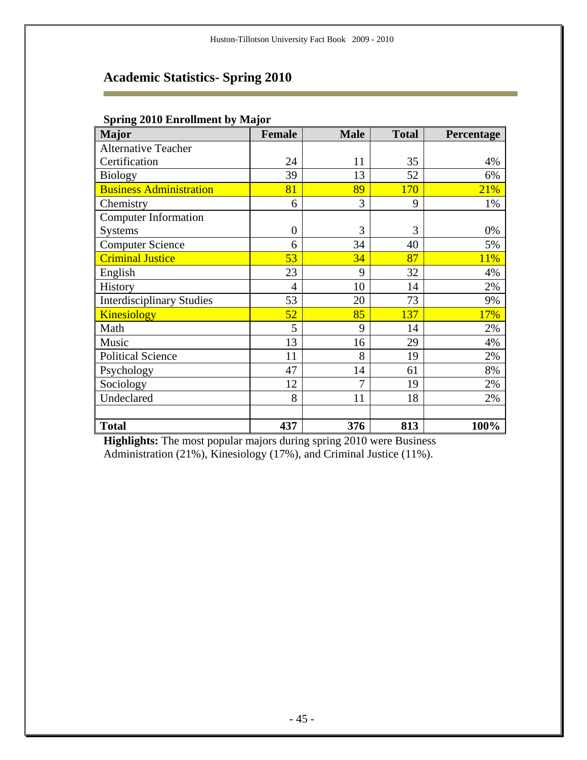## Academic Statistics- Spring 2010

**Spring 2010 Enrollment by Major**

| Major | Female | Male | Total | Percentage |
|---|---|---|---|---|
| Alternative Teacher Certification | 24 | 11 | 35 | 4% |
| Biology | 39 | 13 | 52 | 6% |
| Business Administration | 81 | 89 | 170 | 21% |
| Chemistry | 6 | 3 | 9 | 1% |
| Computer Information Systems | 0 | 3 | 3 | 0% |
| Computer Science | 6 | 34 | 40 | 5% |
| Criminal Justice | 53 | 34 | 87 | 11% |
| English | 23 | 9 | 32 | 4% |
| History | 4 | 10 | 14 | 2% |
| Interdisciplinary Studies | 53 | 20 | 73 | 9% |
| Kinesiology | 52 | 85 | 137 | 17% |
| Math | 5 | 9 | 14 | 2% |
| Music | 13 | 16 | 29 | 4% |
| Political Science | 11 | 8 | 19 | 2% |
| Psychology | 47 | 14 | 61 | 8% |
| Sociology | 12 | 7 | 19 | 2% |
| Undeclared | 8 | 11 | 18 | 2% |
| | | | | |
| **Total** | **437** | **376** | **813** | **100%** |

**Highlights:** The most popular majors during spring 2010 were Business Administration (21%), Kinesiology (17%), and Criminal Justice (11%).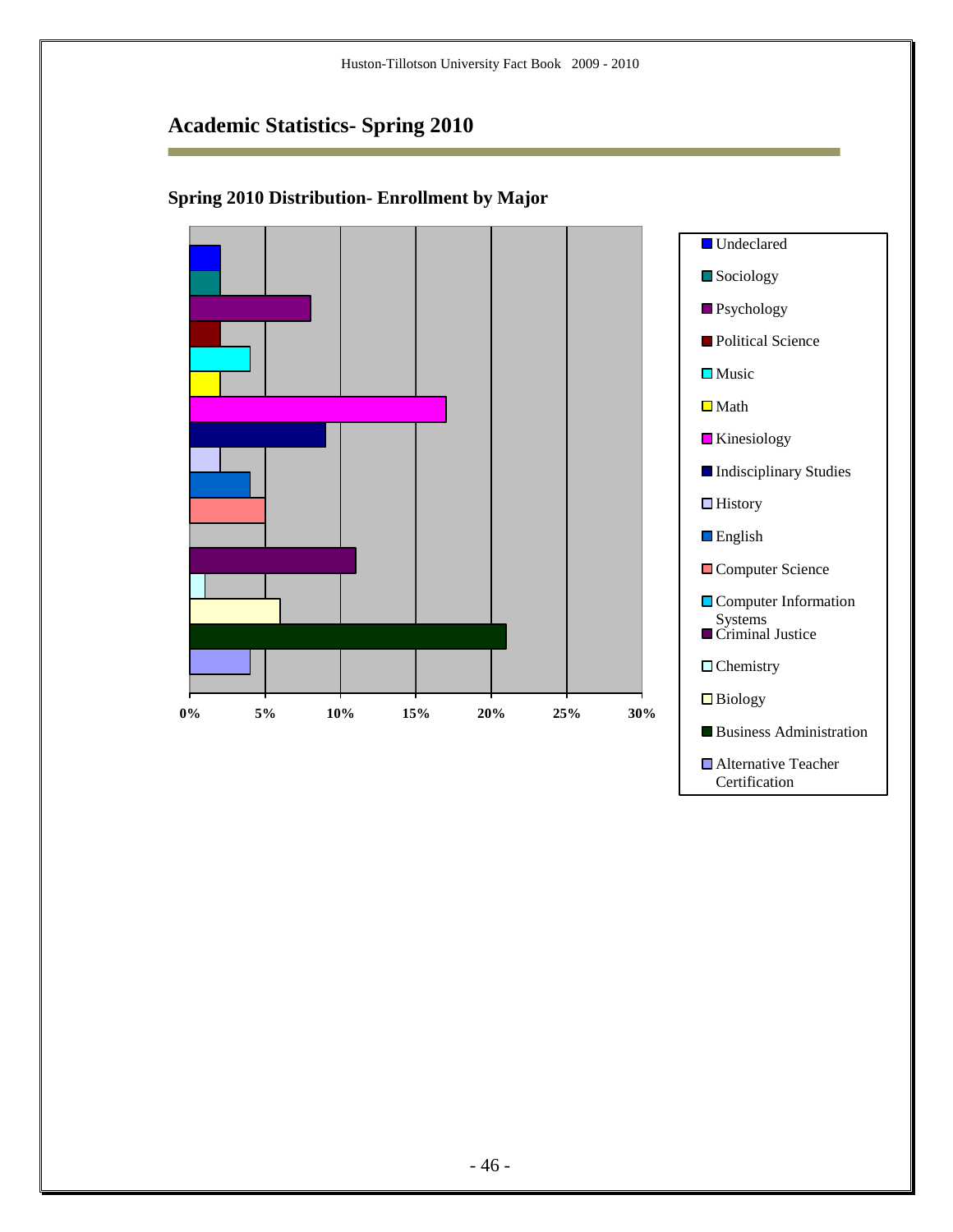## Academic Statistics- Spring 2010

### Spring 2010 Distribution- Enrollment by Major

| Major | Percentage |
| --- | --- |
| Undeclared | 2% |
| Sociology | 2% |
| Psychology | 8% |
| Political Science | 2% |
| Music | 4% |
| Math | 2% |
| Kinesiology | 17% |
| Indisciplinary Studies | 9% |
| History | 2% |
| English | 4% |
| Computer Science | 5% |
| Computer Information Systems | 0% |
| Criminal Justice | 11% |
| Chemistry | 1% |
| Biology | 6% |
| Business Administration | 21% |
| Alternative Teacher Certification | 4% |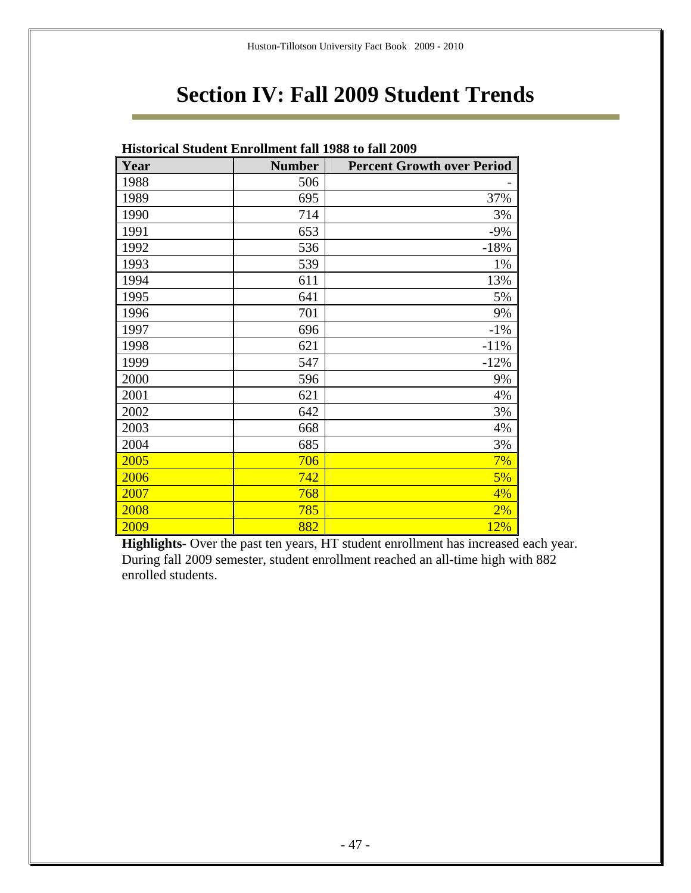# Section IV: Fall 2009 Student Trends

**Historical Student Enrollment fall 1988 to fall 2009**

| Year | Number | Percent Growth over Period |
|---|---|---|
| 1988 | 506 | - |
| 1989 | 695 | 37% |
| 1990 | 714 | 3% |
| 1991 | 653 | -9% |
| 1992 | 536 | -18% |
| 1993 | 539 | 1% |
| 1994 | 611 | 13% |
| 1995 | 641 | 5% |
| 1996 | 701 | 9% |
| 1997 | 696 | -1% |
| 1998 | 621 | -11% |
| 1999 | 547 | -12% |
| 2000 | 596 | 9% |
| 2001 | 621 | 4% |
| 2002 | 642 | 3% |
| 2003 | 668 | 4% |
| 2004 | 685 | 3% |
| 2005 | 706 | 7% |
| 2006 | 742 | 5% |
| 2007 | 768 | 4% |
| 2008 | 785 | 2% |
| 2009 | 882 | 12% |

**Highlights**- Over the past ten years, HT student enrollment has increased each year. During fall 2009 semester, student enrollment reached an all-time high with 882 enrolled students.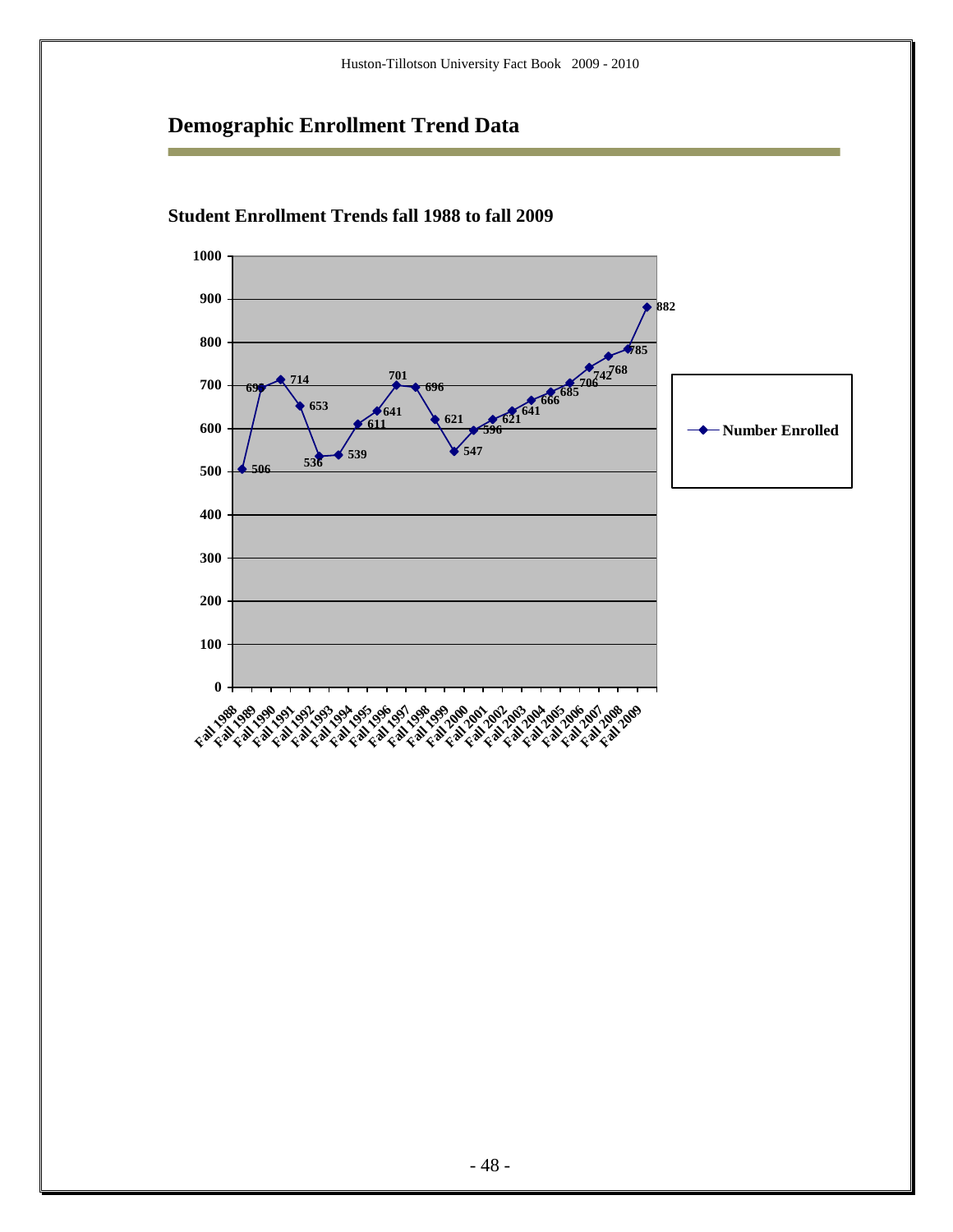# Demographic Enrollment Trend Data

## Student Enrollment Trends fall 1988 to fall 2009

| Term | Number Enrolled |
|---|---|
| Fall 1988 | 506 |
| Fall 1989 | 69 |
| Fall 1990 | 714 |
| Fall 1991 | 653 |
| Fall 1992 | 536 |
| Fall 1993 | 539 |
| Fall 1994 | 611 |
| Fall 1995 | 641 |
| Fall 1996 | 701 |
| Fall 1997 | 696 |
| Fall 1998 | 621 |
| Fall 1999 | 547 |
| Fall 2000 | 596 |
| Fall 2001 | 621 |
| Fall 2002 | 641 |
| Fall 2003 | 666 |
| Fall 2004 | 685 |
| Fall 2005 | 706 |
| Fall 2006 | 742 |
| Fall 2007 | 768 |
| Fall 2008 | 785 |
| Fall 2009 | 882 |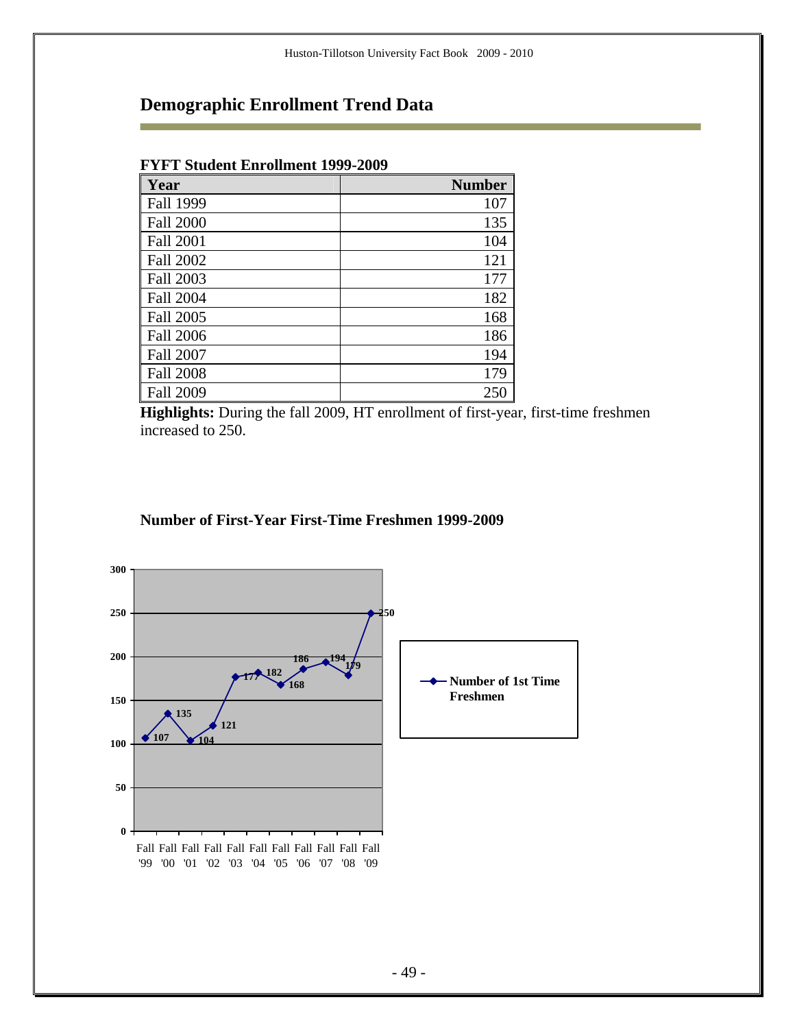## Demographic Enrollment Trend Data

**FYFT Student Enrollment 1999-2009**

| Year | Number |
|---|---|
| Fall 1999 | 107 |
| Fall 2000 | 135 |
| Fall 2001 | 104 |
| Fall 2002 | 121 |
| Fall 2003 | 177 |
| Fall 2004 | 182 |
| Fall 2005 | 168 |
| Fall 2006 | 186 |
| Fall 2007 | 194 |
| Fall 2008 | 179 |
| Fall 2009 | 250 |

**Highlights:** During the fall 2009, HT enrollment of first-year, first-time freshmen increased to 250.

**Number of First-Year First-Time Freshmen 1999-2009**

| Year | Number of 1st Time Freshmen |
|---|---|
| Fall '99 | 107 |
| Fall '00 | 135 |
| Fall '01 | 104 |
| Fall '02 | 121 |
| Fall '03 | 177 |
| Fall '04 | 182 |
| Fall '05 | 168 |
| Fall '06 | 186 |
| Fall '07 | 194 |
| Fall '08 | 179 |
| Fall '09 | 250 |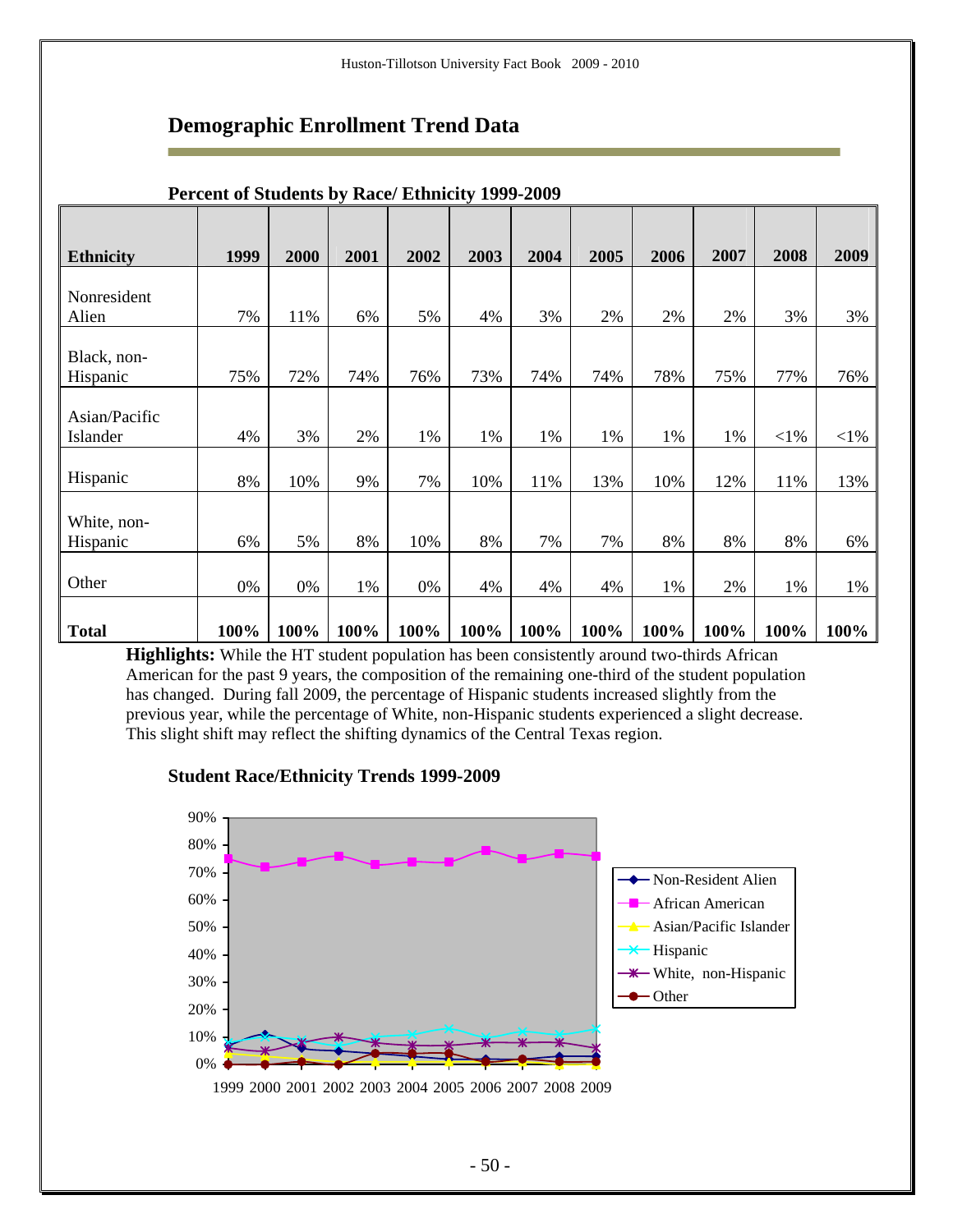## Demographic Enrollment Trend Data

**Percent of Students by Race/ Ethnicity 1999-2009**

| Ethnicity | 1999 | 2000 | 2001 | 2002 | 2003 | 2004 | 2005 | 2006 | 2007 | 2008 | 2009 |
|---|---|---|---|---|---|---|---|---|---|---|---|
| Nonresident Alien | 7% | 11% | 6% | 5% | 4% | 3% | 2% | 2% | 2% | 3% | 3% |
| Black, non-Hispanic | 75% | 72% | 74% | 76% | 73% | 74% | 74% | 78% | 75% | 77% | 76% |
| Asian/Pacific Islander | 4% | 3% | 2% | 1% | 1% | 1% | 1% | 1% | 1% | <1% | <1% |
| Hispanic | 8% | 10% | 9% | 7% | 10% | 11% | 13% | 10% | 12% | 11% | 13% |
| White, non-Hispanic | 6% | 5% | 8% | 10% | 8% | 7% | 7% | 8% | 8% | 8% | 6% |
| Other | 0% | 0% | 1% | 0% | 4% | 4% | 4% | 1% | 2% | 1% | 1% |
| **Total** | **100%** | **100%** | **100%** | **100%** | **100%** | **100%** | **100%** | **100%** | **100%** | **100%** | **100%** |

**Highlights:** While the HT student population has been consistently around two-thirds African American for the past 9 years, the composition of the remaining one-third of the student population has changed. During fall 2009, the percentage of Hispanic students increased slightly from the previous year, while the percentage of White, non-Hispanic students experienced a slight decrease. This slight shift may reflect the shifting dynamics of the Central Texas region.

**Student Race/Ethnicity Trends 1999-2009**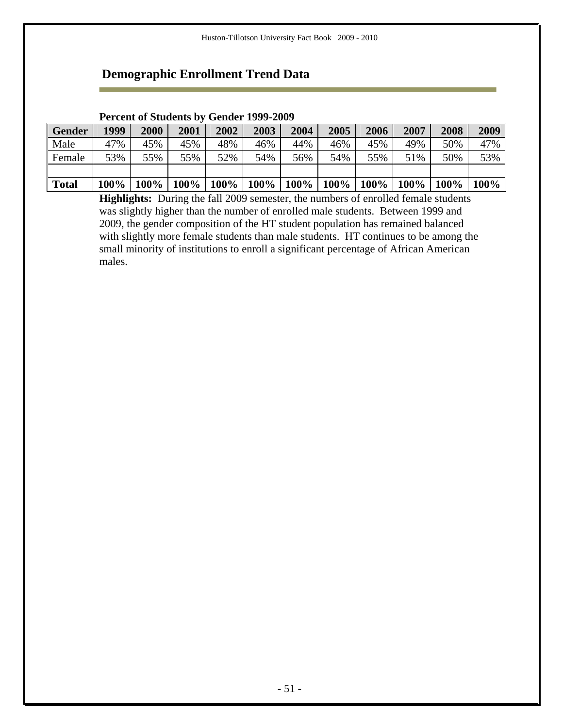## Demographic Enrollment Trend Data

**Percent of Students by Gender 1999-2009**

| Gender | 1999 | 2000 | 2001 | 2002 | 2003 | 2004 | 2005 | 2006 | 2007 | 2008 | 2009 |
|---|---|---|---|---|---|---|---|---|---|---|---|
| Male | 47% | 45% | 45% | 48% | 46% | 44% | 46% | 45% | 49% | 50% | 47% |
| Female | 53% | 55% | 55% | 52% | 54% | 56% | 54% | 55% | 51% | 50% | 53% |
| | | | | | | | | | | | |
| **Total** | **100%** | **100%** | **100%** | **100%** | **100%** | **100%** | **100%** | **100%** | **100%** | **100%** | **100%** |

**Highlights:** During the fall 2009 semester, the numbers of enrolled female students was slightly higher than the number of enrolled male students. Between 1999 and 2009, the gender composition of the HT student population has remained balanced with slightly more female students than male students. HT continues to be among the small minority of institutions to enroll a significant percentage of African American males.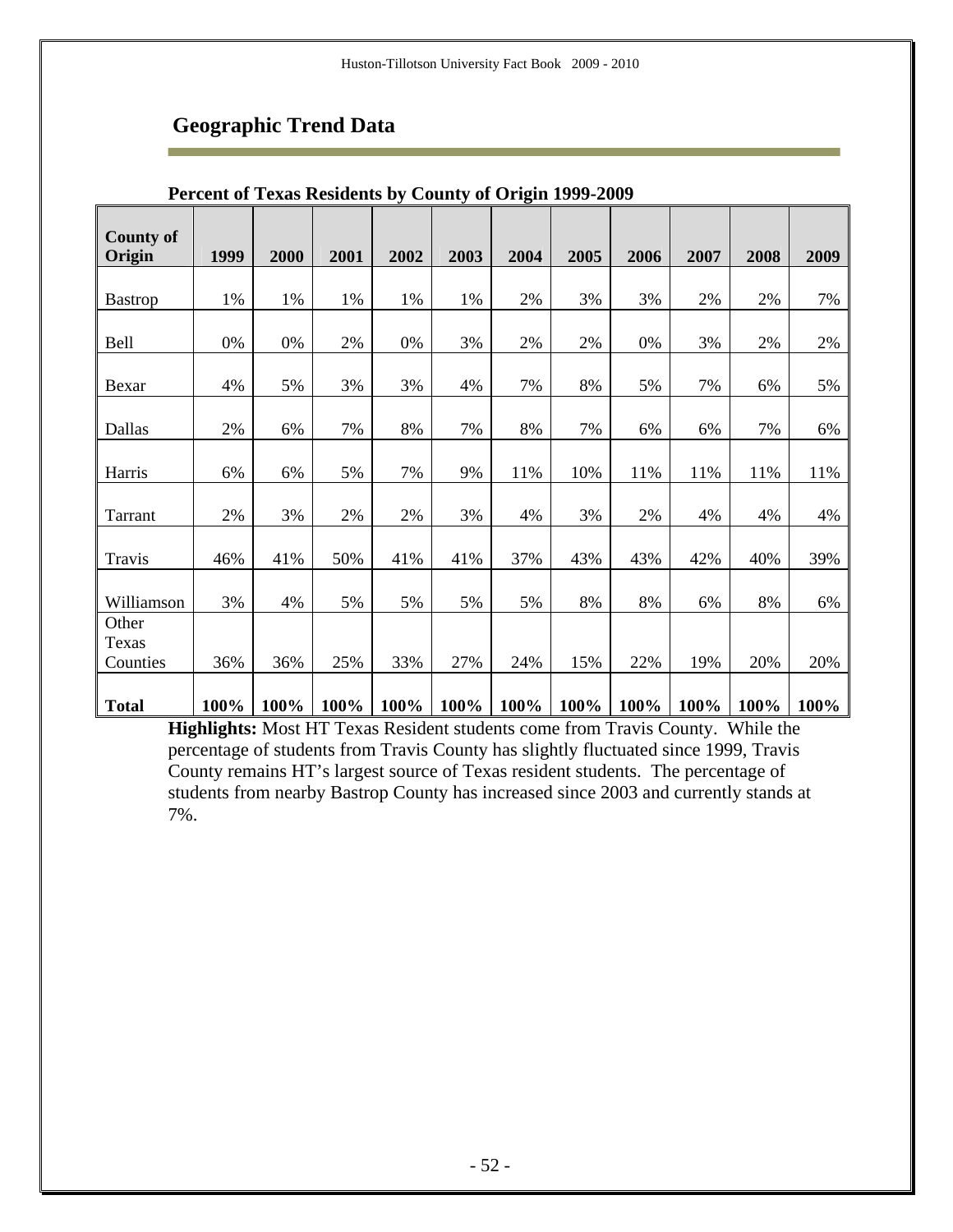## Geographic Trend Data

**Percent of Texas Residents by County of Origin 1999-2009**

| County of Origin | 1999 | 2000 | 2001 | 2002 | 2003 | 2004 | 2005 | 2006 | 2007 | 2008 | 2009 |
|---|---|---|---|---|---|---|---|---|---|---|---|
| Bastrop | 1% | 1% | 1% | 1% | 1% | 2% | 3% | 3% | 2% | 2% | 7% |
| Bell | 0% | 0% | 2% | 0% | 3% | 2% | 2% | 0% | 3% | 2% | 2% |
| Bexar | 4% | 5% | 3% | 3% | 4% | 7% | 8% | 5% | 7% | 6% | 5% |
| Dallas | 2% | 6% | 7% | 8% | 7% | 8% | 7% | 6% | 6% | 7% | 6% |
| Harris | 6% | 6% | 5% | 7% | 9% | 11% | 10% | 11% | 11% | 11% | 11% |
| Tarrant | 2% | 3% | 2% | 2% | 3% | 4% | 3% | 2% | 4% | 4% | 4% |
| Travis | 46% | 41% | 50% | 41% | 41% | 37% | 43% | 43% | 42% | 40% | 39% |
| Williamson | 3% | 4% | 5% | 5% | 5% | 5% | 8% | 8% | 6% | 8% | 6% |
| Other Texas Counties | 36% | 36% | 25% | 33% | 27% | 24% | 15% | 22% | 19% | 20% | 20% |
| **Total** | **100%** | **100%** | **100%** | **100%** | **100%** | **100%** | **100%** | **100%** | **100%** | **100%** | **100%** |

**Highlights:** Most HT Texas Resident students come from Travis County. While the percentage of students from Travis County has slightly fluctuated since 1999, Travis County remains HT's largest source of Texas resident students. The percentage of students from nearby Bastrop County has increased since 2003 and currently stands at 7%.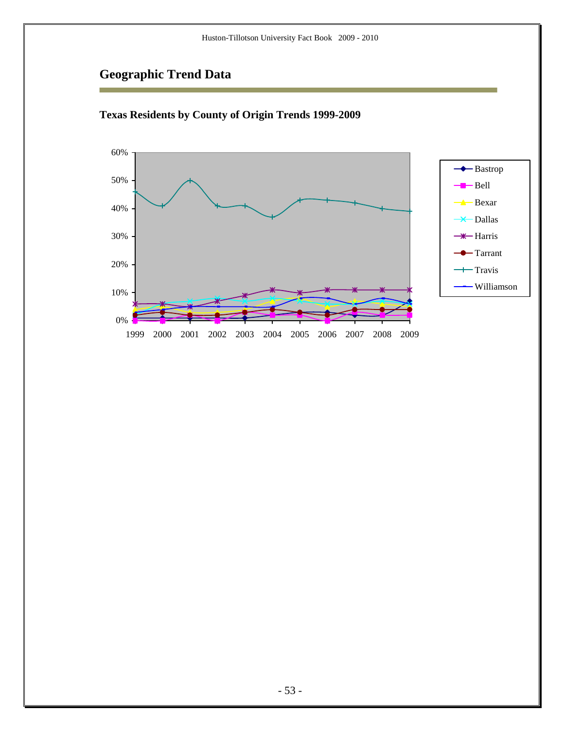# Geographic Trend Data

## Texas Residents by County of Origin Trends 1999-2009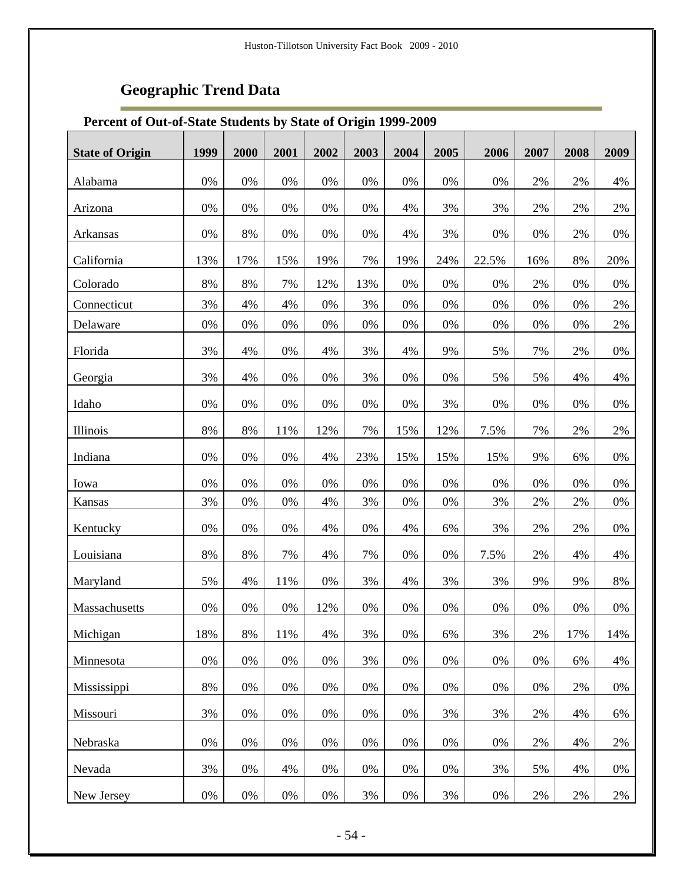## Geographic Trend Data

**Percent of Out-of-State Students by State of Origin 1999-2009**

| State of Origin | 1999 | 2000 | 2001 | 2002 | 2003 | 2004 | 2005 | 2006 | 2007 | 2008 | 2009 |
|---|---|---|---|---|---|---|---|---|---|---|---|
| Alabama | 0% | 0% | 0% | 0% | 0% | 0% | 0% | 0% | 2% | 2% | 4% |
| Arizona | 0% | 0% | 0% | 0% | 0% | 4% | 3% | 3% | 2% | 2% | 2% |
| Arkansas | 0% | 8% | 0% | 0% | 0% | 4% | 3% | 0% | 0% | 2% | 0% |
| California | 13% | 17% | 15% | 19% | 7% | 19% | 24% | 22.5% | 16% | 8% | 20% |
| Colorado | 8% | 8% | 7% | 12% | 13% | 0% | 0% | 0% | 2% | 0% | 0% |
| Connecticut | 3% | 4% | 4% | 0% | 3% | 0% | 0% | 0% | 0% | 0% | 2% |
| Delaware | 0% | 0% | 0% | 0% | 0% | 0% | 0% | 0% | 0% | 0% | 2% |
| Florida | 3% | 4% | 0% | 4% | 3% | 4% | 9% | 5% | 7% | 2% | 0% |
| Georgia | 3% | 4% | 0% | 0% | 3% | 0% | 0% | 5% | 5% | 4% | 4% |
| Idaho | 0% | 0% | 0% | 0% | 0% | 0% | 3% | 0% | 0% | 0% | 0% |
| Illinois | 8% | 8% | 11% | 12% | 7% | 15% | 12% | 7.5% | 7% | 2% | 2% |
| Indiana | 0% | 0% | 0% | 4% | 23% | 15% | 15% | 15% | 9% | 6% | 0% |
| Iowa | 0% | 0% | 0% | 0% | 0% | 0% | 0% | 0% | 0% | 0% | 0% |
| Kansas | 3% | 0% | 0% | 4% | 3% | 0% | 0% | 3% | 2% | 2% | 0% |
| Kentucky | 0% | 0% | 0% | 4% | 0% | 4% | 6% | 3% | 2% | 2% | 0% |
| Louisiana | 8% | 8% | 7% | 4% | 7% | 0% | 0% | 7.5% | 2% | 4% | 4% |
| Maryland | 5% | 4% | 11% | 0% | 3% | 4% | 3% | 3% | 9% | 9% | 8% |
| Massachusetts | 0% | 0% | 0% | 12% | 0% | 0% | 0% | 0% | 0% | 0% | 0% |
| Michigan | 18% | 8% | 11% | 4% | 3% | 0% | 6% | 3% | 2% | 17% | 14% |
| Minnesota | 0% | 0% | 0% | 0% | 3% | 0% | 0% | 0% | 0% | 6% | 4% |
| Mississippi | 8% | 0% | 0% | 0% | 0% | 0% | 0% | 0% | 0% | 2% | 0% |
| Missouri | 3% | 0% | 0% | 0% | 0% | 0% | 3% | 3% | 2% | 4% | 6% |
| Nebraska | 0% | 0% | 0% | 0% | 0% | 0% | 0% | 0% | 2% | 4% | 2% |
| Nevada | 3% | 0% | 4% | 0% | 0% | 0% | 0% | 3% | 5% | 4% | 0% |
| New Jersey | 0% | 0% | 0% | 0% | 3% | 0% | 3% | 0% | 2% | 2% | 2% |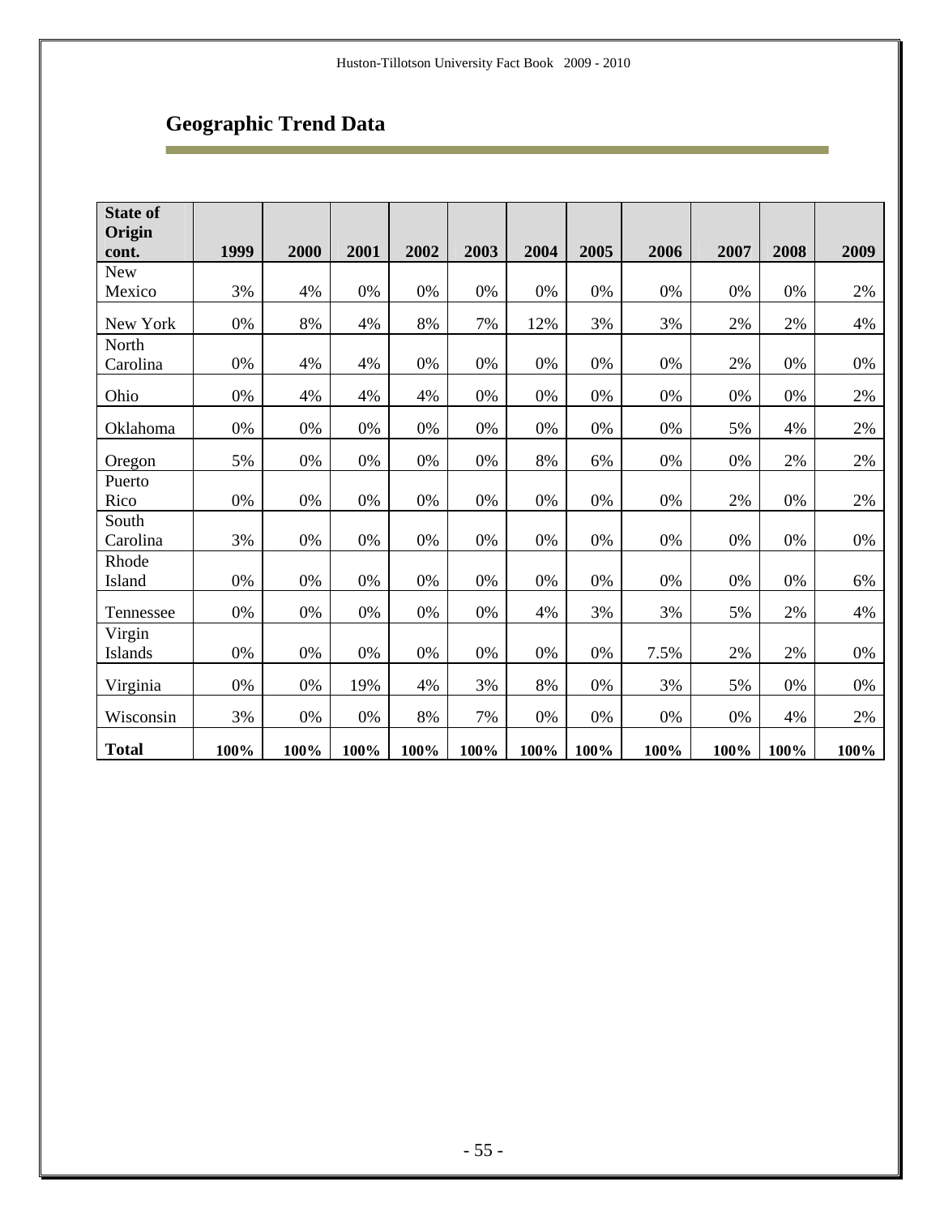## Geographic Trend Data

| State of Origin cont. | 1999 | 2000 | 2001 | 2002 | 2003 | 2004 | 2005 | 2006 | 2007 | 2008 | 2009 |
|---|---|---|---|---|---|---|---|---|---|---|---|
| New Mexico | 3% | 4% | 0% | 0% | 0% | 0% | 0% | 0% | 0% | 0% | 2% |
| New York | 0% | 8% | 4% | 8% | 7% | 12% | 3% | 3% | 2% | 2% | 4% |
| North Carolina | 0% | 4% | 4% | 0% | 0% | 0% | 0% | 0% | 2% | 0% | 0% |
| Ohio | 0% | 4% | 4% | 4% | 0% | 0% | 0% | 0% | 0% | 0% | 2% |
| Oklahoma | 0% | 0% | 0% | 0% | 0% | 0% | 0% | 0% | 5% | 4% | 2% |
| Oregon | 5% | 0% | 0% | 0% | 0% | 8% | 6% | 0% | 0% | 2% | 2% |
| Puerto Rico | 0% | 0% | 0% | 0% | 0% | 0% | 0% | 0% | 2% | 0% | 2% |
| South Carolina | 3% | 0% | 0% | 0% | 0% | 0% | 0% | 0% | 0% | 0% | 0% |
| Rhode Island | 0% | 0% | 0% | 0% | 0% | 0% | 0% | 0% | 0% | 0% | 6% |
| Tennessee | 0% | 0% | 0% | 0% | 0% | 4% | 3% | 3% | 5% | 2% | 4% |
| Virgin Islands | 0% | 0% | 0% | 0% | 0% | 0% | 0% | 7.5% | 2% | 2% | 0% |
| Virginia | 0% | 0% | 19% | 4% | 3% | 8% | 0% | 3% | 5% | 0% | 0% |
| Wisconsin | 3% | 0% | 0% | 8% | 7% | 0% | 0% | 0% | 0% | 4% | 2% |
| **Total** | **100%** | **100%** | **100%** | **100%** | **100%** | **100%** | **100%** | **100%** | **100%** | **100%** | **100%** |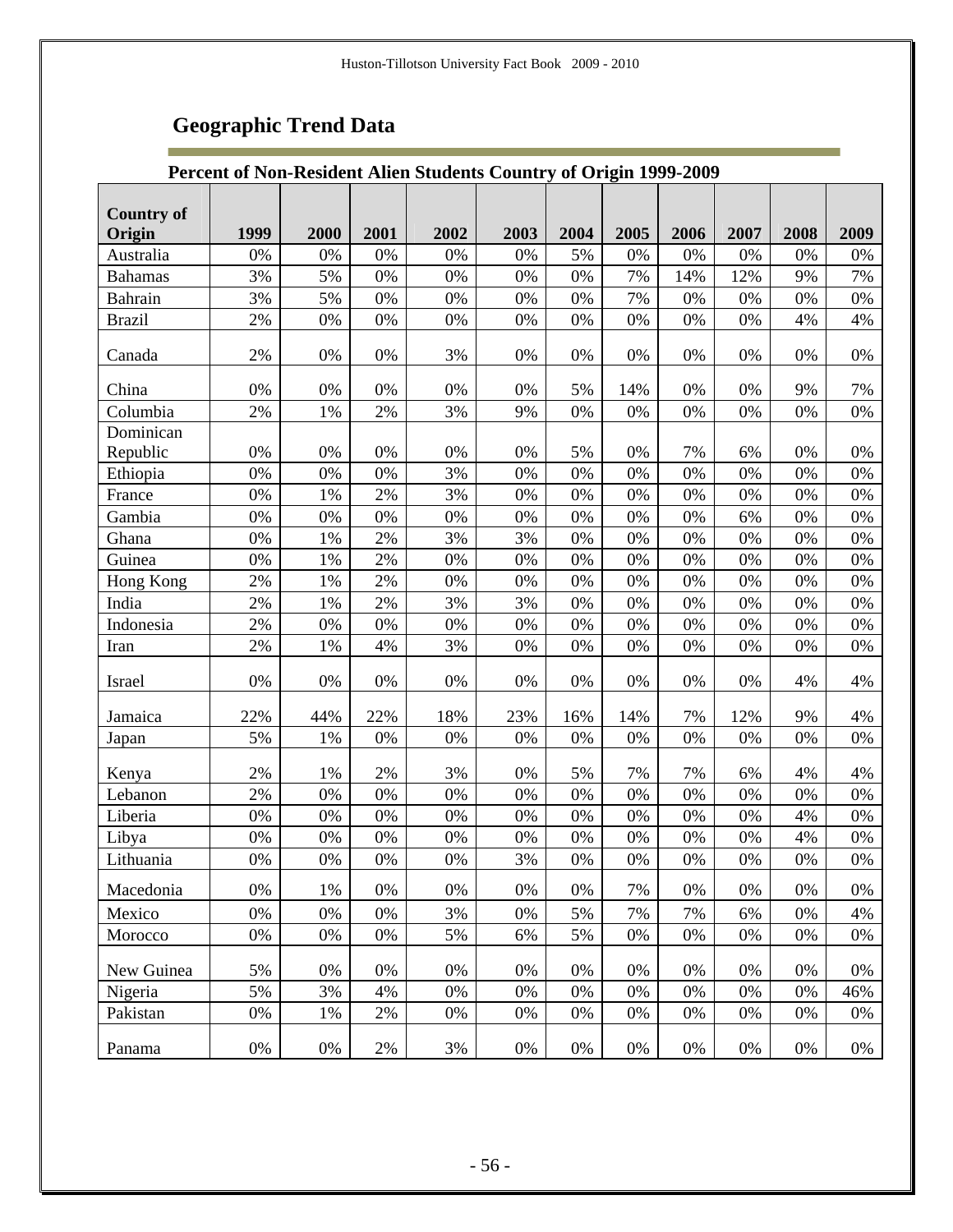## Geographic Trend Data

### Percent of Non-Resident Alien Students Country of Origin 1999-2009

| Country of Origin | 1999 | 2000 | 2001 | 2002 | 2003 | 2004 | 2005 | 2006 | 2007 | 2008 | 2009 |
|---|---|---|---|---|---|---|---|---|---|---|---|
| Australia | 0% | 0% | 0% | 0% | 0% | 5% | 0% | 0% | 0% | 0% | 0% |
| Bahamas | 3% | 5% | 0% | 0% | 0% | 0% | 7% | 14% | 12% | 9% | 7% |
| Bahrain | 3% | 5% | 0% | 0% | 0% | 0% | 7% | 0% | 0% | 0% | 0% |
| Brazil | 2% | 0% | 0% | 0% | 0% | 0% | 0% | 0% | 0% | 4% | 4% |
| Canada | 2% | 0% | 0% | 3% | 0% | 0% | 0% | 0% | 0% | 0% | 0% |
| China | 0% | 0% | 0% | 0% | 0% | 5% | 14% | 0% | 0% | 9% | 7% |
| Columbia | 2% | 1% | 2% | 3% | 9% | 0% | 0% | 0% | 0% | 0% | 0% |
| Dominican Republic | 0% | 0% | 0% | 0% | 0% | 5% | 0% | 7% | 6% | 0% | 0% |
| Ethiopia | 0% | 0% | 0% | 3% | 0% | 0% | 0% | 0% | 0% | 0% | 0% |
| France | 0% | 1% | 2% | 3% | 0% | 0% | 0% | 0% | 0% | 0% | 0% |
| Gambia | 0% | 0% | 0% | 0% | 0% | 0% | 0% | 0% | 6% | 0% | 0% |
| Ghana | 0% | 1% | 2% | 3% | 3% | 0% | 0% | 0% | 0% | 0% | 0% |
| Guinea | 0% | 1% | 2% | 0% | 0% | 0% | 0% | 0% | 0% | 0% | 0% |
| Hong Kong | 2% | 1% | 2% | 0% | 0% | 0% | 0% | 0% | 0% | 0% | 0% |
| India | 2% | 1% | 2% | 3% | 3% | 0% | 0% | 0% | 0% | 0% | 0% |
| Indonesia | 2% | 0% | 0% | 0% | 0% | 0% | 0% | 0% | 0% | 0% | 0% |
| Iran | 2% | 1% | 4% | 3% | 0% | 0% | 0% | 0% | 0% | 0% | 0% |
| Israel | 0% | 0% | 0% | 0% | 0% | 0% | 0% | 0% | 0% | 4% | 4% |
| Jamaica | 22% | 44% | 22% | 18% | 23% | 16% | 14% | 7% | 12% | 9% | 4% |
| Japan | 5% | 1% | 0% | 0% | 0% | 0% | 0% | 0% | 0% | 0% | 0% |
| Kenya | 2% | 1% | 2% | 3% | 0% | 5% | 7% | 7% | 6% | 4% | 4% |
| Lebanon | 2% | 0% | 0% | 0% | 0% | 0% | 0% | 0% | 0% | 0% | 0% |
| Liberia | 0% | 0% | 0% | 0% | 0% | 0% | 0% | 0% | 0% | 4% | 0% |
| Libya | 0% | 0% | 0% | 0% | 0% | 0% | 0% | 0% | 0% | 4% | 0% |
| Lithuania | 0% | 0% | 0% | 0% | 3% | 0% | 0% | 0% | 0% | 0% | 0% |
| Macedonia | 0% | 1% | 0% | 0% | 0% | 0% | 7% | 0% | 0% | 0% | 0% |
| Mexico | 0% | 0% | 0% | 3% | 0% | 5% | 7% | 7% | 6% | 0% | 4% |
| Morocco | 0% | 0% | 0% | 5% | 6% | 5% | 0% | 0% | 0% | 0% | 0% |
| New Guinea | 5% | 0% | 0% | 0% | 0% | 0% | 0% | 0% | 0% | 0% | 0% |
| Nigeria | 5% | 3% | 4% | 0% | 0% | 0% | 0% | 0% | 0% | 0% | 46% |
| Pakistan | 0% | 1% | 2% | 0% | 0% | 0% | 0% | 0% | 0% | 0% | 0% |
| Panama | 0% | 0% | 2% | 3% | 0% | 0% | 0% | 0% | 0% | 0% | 0% |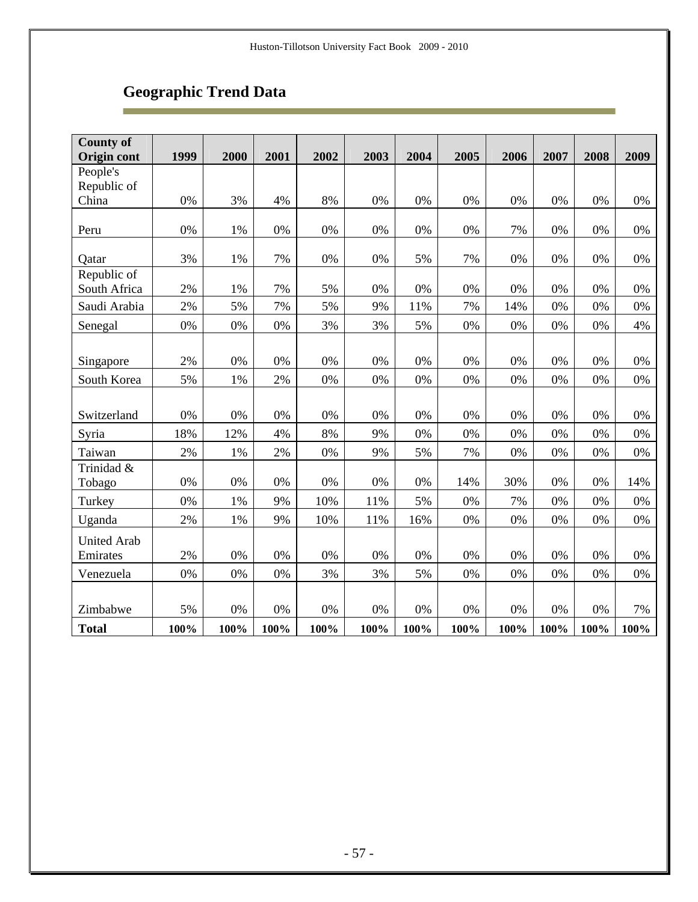## Geographic Trend Data

| County of Origin cont | 1999 | 2000 | 2001 | 2002 | 2003 | 2004 | 2005 | 2006 | 2007 | 2008 | 2009 |
|---|---|---|---|---|---|---|---|---|---|---|---|
| People's Republic of China | 0% | 3% | 4% | 8% | 0% | 0% | 0% | 0% | 0% | 0% | 0% |
| Peru | 0% | 1% | 0% | 0% | 0% | 0% | 0% | 7% | 0% | 0% | 0% |
| Qatar | 3% | 1% | 7% | 0% | 0% | 5% | 7% | 0% | 0% | 0% | 0% |
| Republic of South Africa | 2% | 1% | 7% | 5% | 0% | 0% | 0% | 0% | 0% | 0% | 0% |
| Saudi Arabia | 2% | 5% | 7% | 5% | 9% | 11% | 7% | 14% | 0% | 0% | 0% |
| Senegal | 0% | 0% | 0% | 3% | 3% | 5% | 0% | 0% | 0% | 0% | 4% |
| Singapore | 2% | 0% | 0% | 0% | 0% | 0% | 0% | 0% | 0% | 0% | 0% |
| South Korea | 5% | 1% | 2% | 0% | 0% | 0% | 0% | 0% | 0% | 0% | 0% |
| Switzerland | 0% | 0% | 0% | 0% | 0% | 0% | 0% | 0% | 0% | 0% | 0% |
| Syria | 18% | 12% | 4% | 8% | 9% | 0% | 0% | 0% | 0% | 0% | 0% |
| Taiwan | 2% | 1% | 2% | 0% | 9% | 5% | 7% | 0% | 0% | 0% | 0% |
| Trinidad & Tobago | 0% | 0% | 0% | 0% | 0% | 0% | 14% | 30% | 0% | 0% | 14% |
| Turkey | 0% | 1% | 9% | 10% | 11% | 5% | 0% | 7% | 0% | 0% | 0% |
| Uganda | 2% | 1% | 9% | 10% | 11% | 16% | 0% | 0% | 0% | 0% | 0% |
| United Arab Emirates | 2% | 0% | 0% | 0% | 0% | 0% | 0% | 0% | 0% | 0% | 0% |
| Venezuela | 0% | 0% | 0% | 3% | 3% | 5% | 0% | 0% | 0% | 0% | 0% |
| Zimbabwe | 5% | 0% | 0% | 0% | 0% | 0% | 0% | 0% | 0% | 0% | 7% |
| **Total** | **100%** | **100%** | **100%** | **100%** | **100%** | **100%** | **100%** | **100%** | **100%** | **100%** | **100%** |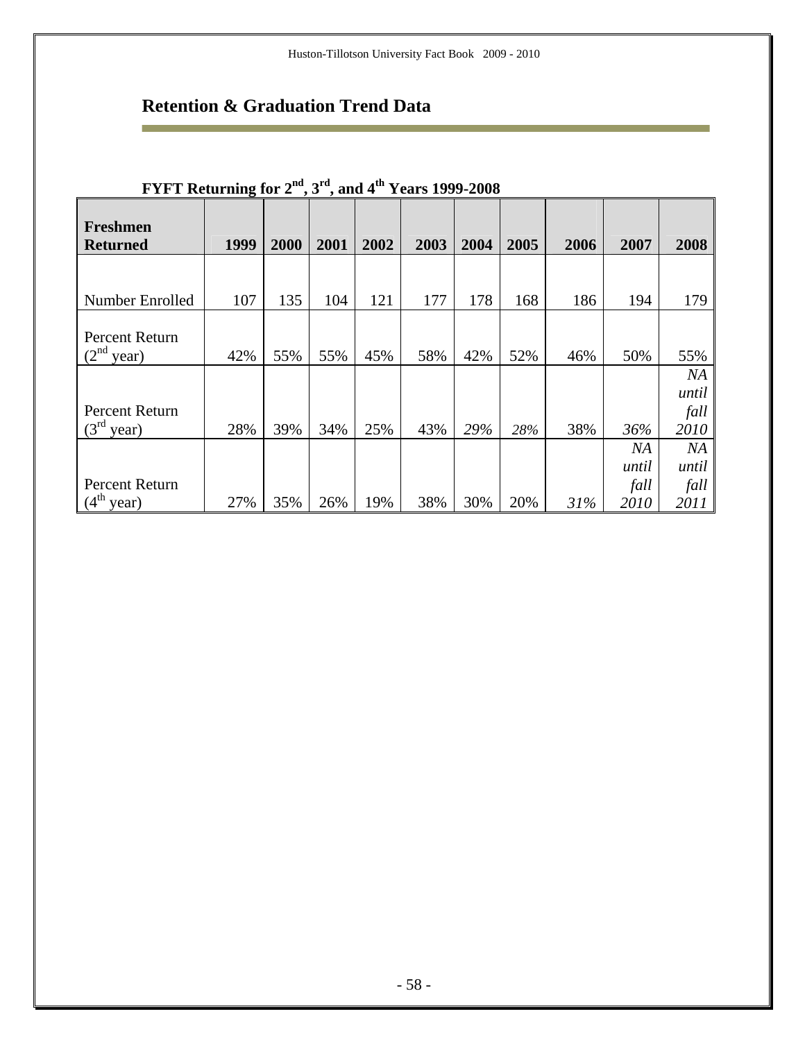## Retention & Graduation Trend Data

**FYFT Returning for 2nd, 3rd, and 4th Years 1999-2008**

| Freshmen Returned | 1999 | 2000 | 2001 | 2002 | 2003 | 2004 | 2005 | 2006 | 2007 | 2008 |
|---|---|---|---|---|---|---|---|---|---|---|
| Number Enrolled | 107 | 135 | 104 | 121 | 177 | 178 | 168 | 186 | 194 | 179 |
| Percent Return (2nd year) | 42% | 55% | 55% | 45% | 58% | 42% | 52% | 46% | 50% | 55% |
| Percent Return (3rd year) | 28% | 39% | 34% | 25% | 43% | *29%* | *28%* | 38% | *36%* | *NA until fall 2010* |
| Percent Return (4th year) | 27% | 35% | 26% | 19% | 38% | 30% | 20% | *31%* | *NA until fall 2010* | *NA until fall 2011* |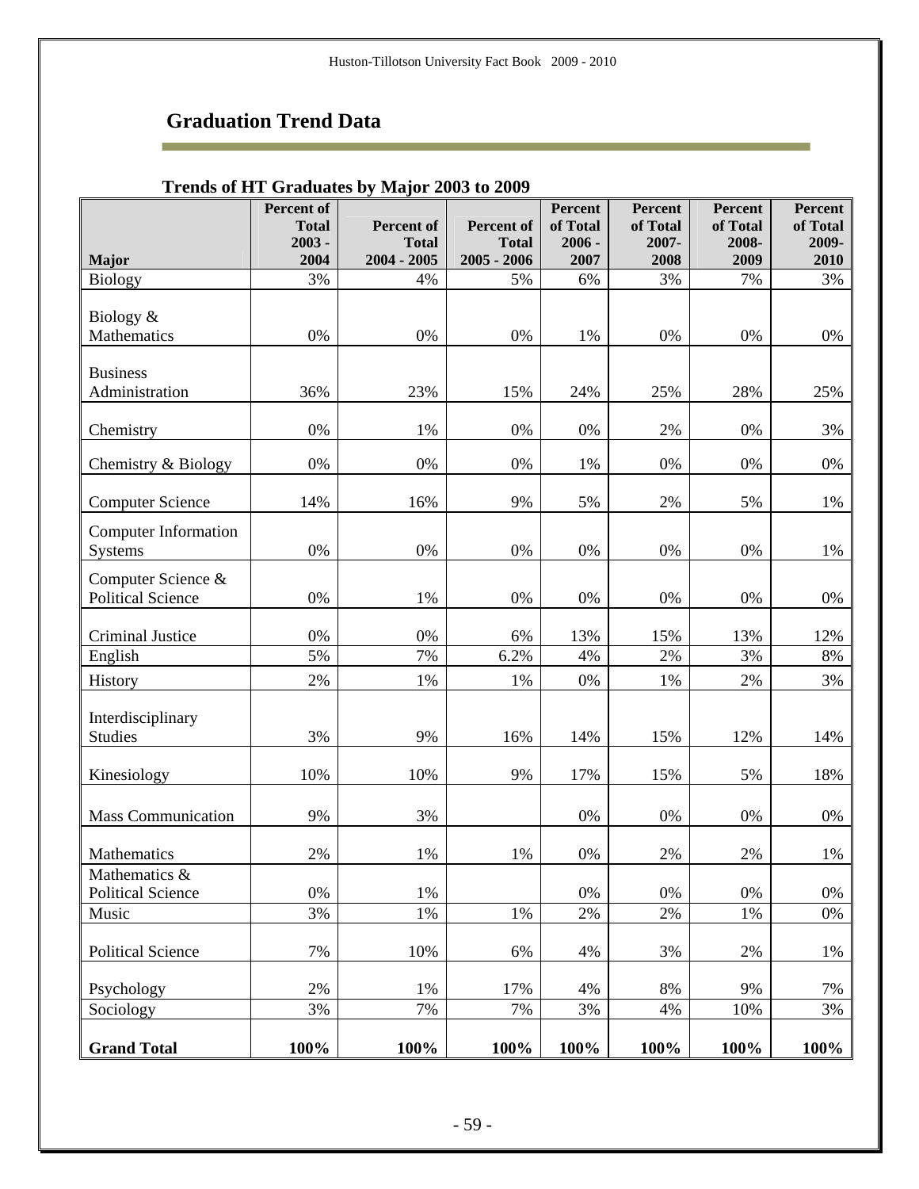## Graduation Trend Data

**Trends of HT Graduates by Major 2003 to 2009**

| Major | Percent of Total 2003 - 2004 | Percent of Total 2004 - 2005 | Percent of Total 2005 - 2006 | Percent of Total 2006 - 2007 | Percent of Total 2007-2008 | Percent of Total 2008-2009 | Percent of Total 2009-2010 |
|---|---|---|---|---|---|---|---|
| Biology | 3% | 4% | 5% | 6% | 3% | 7% | 3% |
| Biology & Mathematics | 0% | 0% | 0% | 1% | 0% | 0% | 0% |
| Business Administration | 36% | 23% | 15% | 24% | 25% | 28% | 25% |
| Chemistry | 0% | 1% | 0% | 0% | 2% | 0% | 3% |
| Chemistry & Biology | 0% | 0% | 0% | 1% | 0% | 0% | 0% |
| Computer Science | 14% | 16% | 9% | 5% | 2% | 5% | 1% |
| Computer Information Systems | 0% | 0% | 0% | 0% | 0% | 0% | 1% |
| Computer Science & Political Science | 0% | 1% | 0% | 0% | 0% | 0% | 0% |
| Criminal Justice | 0% | 0% | 6% | 13% | 15% | 13% | 12% |
| English | 5% | 7% | 6.2% | 4% | 2% | 3% | 8% |
| History | 2% | 1% | 1% | 0% | 1% | 2% | 3% |
| Interdisciplinary Studies | 3% | 9% | 16% | 14% | 15% | 12% | 14% |
| Kinesiology | 10% | 10% | 9% | 17% | 15% | 5% | 18% |
| Mass Communication | 9% | 3% | | 0% | 0% | 0% | 0% |
| Mathematics | 2% | 1% | 1% | 0% | 2% | 2% | 1% |
| Mathematics & Political Science | 0% | 1% | | 0% | 0% | 0% | 0% |
| Music | 3% | 1% | 1% | 2% | 2% | 1% | 0% |
| Political Science | 7% | 10% | 6% | 4% | 3% | 2% | 1% |
| Psychology | 2% | 1% | 17% | 4% | 8% | 9% | 7% |
| Sociology | 3% | 7% | 7% | 3% | 4% | 10% | 3% |
| **Grand Total** | **100%** | **100%** | **100%** | **100%** | **100%** | **100%** | **100%** |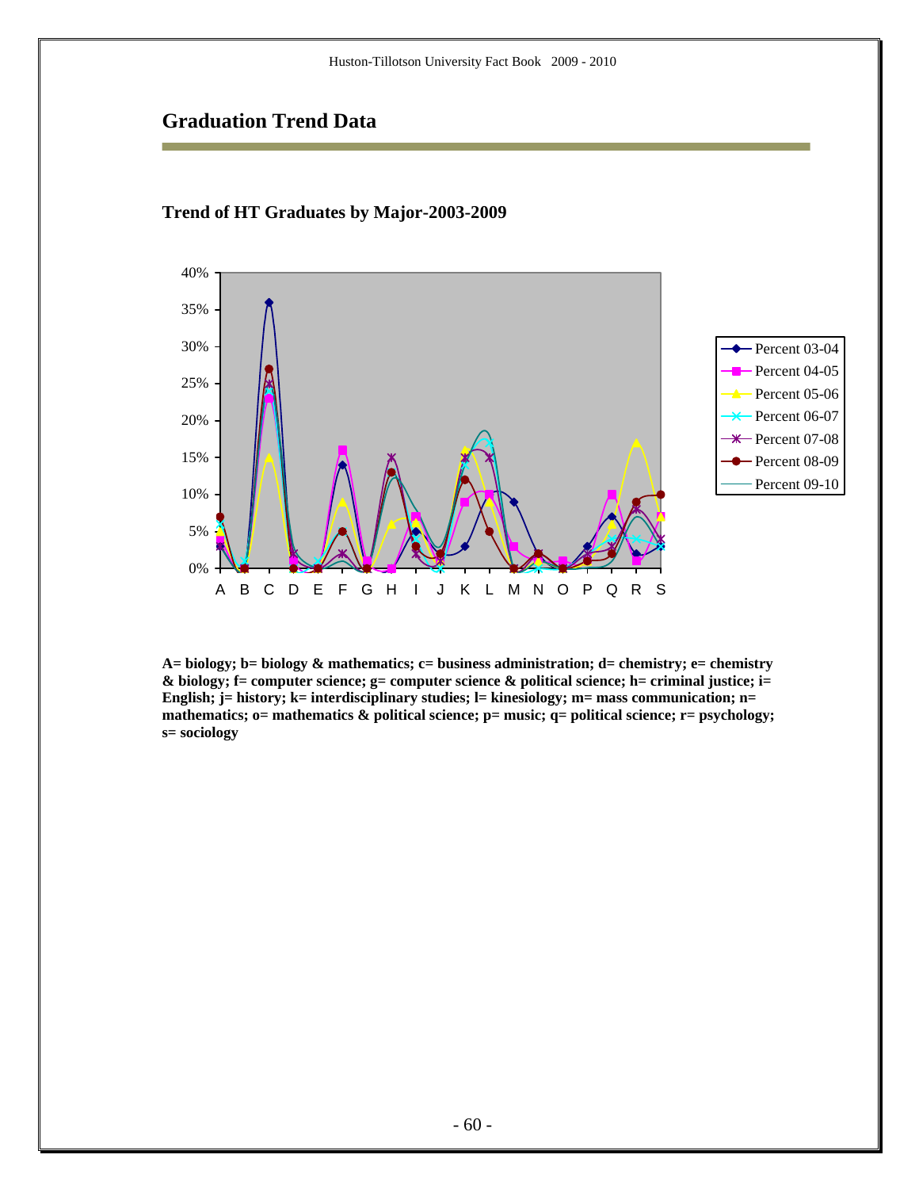## Graduation Trend Data

### Trend of HT Graduates by Major-2003-2009

**A= biology; b= biology & mathematics; c= business administration; d= chemistry; e= chemistry & biology; f= computer science; g= computer science & political science; h= criminal justice; i= English; j= history; k= interdisciplinary studies; l= kinesiology; m= mass communication; n= mathematics; o= mathematics & political science; p= music; q= political science; r= psychology; s= sociology**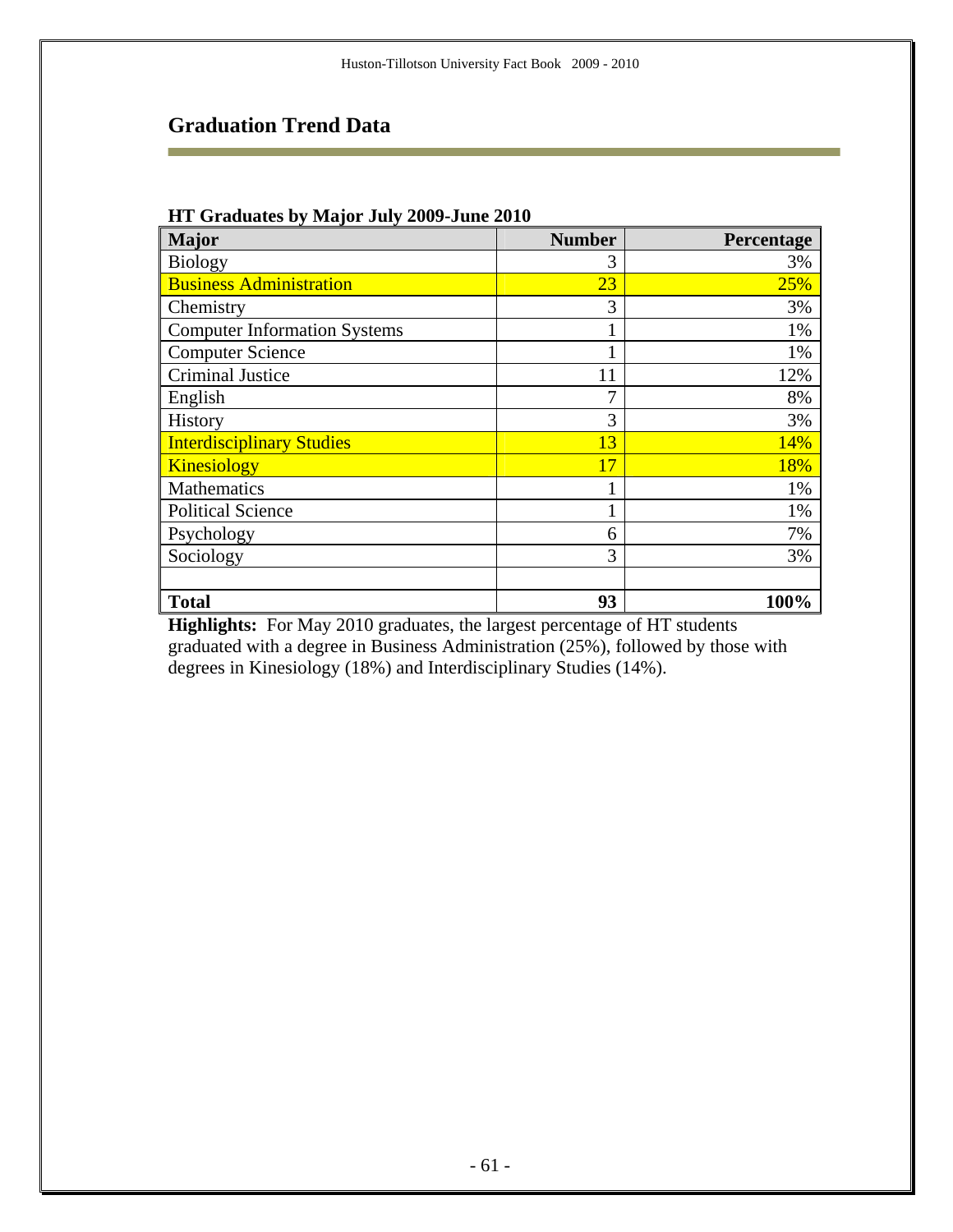## Graduation Trend Data

**HT Graduates by Major July 2009-June 2010**

| Major | Number | Percentage |
|---|---|---|
| Biology | 3 | 3% |
| Business Administration | 23 | 25% |
| Chemistry | 3 | 3% |
| Computer Information Systems | 1 | 1% |
| Computer Science | 1 | 1% |
| Criminal Justice | 11 | 12% |
| English | 7 | 8% |
| History | 3 | 3% |
| Interdisciplinary Studies | 13 | 14% |
| Kinesiology | 17 | 18% |
| Mathematics | 1 | 1% |
| Political Science | 1 | 1% |
| Psychology | 6 | 7% |
| Sociology | 3 | 3% |
| | | |
| **Total** | **93** | **100%** |

**Highlights:** For May 2010 graduates, the largest percentage of HT students graduated with a degree in Business Administration (25%), followed by those with degrees in Kinesiology (18%) and Interdisciplinary Studies (14%).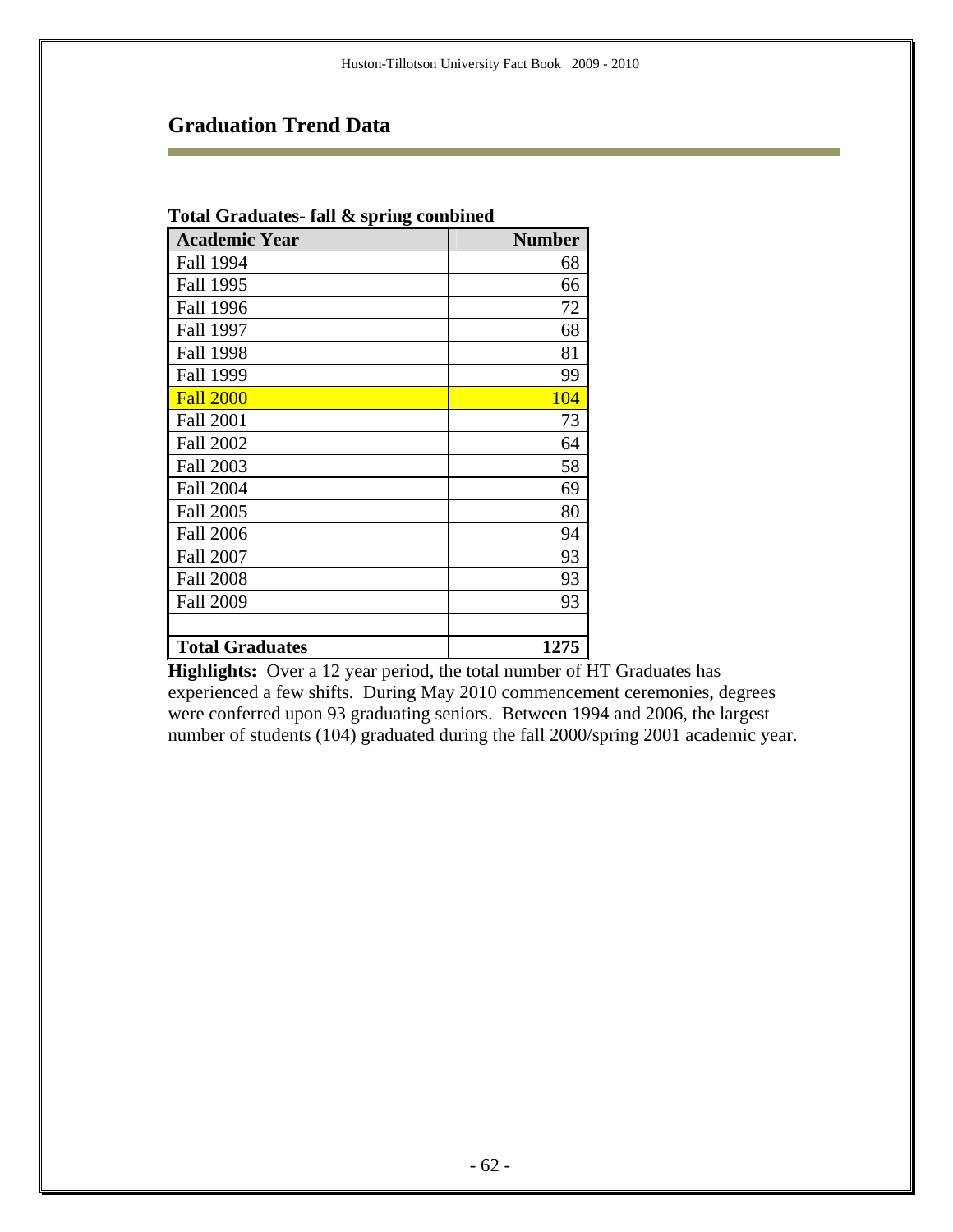## Graduation Trend Data

**Total Graduates- fall & spring combined**

| Academic Year | Number |
|---|---|
| Fall 1994 | 68 |
| Fall 1995 | 66 |
| Fall 1996 | 72 |
| Fall 1997 | 68 |
| Fall 1998 | 81 |
| Fall 1999 | 99 |
| Fall 2000 | 104 |
| Fall 2001 | 73 |
| Fall 2002 | 64 |
| Fall 2003 | 58 |
| Fall 2004 | 69 |
| Fall 2005 | 80 |
| Fall 2006 | 94 |
| Fall 2007 | 93 |
| Fall 2008 | 93 |
| Fall 2009 | 93 |
| | |
| **Total Graduates** | **1275** |

**Highlights:** Over a 12 year period, the total number of HT Graduates has experienced a few shifts. During May 2010 commencement ceremonies, degrees were conferred upon 93 graduating seniors. Between 1994 and 2006, the largest number of students (104) graduated during the fall 2000/spring 2001 academic year.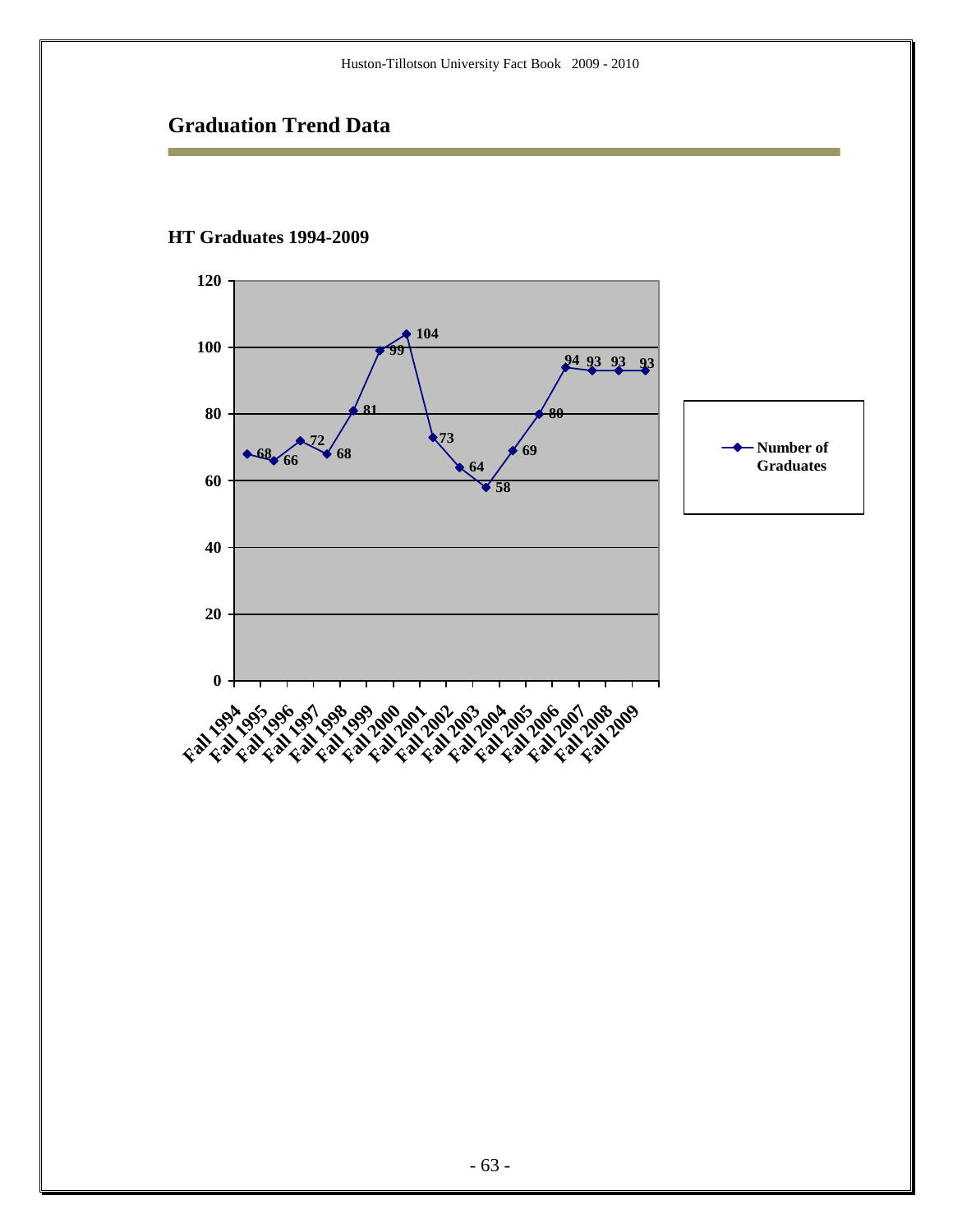## Graduation Trend Data

### HT Graduates 1994-2009

| Year | Number of Graduates |
|---|---|
| Fall 1994 | 68 |
| Fall 1995 | 66 |
| Fall 1996 | 72 |
| Fall 1997 | 68 |
| Fall 1998 | 81 |
| Fall 1999 | 99 |
| Fall 2000 | 104 |
| Fall 2001 | 73 |
| Fall 2002 | 64 |
| Fall 2003 | 58 |
| Fall 2004 | 69 |
| Fall 2005 | 80 |
| Fall 2006 | 94 |
| Fall 2007 | 93 |
| Fall 2008 | 93 |
| Fall 2009 | 93 |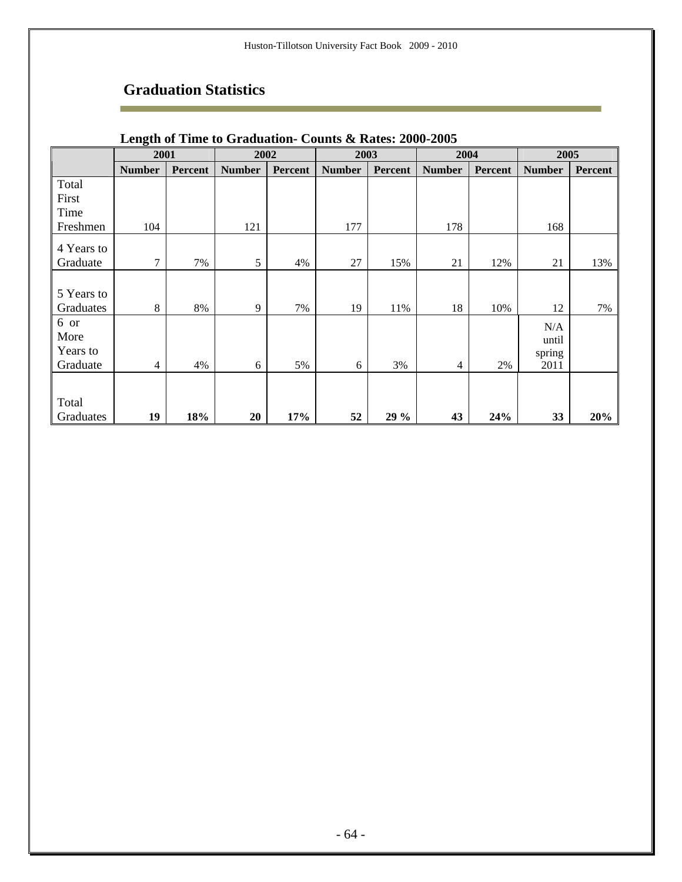## Graduation Statistics

**Length of Time to Graduation- Counts & Rates: 2000-2005**

| | 2001 | | 2002 | | 2003 | | 2004 | | 2005 | |
|---|---|---|---|---|---|---|---|---|---|---|
| | **Number** | **Percent** | **Number** | **Percent** | **Number** | **Percent** | **Number** | **Percent** | **Number** | **Percent** |
| Total First Time Freshmen | 104 | | 121 | | 177 | | 178 | | 168 | |
| 4 Years to Graduate | 7 | 7% | 5 | 4% | 27 | 15% | 21 | 12% | 21 | 13% |
| 5 Years to Graduates | 8 | 8% | 9 | 7% | 19 | 11% | 18 | 10% | 12 | 7% |
| 6 or More Years to Graduate | 4 | 4% | 6 | 5% | 6 | 3% | 4 | 2% | N/A until spring 2011 | |
| Total Graduates | **19** | **18%** | **20** | **17%** | **52** | **29 %** | **43** | **24%** | **33** | **20%** |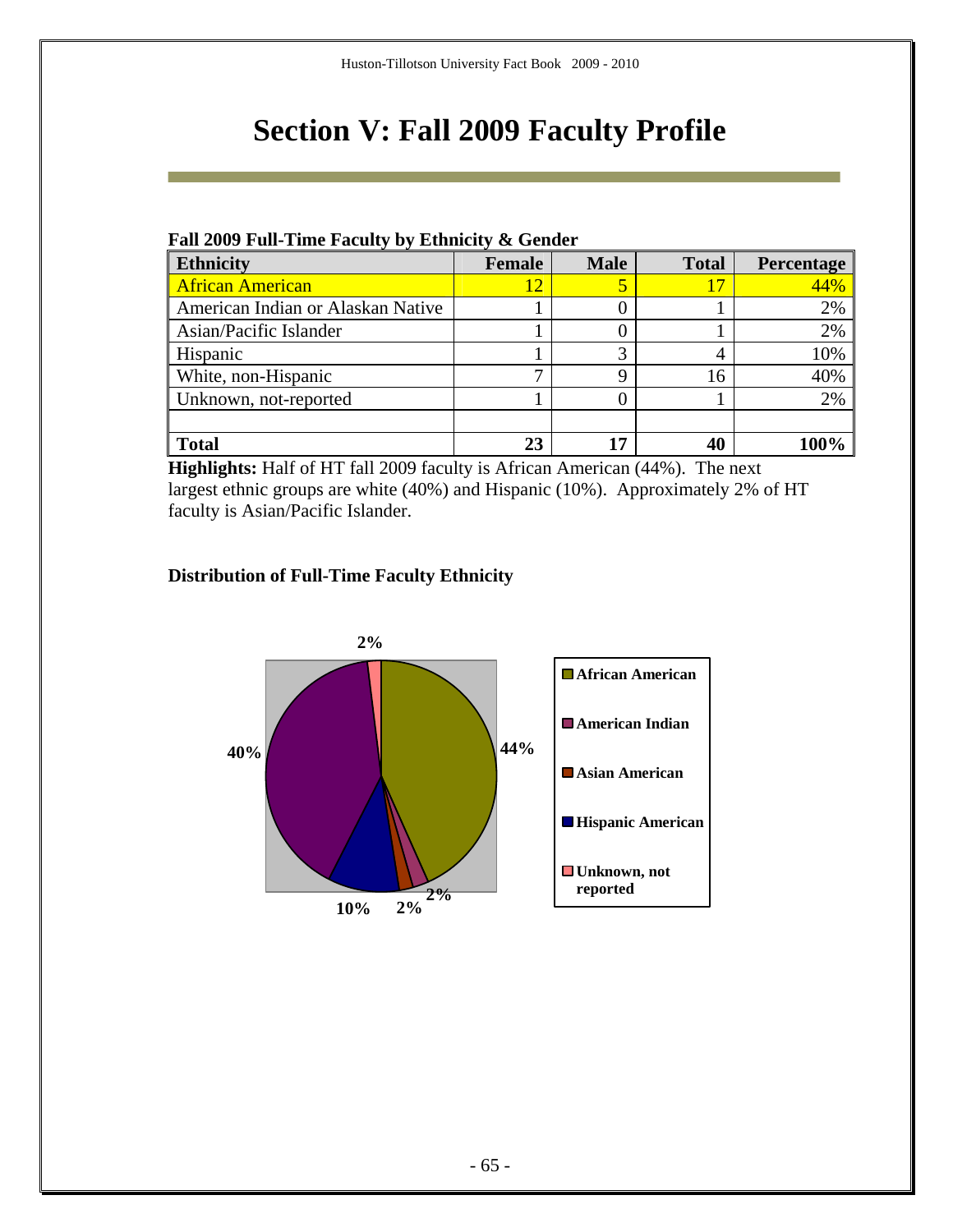# Section V: Fall 2009 Faculty Profile

**Fall 2009 Full-Time Faculty by Ethnicity & Gender**

| Ethnicity | Female | Male | Total | Percentage |
|---|---|---|---|---|
| African American | 12 | 5 | 17 | 44% |
| American Indian or Alaskan Native | 1 | 0 | 1 | 2% |
| Asian/Pacific Islander | 1 | 0 | 1 | 2% |
| Hispanic | 1 | 3 | 4 | 10% |
| White, non-Hispanic | 7 | 9 | 16 | 40% |
| Unknown, not-reported | 1 | 0 | 1 | 2% |
| | | | | |
| **Total** | **23** | **17** | **40** | **100%** |

**Highlights:** Half of HT fall 2009 faculty is African American (44%). The next largest ethnic groups are white (40%) and Hispanic (10%). Approximately 2% of HT faculty is Asian/Pacific Islander.

**Distribution of Full-Time Faculty Ethnicity**

2%

40%

44%

10% 2% 2%

- African American
- American Indian
- Asian American
- Hispanic American
- Unknown, not reported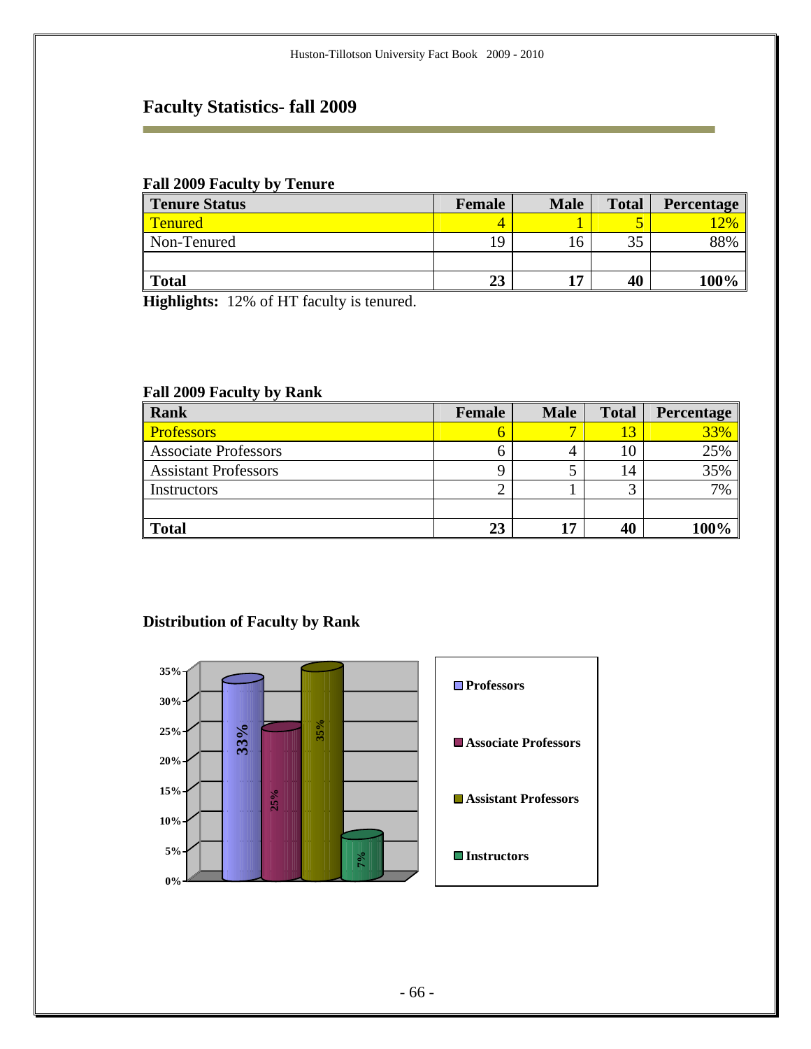# Faculty Statistics- fall 2009

### Fall 2009 Faculty by Tenure

| Tenure Status | Female | Male | Total | Percentage |
|---|---|---|---|---|
| Tenured | 4 | 1 | 5 | 12% |
| Non-Tenured | 19 | 16 | 35 | 88% |
| | | | | |
| **Total** | **23** | **17** | **40** | **100%** |

**Highlights:** 12% of HT faculty is tenured.

### Fall 2009 Faculty by Rank

| Rank | Female | Male | Total | Percentage |
|---|---|---|---|---|
| Professors | 6 | 7 | 13 | 33% |
| Associate Professors | 6 | 4 | 10 | 25% |
| Assistant Professors | 9 | 5 | 14 | 35% |
| Instructors | 2 | 1 | 3 | 7% |
| | | | | |
| **Total** | **23** | **17** | **40** | **100%** |

### Distribution of Faculty by Rank

| Rank | Percentage |
|---|---|
| Professors | 33% |
| Associate Professors | 25% |
| Assistant Professors | 35% |
| Instructors | 7% |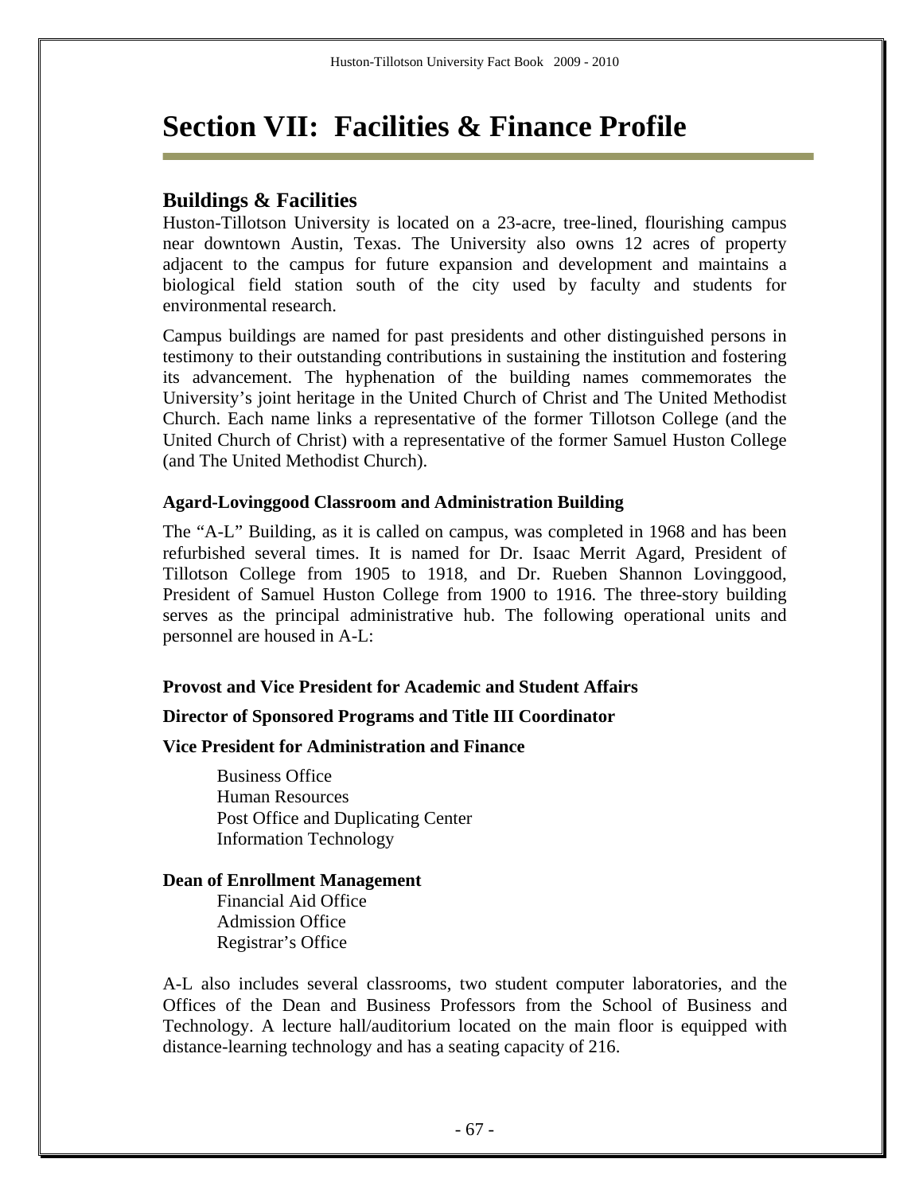# Section VII: Facilities & Finance Profile

## Buildings & Facilities

Huston-Tillotson University is located on a 23-acre, tree-lined, flourishing campus near downtown Austin, Texas. The University also owns 12 acres of property adjacent to the campus for future expansion and development and maintains a biological field station south of the city used by faculty and students for environmental research.

Campus buildings are named for past presidents and other distinguished persons in testimony to their outstanding contributions in sustaining the institution and fostering its advancement. The hyphenation of the building names commemorates the University's joint heritage in the United Church of Christ and The United Methodist Church. Each name links a representative of the former Tillotson College (and the United Church of Christ) with a representative of the former Samuel Huston College (and The United Methodist Church).

### Agard-Lovinggood Classroom and Administration Building

The "A-L" Building, as it is called on campus, was completed in 1968 and has been refurbished several times. It is named for Dr. Isaac Merrit Agard, President of Tillotson College from 1905 to 1918, and Dr. Rueben Shannon Lovinggood, President of Samuel Huston College from 1900 to 1916. The three-story building serves as the principal administrative hub. The following operational units and personnel are housed in A-L:

**Provost and Vice President for Academic and Student Affairs**

**Director of Sponsored Programs and Title III Coordinator**

**Vice President for Administration and Finance**

- Business Office
- Human Resources
- Post Office and Duplicating Center
- Information Technology

**Dean of Enrollment Management**

- Financial Aid Office
- Admission Office
- Registrar's Office

A-L also includes several classrooms, two student computer laboratories, and the Offices of the Dean and Business Professors from the School of Business and Technology. A lecture hall/auditorium located on the main floor is equipped with distance-learning technology and has a seating capacity of 216.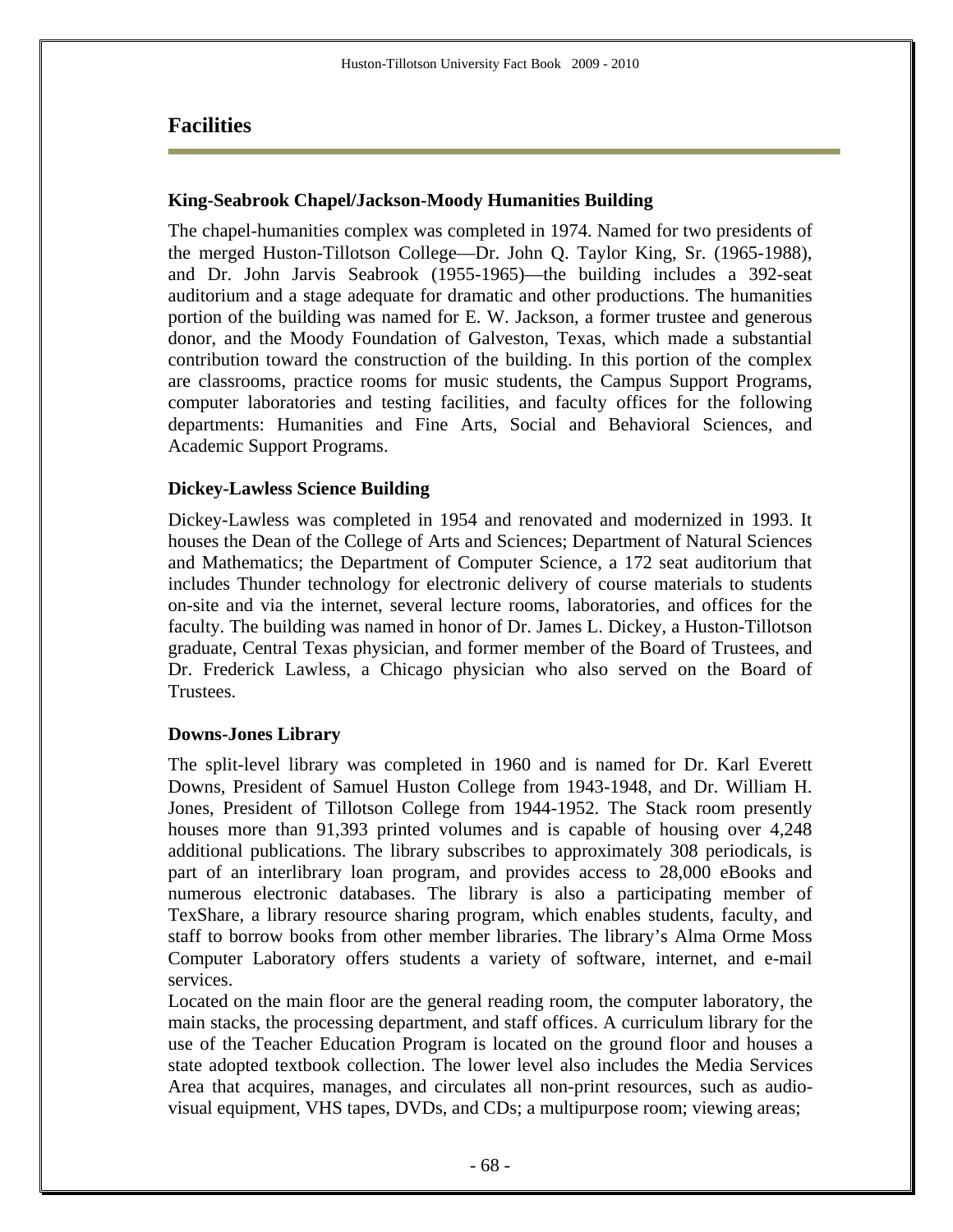## Facilities

### King-Seabrook Chapel/Jackson-Moody Humanities Building

The chapel-humanities complex was completed in 1974. Named for two presidents of the merged Huston-Tillotson College—Dr. John Q. Taylor King, Sr. (1965-1988), and Dr. John Jarvis Seabrook (1955-1965)—the building includes a 392-seat auditorium and a stage adequate for dramatic and other productions. The humanities portion of the building was named for E. W. Jackson, a former trustee and generous donor, and the Moody Foundation of Galveston, Texas, which made a substantial contribution toward the construction of the building. In this portion of the complex are classrooms, practice rooms for music students, the Campus Support Programs, computer laboratories and testing facilities, and faculty offices for the following departments: Humanities and Fine Arts, Social and Behavioral Sciences, and Academic Support Programs.

### Dickey-Lawless Science Building

Dickey-Lawless was completed in 1954 and renovated and modernized in 1993. It houses the Dean of the College of Arts and Sciences; Department of Natural Sciences and Mathematics; the Department of Computer Science, a 172 seat auditorium that includes Thunder technology for electronic delivery of course materials to students on-site and via the internet, several lecture rooms, laboratories, and offices for the faculty. The building was named in honor of Dr. James L. Dickey, a Huston-Tillotson graduate, Central Texas physician, and former member of the Board of Trustees, and Dr. Frederick Lawless, a Chicago physician who also served on the Board of Trustees.

### Downs-Jones Library

The split-level library was completed in 1960 and is named for Dr. Karl Everett Downs, President of Samuel Huston College from 1943-1948, and Dr. William H. Jones, President of Tillotson College from 1944-1952. The Stack room presently houses more than 91,393 printed volumes and is capable of housing over 4,248 additional publications. The library subscribes to approximately 308 periodicals, is part of an interlibrary loan program, and provides access to 28,000 eBooks and numerous electronic databases. The library is also a participating member of TexShare, a library resource sharing program, which enables students, faculty, and staff to borrow books from other member libraries. The library's Alma Orme Moss Computer Laboratory offers students a variety of software, internet, and e-mail services.

Located on the main floor are the general reading room, the computer laboratory, the main stacks, the processing department, and staff offices. A curriculum library for the use of the Teacher Education Program is located on the ground floor and houses a state adopted textbook collection. The lower level also includes the Media Services Area that acquires, manages, and circulates all non-print resources, such as audio-visual equipment, VHS tapes, DVDs, and CDs; a multipurpose room; viewing areas;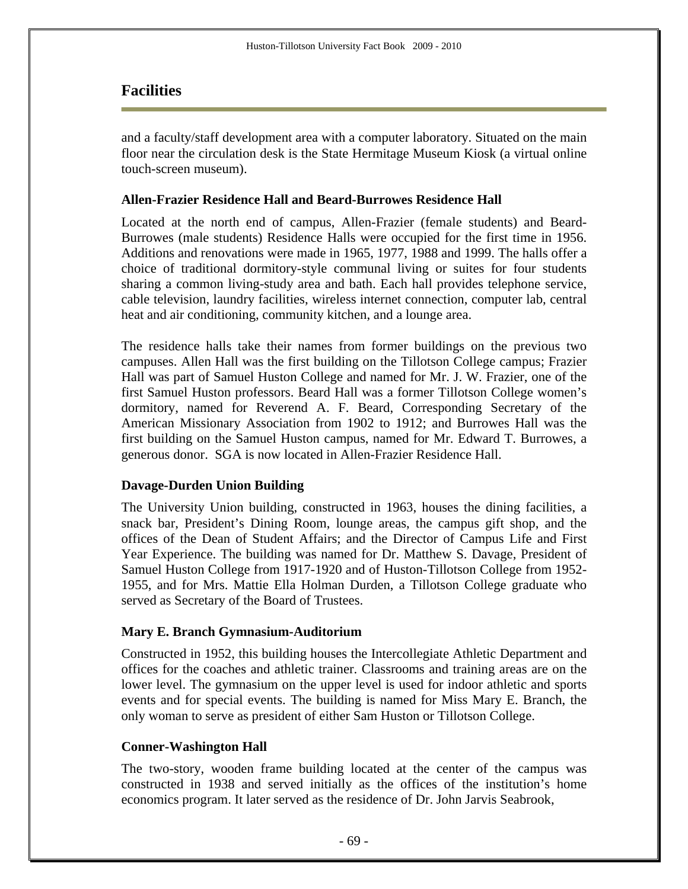## Facilities

and a faculty/staff development area with a computer laboratory. Situated on the main floor near the circulation desk is the State Hermitage Museum Kiosk (a virtual online touch-screen museum).

### Allen-Frazier Residence Hall and Beard-Burrowes Residence Hall

Located at the north end of campus, Allen-Frazier (female students) and Beard-Burrowes (male students) Residence Halls were occupied for the first time in 1956. Additions and renovations were made in 1965, 1977, 1988 and 1999. The halls offer a choice of traditional dormitory-style communal living or suites for four students sharing a common living-study area and bath. Each hall provides telephone service, cable television, laundry facilities, wireless internet connection, computer lab, central heat and air conditioning, community kitchen, and a lounge area.

The residence halls take their names from former buildings on the previous two campuses. Allen Hall was the first building on the Tillotson College campus; Frazier Hall was part of Samuel Huston College and named for Mr. J. W. Frazier, one of the first Samuel Huston professors. Beard Hall was a former Tillotson College women's dormitory, named for Reverend A. F. Beard, Corresponding Secretary of the American Missionary Association from 1902 to 1912; and Burrowes Hall was the first building on the Samuel Huston campus, named for Mr. Edward T. Burrowes, a generous donor. SGA is now located in Allen-Frazier Residence Hall.

### Davage-Durden Union Building

The University Union building, constructed in 1963, houses the dining facilities, a snack bar, President's Dining Room, lounge areas, the campus gift shop, and the offices of the Dean of Student Affairs; and the Director of Campus Life and First Year Experience. The building was named for Dr. Matthew S. Davage, President of Samuel Huston College from 1917-1920 and of Huston-Tillotson College from 1952-1955, and for Mrs. Mattie Ella Holman Durden, a Tillotson College graduate who served as Secretary of the Board of Trustees.

### Mary E. Branch Gymnasium-Auditorium

Constructed in 1952, this building houses the Intercollegiate Athletic Department and offices for the coaches and athletic trainer. Classrooms and training areas are on the lower level. The gymnasium on the upper level is used for indoor athletic and sports events and for special events. The building is named for Miss Mary E. Branch, the only woman to serve as president of either Sam Huston or Tillotson College.

### Conner-Washington Hall

The two-story, wooden frame building located at the center of the campus was constructed in 1938 and served initially as the offices of the institution's home economics program. It later served as the residence of Dr. John Jarvis Seabrook,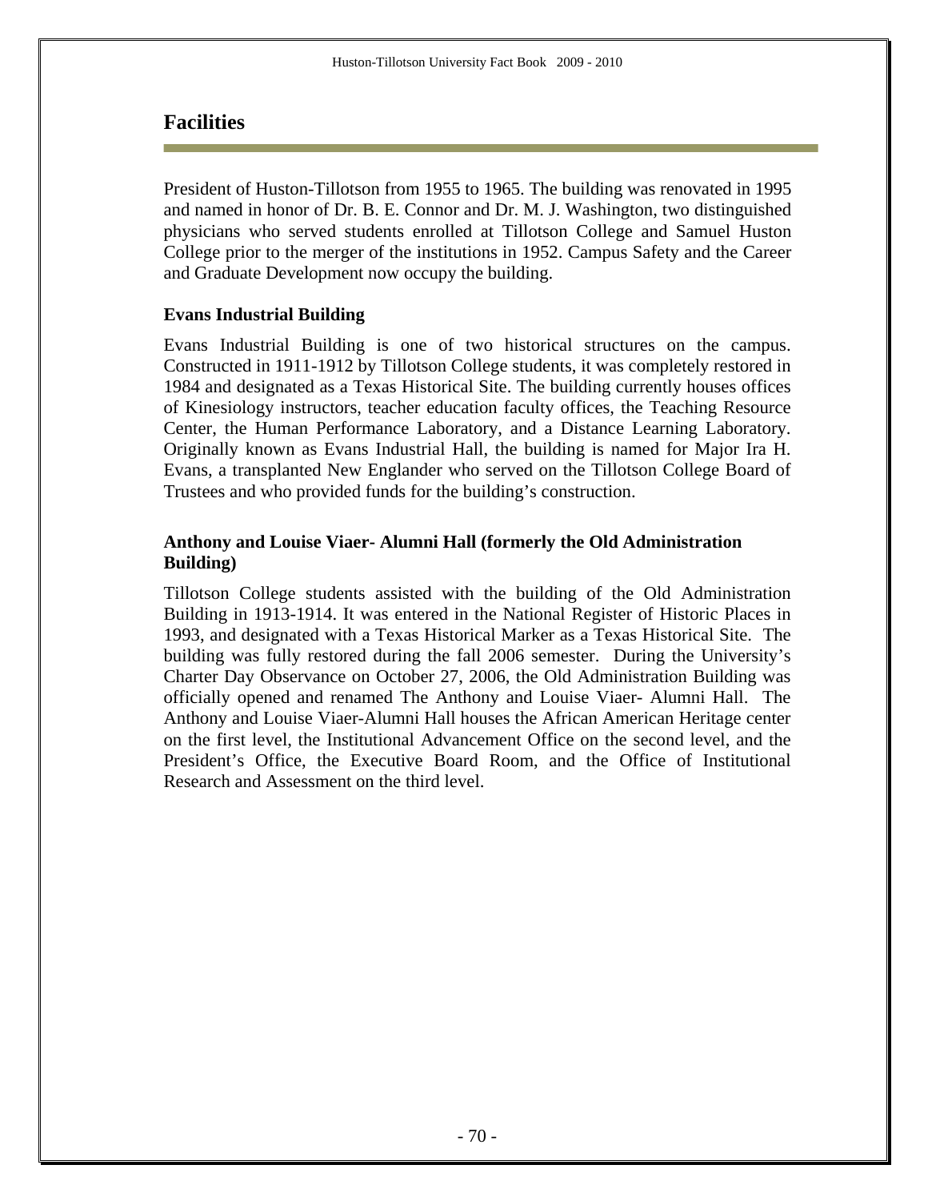## Facilities

President of Huston-Tillotson from 1955 to 1965. The building was renovated in 1995 and named in honor of Dr. B. E. Connor and Dr. M. J. Washington, two distinguished physicians who served students enrolled at Tillotson College and Samuel Huston College prior to the merger of the institutions in 1952. Campus Safety and the Career and Graduate Development now occupy the building.

### Evans Industrial Building

Evans Industrial Building is one of two historical structures on the campus. Constructed in 1911-1912 by Tillotson College students, it was completely restored in 1984 and designated as a Texas Historical Site. The building currently houses offices of Kinesiology instructors, teacher education faculty offices, the Teaching Resource Center, the Human Performance Laboratory, and a Distance Learning Laboratory. Originally known as Evans Industrial Hall, the building is named for Major Ira H. Evans, a transplanted New Englander who served on the Tillotson College Board of Trustees and who provided funds for the building's construction.

### Anthony and Louise Viaer- Alumni Hall (formerly the Old Administration Building)

Tillotson College students assisted with the building of the Old Administration Building in 1913-1914. It was entered in the National Register of Historic Places in 1993, and designated with a Texas Historical Marker as a Texas Historical Site. The building was fully restored during the fall 2006 semester. During the University's Charter Day Observance on October 27, 2006, the Old Administration Building was officially opened and renamed The Anthony and Louise Viaer- Alumni Hall. The Anthony and Louise Viaer-Alumni Hall houses the African American Heritage center on the first level, the Institutional Advancement Office on the second level, and the President's Office, the Executive Board Room, and the Office of Institutional Research and Assessment on the third level.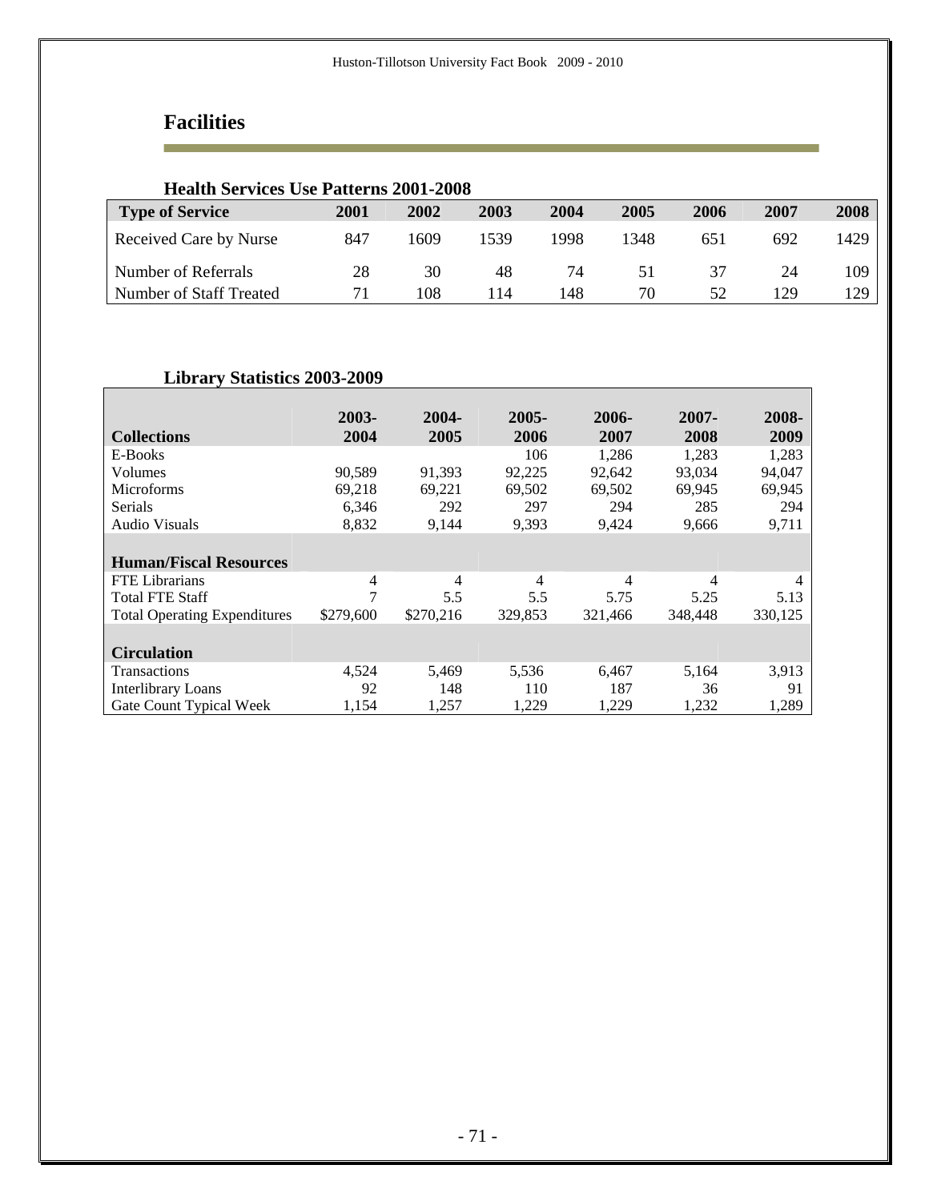# Facilities

### Health Services Use Patterns 2001-2008

| Type of Service | 2001 | 2002 | 2003 | 2004 | 2005 | 2006 | 2007 | 2008 |
|---|---|---|---|---|---|---|---|---|
| Received Care by Nurse | 847 | 1609 | 1539 | 1998 | 1348 | 651 | 692 | 1429 |
| Number of Referrals | 28 | 30 | 48 | 74 | 51 | 37 | 24 | 109 |
| Number of Staff Treated | 71 | 108 | 114 | 148 | 70 | 52 | 129 | 129 |

### Library Statistics 2003-2009

| Collections | 2003-2004 | 2004-2005 | 2005-2006 | 2006-2007 | 2007-2008 | 2008-2009 |
|---|---|---|---|---|---|---|
| E-Books | | | 106 | 1,286 | 1,283 | 1,283 |
| Volumes | 90,589 | 91,393 | 92,225 | 92,642 | 93,034 | 94,047 |
| Microforms | 69,218 | 69,221 | 69,502 | 69,502 | 69,945 | 69,945 |
| Serials | 6,346 | 292 | 297 | 294 | 285 | 294 |
| Audio Visuals | 8,832 | 9,144 | 9,393 | 9,424 | 9,666 | 9,711 |
| **Human/Fiscal Resources** | | | | | | |
| FTE Librarians | 4 | 4 | 4 | 4 | 4 | 4 |
| Total FTE Staff | 7 | 5.5 | 5.5 | 5.75 | 5.25 | 5.13 |
| Total Operating Expenditures | $279,600 | $270,216 | 329,853 | 321,466 | 348,448 | 330,125 |
| **Circulation** | | | | | | |
| Transactions | 4,524 | 5,469 | 5,536 | 6,467 | 5,164 | 3,913 |
| Interlibrary Loans | 92 | 148 | 110 | 187 | 36 | 91 |
| Gate Count Typical Week | 1,154 | 1,257 | 1,229 | 1,229 | 1,232 | 1,289 |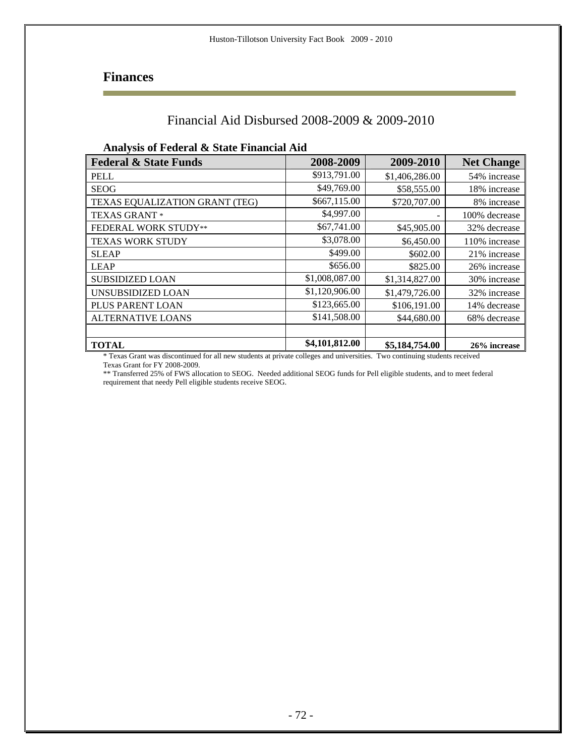## Finances

### Financial Aid Disbursed 2008-2009 & 2009-2010

**Analysis of Federal & State Financial Aid**

| Federal & State Funds | 2008-2009 | 2009-2010 | Net Change |
|---|---|---|---|
| PELL | $913,791.00 | $1,406,286.00 | 54% increase |
| SEOG | $49,769.00 | $58,555.00 | 18% increase |
| TEXAS EQUALIZATION GRANT (TEG) | $667,115.00 | $720,707.00 | 8% increase |
| TEXAS GRANT * | $4,997.00 | - | 100% decrease |
| FEDERAL WORK STUDY** | $67,741.00 | $45,905.00 | 32% decrease |
| TEXAS WORK STUDY | $3,078.00 | $6,450.00 | 110% increase |
| SLEAP | $499.00 | $602.00 | 21% increase |
| LEAP | $656.00 | $825.00 | 26% increase |
| SUBSIDIZED LOAN | $1,008,087.00 | $1,314,827.00 | 30% increase |
| UNSUBSIDIZED LOAN | $1,120,906.00 | $1,479,726.00 | 32% increase |
| PLUS PARENT LOAN | $123,665.00 | $106,191.00 | 14% decrease |
| ALTERNATIVE LOANS | $141,508.00 | $44,680.00 | 68% decrease |
| | | | |
| **TOTAL** | **$4,101,812.00** | **$5,184,754.00** | **26% increase** |

* Texas Grant was discontinued for all new students at private colleges and universities. Two continuing students received Texas Grant for FY 2008-2009.

** Transferred 25% of FWS allocation to SEOG. Needed additional SEOG funds for Pell eligible students, and to meet federal requirement that needy Pell eligible students receive SEOG.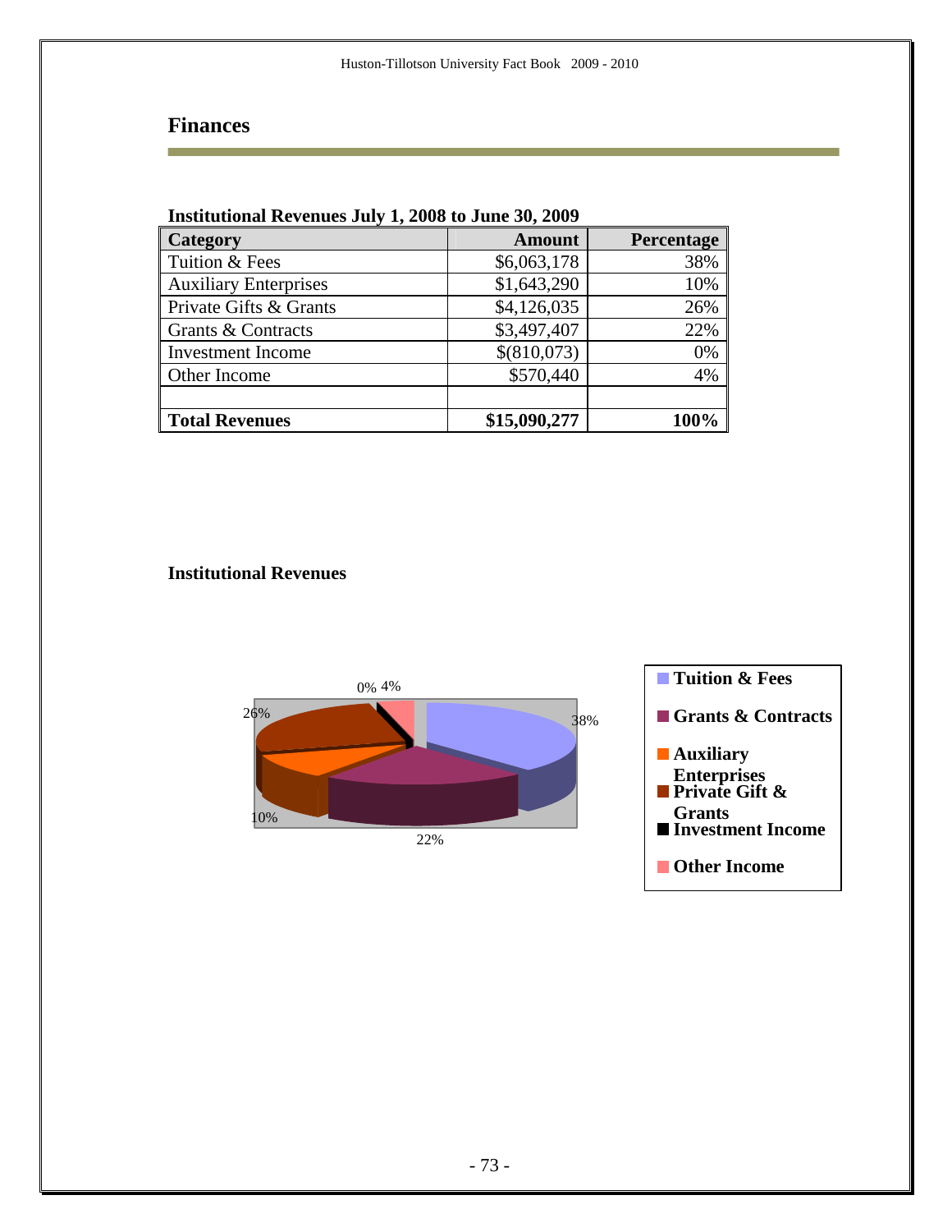# Finances

**Institutional Revenues July 1, 2008 to June 30, 2009**

| Category | Amount | Percentage |
|---|---:|---:|
| Tuition & Fees | $6,063,178 | 38% |
| Auxiliary Enterprises | $1,643,290 | 10% |
| Private Gifts & Grants | $4,126,035 | 26% |
| Grants & Contracts | $3,497,407 | 22% |
| Investment Income | $(810,073) | 0% |
| Other Income | $570,440 | 4% |
| | | |
| **Total Revenues** | **$15,090,277** | **100%** |

**Institutional Revenues**

0% 4%

26%

38%

10%

22%

- Tuition & Fees
- Grants & Contracts
- Auxiliary Enterprises
- Private Gift & Grants
- Investment Income
- Other Income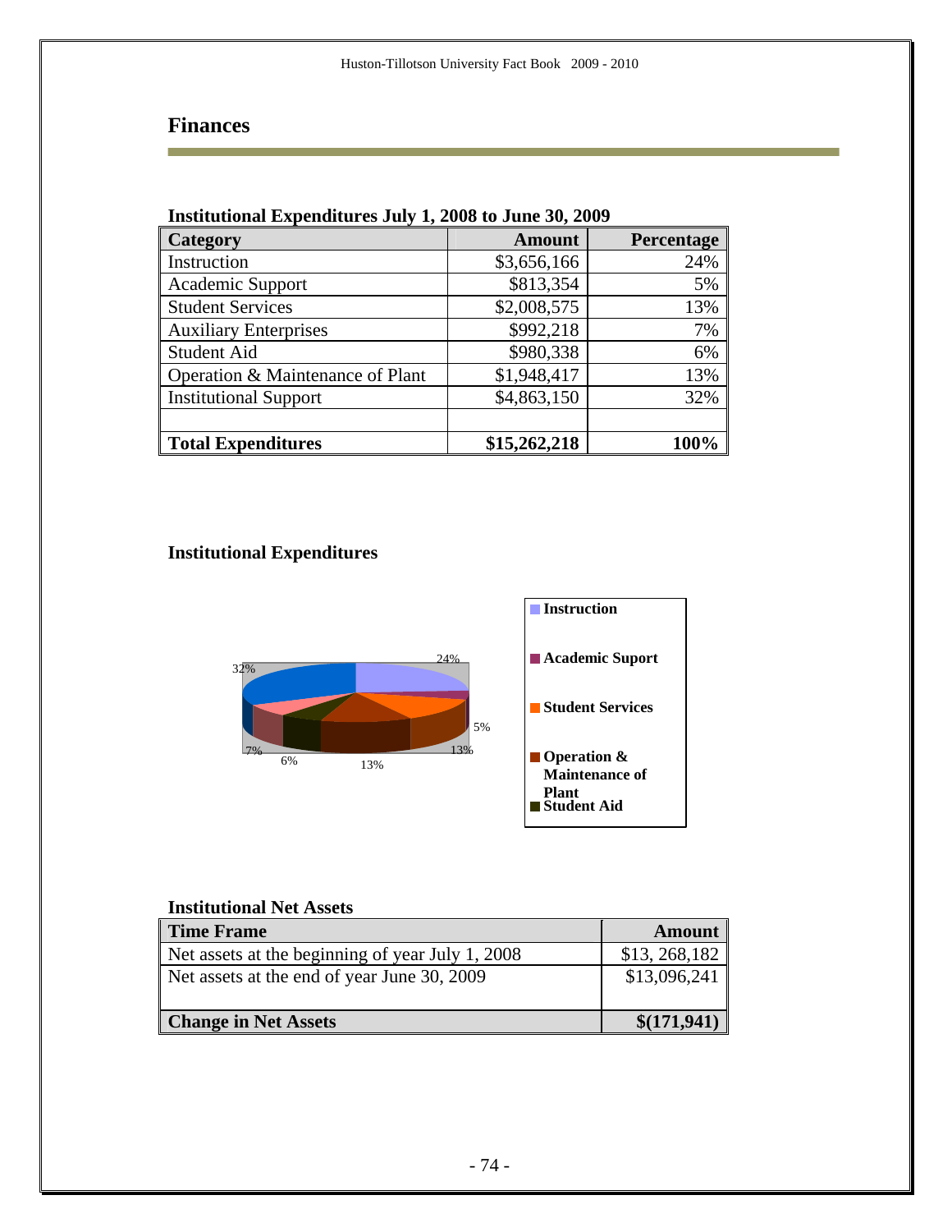## Finances

**Institutional Expenditures July 1, 2008 to June 30, 2009**

| Category | Amount | Percentage |
|---|---|---|
| Instruction | $3,656,166 | 24% |
| Academic Support | $813,354 | 5% |
| Student Services | $2,008,575 | 13% |
| Auxiliary Enterprises | $992,218 | 7% |
| Student Aid | $980,338 | 6% |
| Operation & Maintenance of Plant | $1,948,417 | 13% |
| Institutional Support | $4,863,150 | 32% |
| | | |
| **Total Expenditures** | **$15,262,218** | **100%** |

**Institutional Expenditures**

24%
5%
13%
13%
6%
7%
32%

- Instruction
- Academic Suport
- Student Services
- Operation & Maintenance of Plant
- Student Aid

**Institutional Net Assets**

| Time Frame | Amount |
|---|---|
| Net assets at the beginning of year July 1, 2008 | $13, 268,182 |
| Net assets at the end of year June 30, 2009 | $13,096,241 |
| **Change in Net Assets** | **$(171,941)** |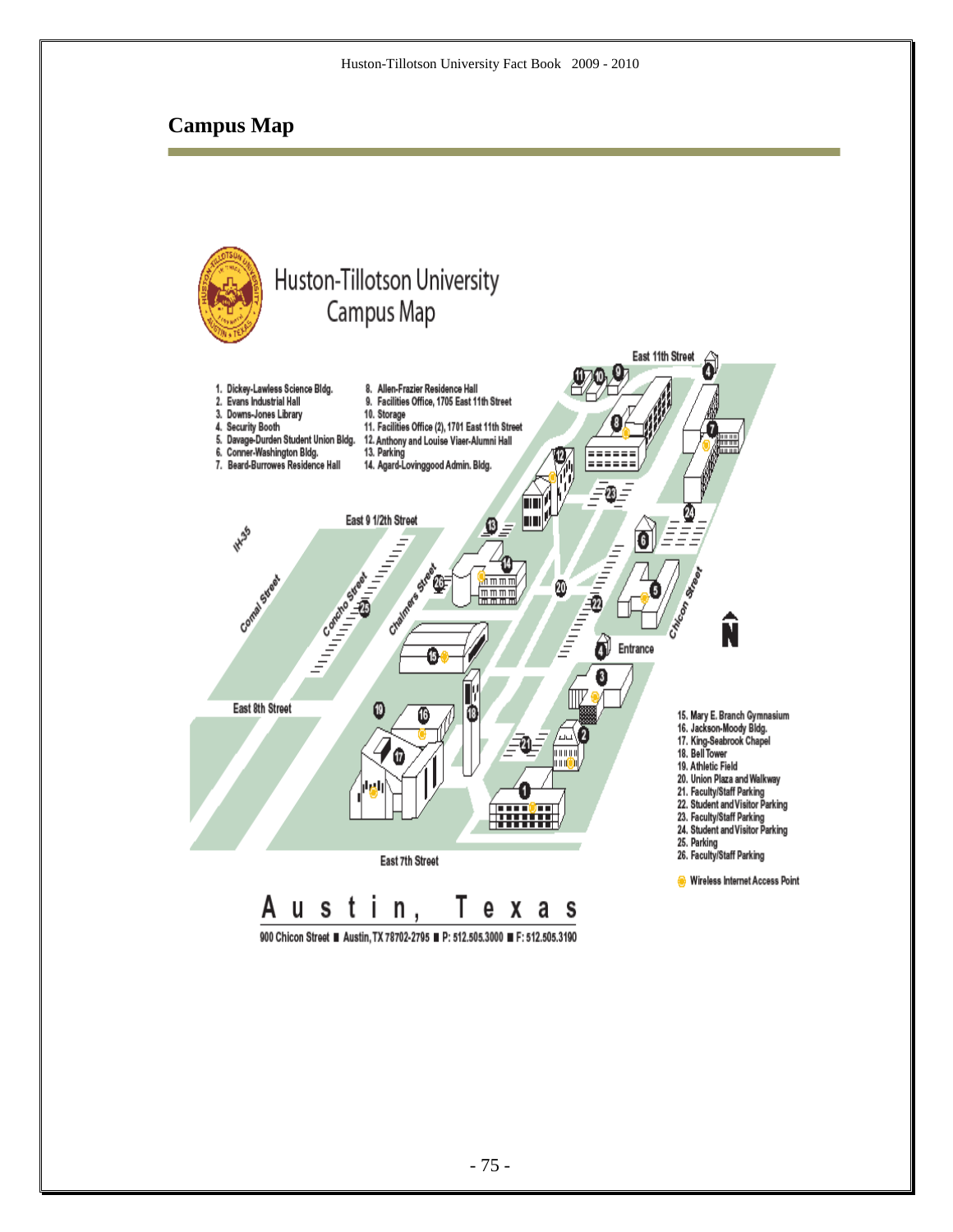## Campus Map

Huston-Tillotson University
Campus Map

1. Dickey-Lawless Science Bldg.
2. Evans Industrial Hall
3. Downs-Jones Library
4. Security Booth
5. Davage-Durden Student Union Bldg.
6. Conner-Washington Bldg.
7. Beard-Burrowes Residence Hall
8. Allen-Frazier Residence Hall
9. Facilities Office, 1705 East 11th Street
10. Storage
11. Facilities Office (2), 1701 East 11th Street
12. Anthony and Louise Viaer-Alumni Hall
13. Parking
14. Agard-Lovinggood Admin. Bldg.
15. Mary E. Branch Gymnasium
16. Jackson-Moody Bldg.
17. King-Seabrook Chapel
18. Bell Tower
19. Athletic Field
20. Union Plaza and Walkway
21. Faculty/Staff Parking
22. Student and Visitor Parking
23. Faculty/Staff Parking
24. Student and Visitor Parking
25. Parking
26. Faculty/Staff Parking

Wireless Internet Access Point

East 11th Street, East 9 1/2th Street, East 8th Street, East 7th Street, IH-35, Comal Street, Concho Street, Chalmers Street, Chicon Street, Entrance, N

Austin, Texas

900 Chicon Street ■ Austin, TX 78702-2795 ■ P: 512.505.3000 ■ F: 512.505.3190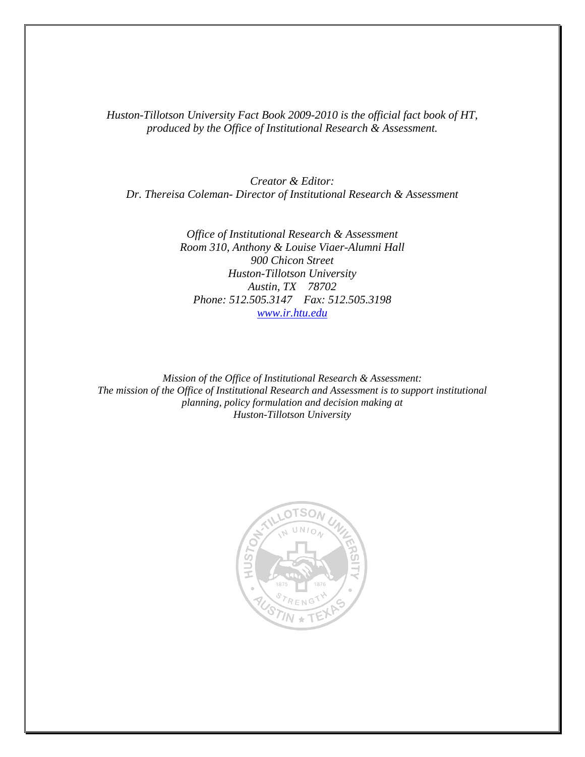*Huston-Tillotson University Fact Book 2009-2010 is the official fact book of HT, produced by the Office of Institutional Research & Assessment.*

*Creator & Editor:*
*Dr. Thereisa Coleman- Director of Institutional Research & Assessment*

*Office of Institutional Research & Assessment*
*Room 310, Anthony & Louise Viaer-Alumni Hall*
*900 Chicon Street*
*Huston-Tillotson University*
*Austin, TX 78702*
*Phone: 512.505.3147 Fax: 512.505.3198*
*[www.ir.htu.edu](http://www.ir.htu.edu)*

*Mission of the Office of Institutional Research & Assessment:*
*The mission of the Office of Institutional Research and Assessment is to support institutional planning, policy formulation and decision making at Huston-Tillotson University*